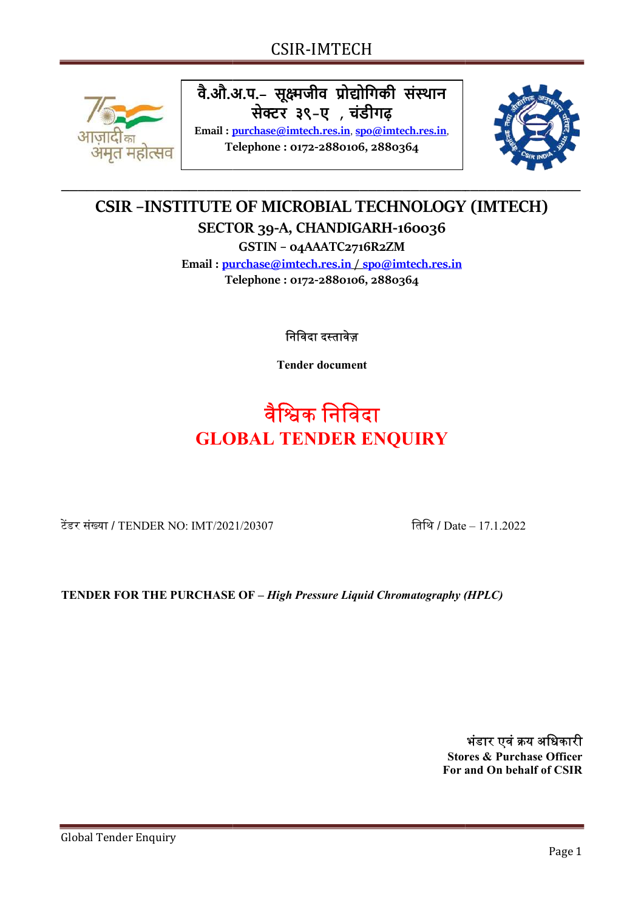**वै.औ.अ.प.- सूक्ष्मजीव प्रोद्योगिकी संस्थान**
**सेक्टर ३९-ए , चंडीगढ़**
**Email : purchase@imtech.res.in, spo@imtech.res.in,**
**Telephone : 0172-2880106, 2880364**

# CSIR –INSTITUTE OF MICROBIAL TECHNOLOGY (IMTECH)

## SECTOR 39-A, CHANDIGARH-160036

**GSTIN – 04AAATC2716R2ZM**

**Email : purchase@imtech.res.in / spo@imtech.res.in**

**Telephone : 0172-2880106, 2880364**

निविदा दस्तावेज़

**Tender document**

# वैश्विक निविदा
# GLOBAL TENDER ENQUIRY

टेंडर संख्या / TENDER NO: IMT/2021/20307 &nbsp;&nbsp;&nbsp;&nbsp;&nbsp;&nbsp;&nbsp;&nbsp;&nbsp;&nbsp; तिथि / Date – 17.1.2022

**TENDER FOR THE PURCHASE OF –** ***High Pressure Liquid Chromatography (HPLC)***

भंडार एवं क्रय अधिकारी
**Stores & Purchase Officer**
**For and On behalf of CSIR**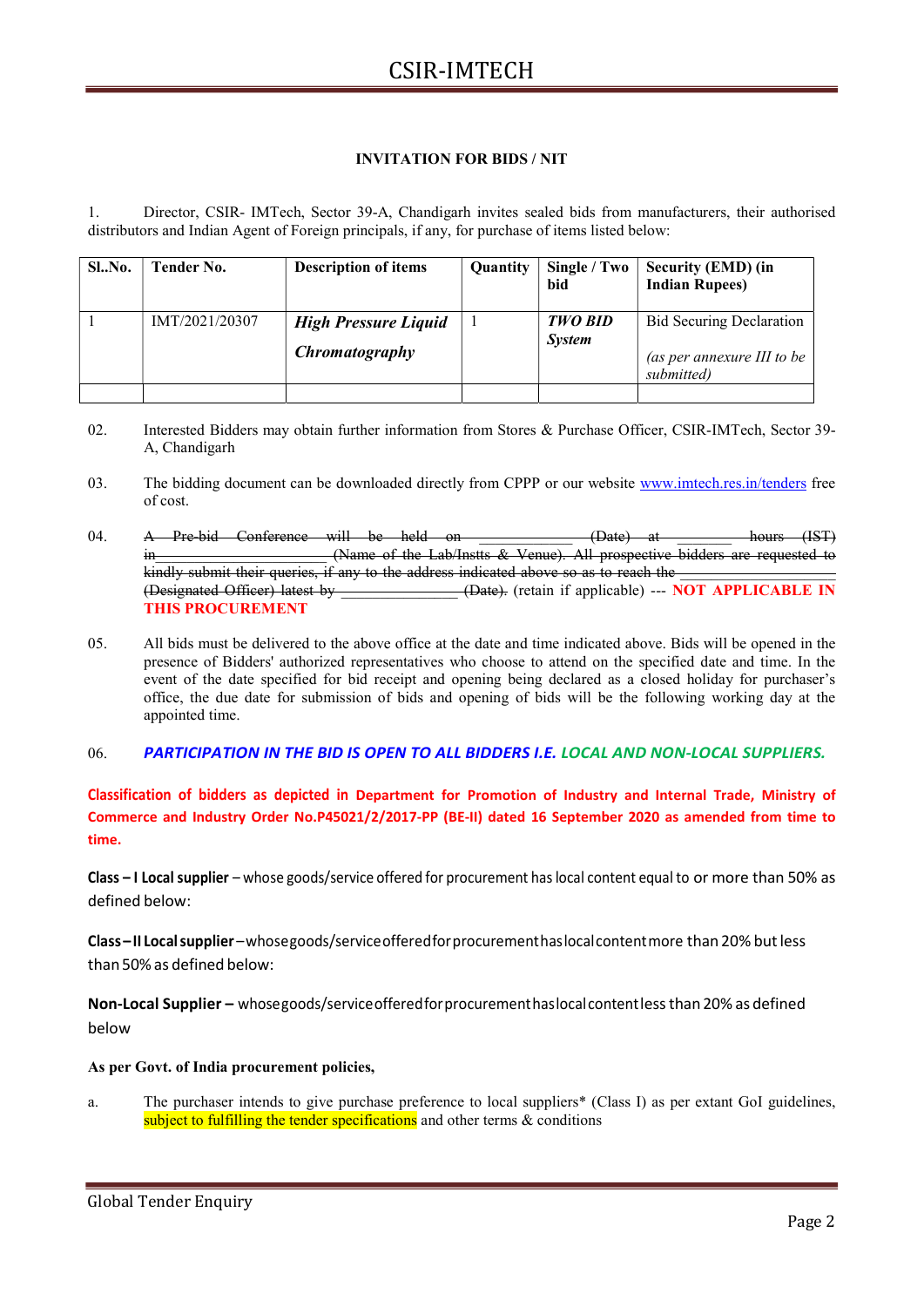## INVITATION FOR BIDS / NIT

1. Director, CSIR- IMTech, Sector 39-A, Chandigarh invites sealed bids from manufacturers, their authorised distributors and Indian Agent of Foreign principals, if any, for purchase of items listed below:

| Sl..No. | Tender No. | Description of items | Quantity | Single / Two bid | Security (EMD) (in Indian Rupees) |
|---|---|---|---|---|---|
| 1 | IMT/2021/20307 | ***High Pressure Liquid Chromatography*** | 1 | ***TWO BID System*** | Bid Securing Declaration *(as per annexure III to be submitted)* |
| | | | | | |

02. Interested Bidders may obtain further information from Stores & Purchase Officer, CSIR-IMTech, Sector 39-A, Chandigarh

03. The bidding document can be downloaded directly from CPPP or our website www.imtech.res.in/tenders free of cost.

04. ~~A Pre-bid Conference will be held on \_\_\_\_\_\_\_\_\_\_\_\_\_ (Date) at \_\_\_\_\_\_\_\_ hours (IST) in \_\_\_\_\_\_\_\_\_\_\_\_\_\_\_\_\_\_\_\_\_\_ (Name of the Lab/Instts & Venue). All prospective bidders are requested to kindly submit their queries, if any to the address indicated above so as to reach the \_\_\_\_\_\_\_\_\_\_\_\_\_\_\_\_\_\_\_\_ (Designated Officer) latest by \_\_\_\_\_\_\_\_\_\_\_\_\_\_\_\_ (Date).~~ (retain if applicable) --- **NOT APPLICABLE IN THIS PROCUREMENT**

05. All bids must be delivered to the above office at the date and time indicated above. Bids will be opened in the presence of Bidders' authorized representatives who choose to attend on the specified date and time. In the event of the date specified for bid receipt and opening being declared as a closed holiday for purchaser's office, the due date for submission of bids and opening of bids will be the following working day at the appointed time.

06. ***PARTICIPATION IN THE BID IS OPEN TO ALL BIDDERS I.E. LOCAL AND NON-LOCAL SUPPLIERS.***

**Classification of bidders as depicted in Department for Promotion of Industry and Internal Trade, Ministry of Commerce and Industry Order No.P45021/2/2017-PP (BE-II) dated 16 September 2020 as amended from time to time.**

**Class – I Local supplier** – whose goods/service offered for procurement has local content equal to or more than 50% as defined below:

**Class – II Local supplier** – whose goods/service offered for procurement has local content more than 20% but less than 50% as defined below:

**Non-Local Supplier –** whose goods/service offered for procurement has local content less than 20% as defined below

**As per Govt. of India procurement policies,**

a. The purchaser intends to give purchase preference to local suppliers* (Class I) as per extant GoI guidelines, subject to fulfilling the tender specifications and other terms & conditions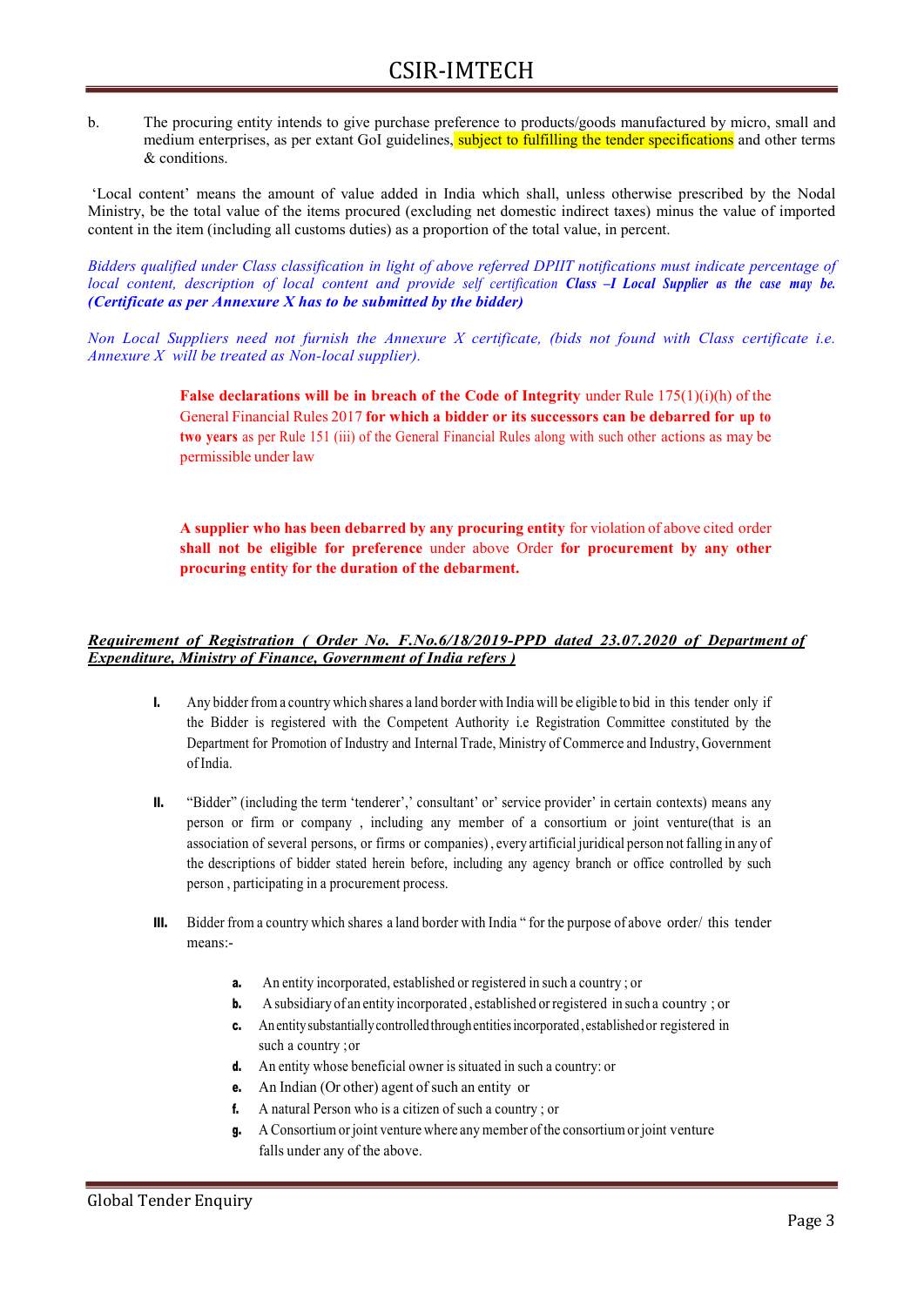b. The procuring entity intends to give purchase preference to products/goods manufactured by micro, small and medium enterprises, as per extant GoI guidelines, subject to fulfilling the tender specifications and other terms & conditions.

'Local content' means the amount of value added in India which shall, unless otherwise prescribed by the Nodal Ministry, be the total value of the items procured (excluding net domestic indirect taxes) minus the value of imported content in the item (including all customs duties) as a proportion of the total value, in percent.

*Bidders qualified under Class classification in light of above referred DPIIT notifications must indicate percentage of local content, description of local content and provide self certification **Class –I Local Supplier as the case may be. (Certificate as per Annexure X has to be submitted by the bidder)***

*Non Local Suppliers need not furnish the Annexure X certificate, (bids not found with Class certificate i.e. Annexure X will be treated as Non-local supplier).*

**False declarations will be in breach of the Code of Integrity** under Rule 175(1)(i)(h) of the General Financial Rules 2017 **for which a bidder or its successors can be debarred for up to two years** as per Rule 151 (iii) of the General Financial Rules along with such other actions as may be permissible under law

**A supplier who has been debarred by any procuring entity** for violation of above cited order **shall not be eligible for preference** under above Order **for procurement by any other procuring entity for the duration of the debarment.**

***Requirement of Registration ( Order No. F.No.6/18/2019-PPD dated 23.07.2020 of Department of Expenditure, Ministry of Finance, Government of India refers )***

I. Any bidder from a country which shares a land border with India will be eligible to bid in this tender only if the Bidder is registered with the Competent Authority i.e Registration Committee constituted by the Department for Promotion of Industry and Internal Trade, Ministry of Commerce and Industry, Government of India.

II. "Bidder" (including the term 'tenderer',' consultant' or' service provider' in certain contexts) means any person or firm or company , including any member of a consortium or joint venture(that is an association of several persons, or firms or companies) , every artificial juridical person not falling in any of the descriptions of bidder stated herein before, including any agency branch or office controlled by such person , participating in a procurement process.

III. Bidder from a country which shares a land border with India " for the purpose of above order/ this tender means:-

a. An entity incorporated, established or registered in such a country ; or
b. A subsidiary of an entity incorporated , established or registered in such a country ; or
c. An entity substantially controlled through entities incorporated , established or registered in such a country ; or
d. An entity whose beneficial owner is situated in such a country: or
e. An Indian (Or other) agent of such an entity or
f. A natural Person who is a citizen of such a country ; or
g. A Consortium or joint venture where any member of the consortium or joint venture falls under any of the above.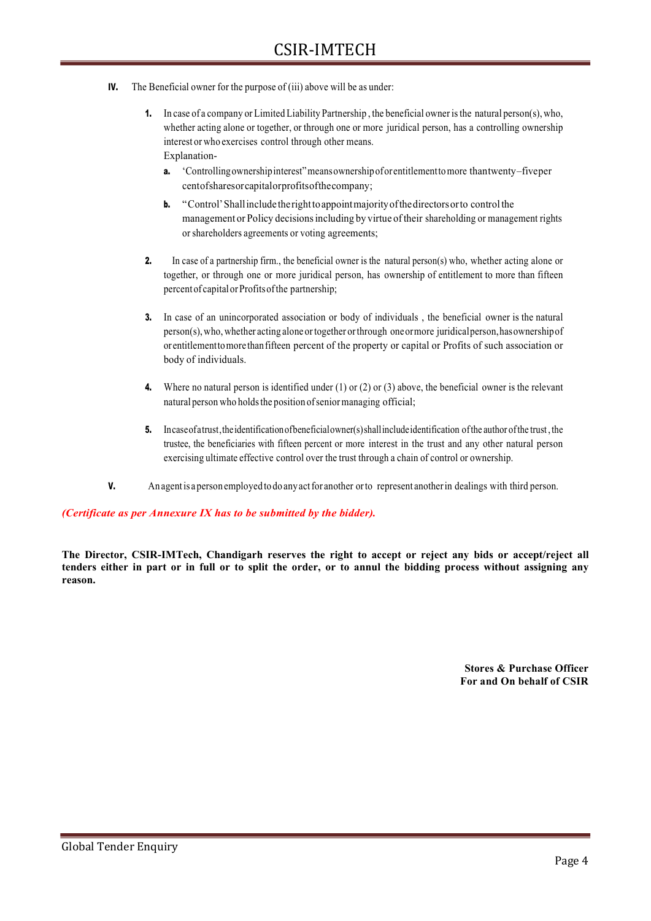**IV.** The Beneficial owner for the purpose of (iii) above will be as under:

1. In case of a company or Limited Liability Partnership , the beneficial owner is the natural person(s), who, whether acting alone or together, or through one or more juridical person, has a controlling ownership interest or who exercises control through other means.
   Explanation-
   a. 'Controlling ownership interest" means ownership of or entitlement to more than twenty–five per cent of shares or capital or profits of the company;
   b. "Control' Shall include the right to appoint majority of the directors or to control the management or Policy decisions including by virtue of their shareholding or management rights or shareholders agreements or voting agreements;

2. In case of a partnership firm., the beneficial owner is the natural person(s) who, whether acting alone or together, or through one or more juridical person, has ownership of entitlement to more than fifteen percent of capital or Profits of the partnership;

3. In case of an unincorporated association or body of individuals , the beneficial owner is the natural person(s), who, whether acting alone or together or through one or more juridical person, has ownership of or entitlement to more than fifteen percent of the property or capital or Profits of such association or body of individuals.

4. Where no natural person is identified under (1) or (2) or (3) above, the beneficial owner is the relevant natural person who holds the position of senior managing official;

5. In case of a trust, the identification of beneficial owner(s) shall include identification of the author of the trust , the trustee, the beneficiaries with fifteen percent or more interest in the trust and any other natural person exercising ultimate effective control over the trust through a chain of control or ownership.

**V.** An agent is a person employed to do any act for another or to represent another in dealings with third person.

***(Certificate as per Annexure IX has to be submitted by the bidder).***

**The Director, CSIR-IMTech, Chandigarh reserves the right to accept or reject any bids or accept/reject all tenders either in part or in full or to split the order, or to annul the bidding process without assigning any reason.**

**Stores & Purchase Officer**
**For and On behalf of CSIR**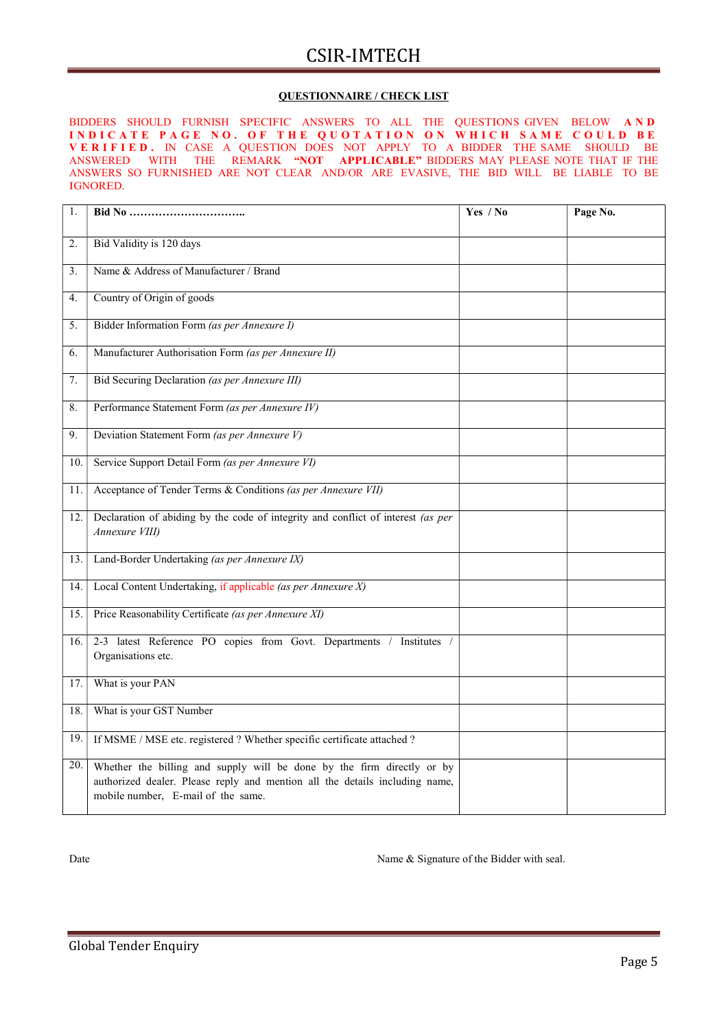## QUESTIONNAIRE / CHECK LIST

BIDDERS SHOULD FURNISH SPECIFIC ANSWERS TO ALL THE QUESTIONS GIVEN BELOW **AND INDICATE PAGE NO. OF THE QUOTATION ON WHICH SAME COULD BE VERIFIED.** IN CASE A QUESTION DOES NOT APPLY TO A BIDDER THE SAME SHOULD BE ANSWERED WITH THE REMARK **"NOT APPLICABLE"** BIDDERS MAY PLEASE NOTE THAT IF THE ANSWERS SO FURNISHED ARE NOT CLEAR AND/OR ARE EVASIVE, THE BID WILL BE LIABLE TO BE IGNORED.

| 1. | **Bid No …………………………..** | **Yes / No** | **Page No.** |
|---|---|---|---|
| 2. | Bid Validity is 120 days | | |
| 3. | Name & Address of Manufacturer / Brand | | |
| 4. | Country of Origin of goods | | |
| 5. | Bidder Information Form *(as per Annexure I)* | | |
| 6. | Manufacturer Authorisation Form *(as per Annexure II)* | | |
| 7. | Bid Securing Declaration *(as per Annexure III)* | | |
| 8. | Performance Statement Form *(as per Annexure IV)* | | |
| 9. | Deviation Statement Form *(as per Annexure V)* | | |
| 10. | Service Support Detail Form *(as per Annexure VI)* | | |
| 11. | Acceptance of Tender Terms & Conditions *(as per Annexure VII)* | | |
| 12. | Declaration of abiding by the code of integrity and conflict of interest *(as per Annexure VIII)* | | |
| 13. | Land-Border Undertaking *(as per Annexure IX)* | | |
| 14. | Local Content Undertaking, if applicable *(as per Annexure X)* | | |
| 15. | Price Reasonability Certificate *(as per Annexure XI)* | | |
| 16. | 2-3 latest Reference PO copies from Govt. Departments / Institutes / Organisations etc. | | |
| 17. | What is your PAN | | |
| 18. | What is your GST Number | | |
| 19. | If MSME / MSE etc. registered ? Whether specific certificate attached ? | | |
| 20. | Whether the billing and supply will be done by the firm directly or by authorized dealer. Please reply and mention all the details including name, mobile number, E-mail of the same. | | |

Date

Name & Signature of the Bidder with seal.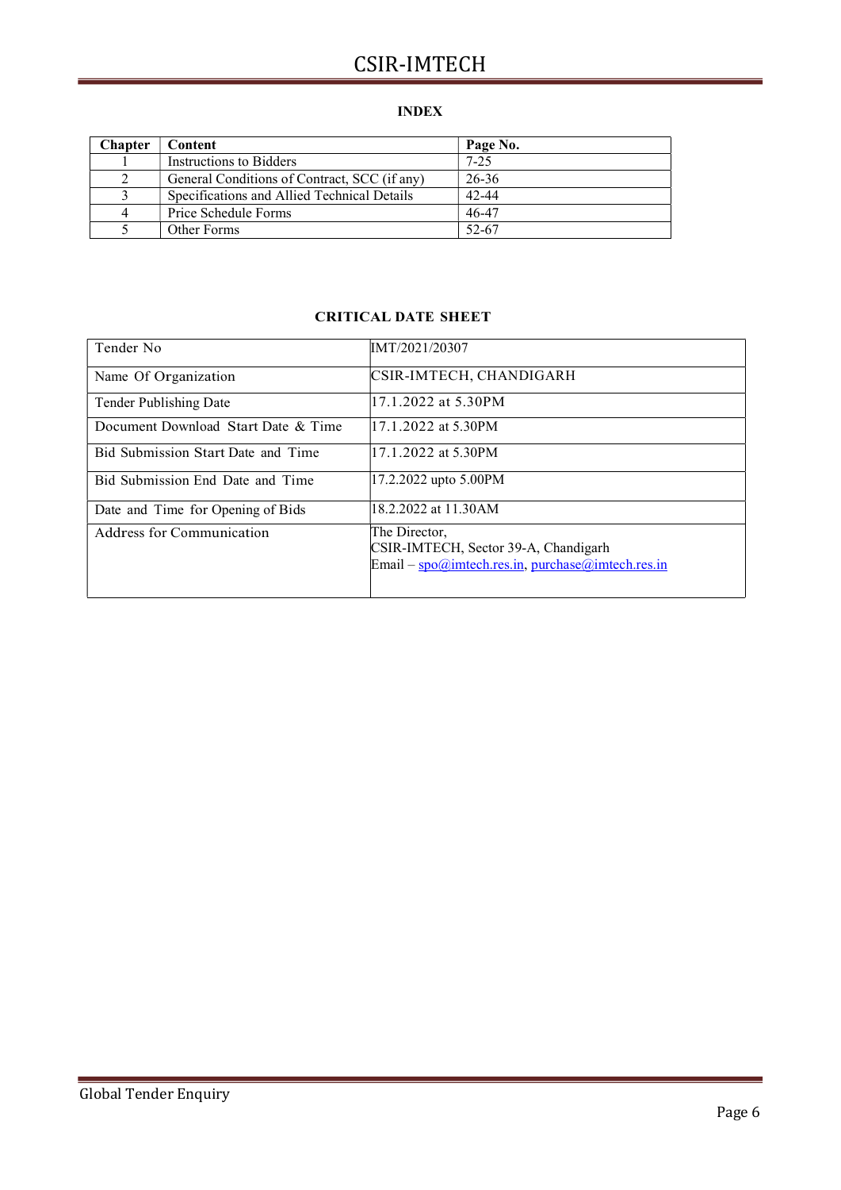## INDEX

| Chapter | Content | Page No. |
|---|---|---|
| 1 | Instructions to Bidders | 7-25 |
| 2 | General Conditions of Contract, SCC (if any) | 26-36 |
| 3 | Specifications and Allied Technical Details | 42-44 |
| 4 | Price Schedule Forms | 46-47 |
| 5 | Other Forms | 52-67 |

## CRITICAL DATE SHEET

| | |
|---|---|
| Tender No | IMT/2021/20307 |
| Name Of Organization | CSIR-IMTECH, CHANDIGARH |
| Tender Publishing Date | 17.1.2022 at 5.30PM |
| Document Download Start Date & Time | 17.1.2022 at 5.30PM |
| Bid Submission Start Date and Time | 17.1.2022 at 5.30PM |
| Bid Submission End Date and Time | 17.2.2022 upto 5.00PM |
| Date and Time for Opening of Bids | 18.2.2022 at 11.30AM |
| Address for Communication | The Director,<br>CSIR-IMTECH, Sector 39-A, Chandigarh<br>Email – spo@imtech.res.in, purchase@imtech.res.in |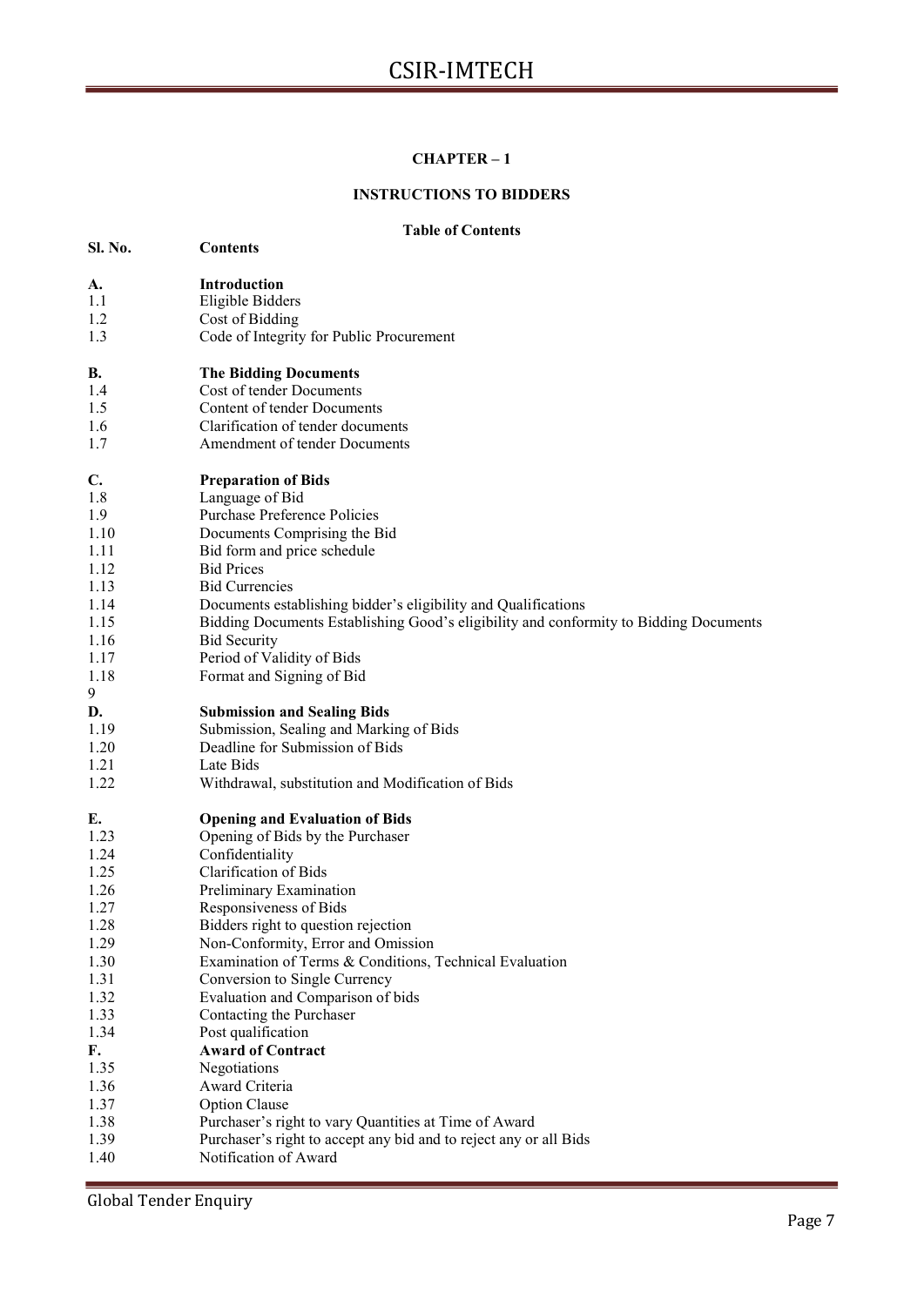## CHAPTER – 1

### INSTRUCTIONS TO BIDDERS

**Table of Contents**

| Sl. No. | Contents |
| --- | --- |
| **A.** | **Introduction** |
| 1.1 | Eligible Bidders |
| 1.2 | Cost of Bidding |
| 1.3 | Code of Integrity for Public Procurement |
| **B.** | **The Bidding Documents** |
| 1.4 | Cost of tender Documents |
| 1.5 | Content of tender Documents |
| 1.6 | Clarification of tender documents |
| 1.7 | Amendment of tender Documents |
| **C.** | **Preparation of Bids** |
| 1.8 | Language of Bid |
| 1.9 | Purchase Preference Policies |
| 1.10 | Documents Comprising the Bid |
| 1.11 | Bid form and price schedule |
| 1.12 | Bid Prices |
| 1.13 | Bid Currencies |
| 1.14 | Documents establishing bidder's eligibility and Qualifications |
| 1.15 | Bidding Documents Establishing Good's eligibility and conformity to Bidding Documents |
| 1.16 | Bid Security |
| 1.17 | Period of Validity of Bids |
| 1.18 | Format and Signing of Bid |
| 9 | |
| **D.** | **Submission and Sealing Bids** |
| 1.19 | Submission, Sealing and Marking of Bids |
| 1.20 | Deadline for Submission of Bids |
| 1.21 | Late Bids |
| 1.22 | Withdrawal, substitution and Modification of Bids |
| **E.** | **Opening and Evaluation of Bids** |
| 1.23 | Opening of Bids by the Purchaser |
| 1.24 | Confidentiality |
| 1.25 | Clarification of Bids |
| 1.26 | Preliminary Examination |
| 1.27 | Responsiveness of Bids |
| 1.28 | Bidders right to question rejection |
| 1.29 | Non-Conformity, Error and Omission |
| 1.30 | Examination of Terms & Conditions, Technical Evaluation |
| 1.31 | Conversion to Single Currency |
| 1.32 | Evaluation and Comparison of bids |
| 1.33 | Contacting the Purchaser |
| 1.34 | Post qualification |
| **F.** | **Award of Contract** |
| 1.35 | Negotiations |
| 1.36 | Award Criteria |
| 1.37 | Option Clause |
| 1.38 | Purchaser's right to vary Quantities at Time of Award |
| 1.39 | Purchaser's right to accept any bid and to reject any or all Bids |
| 1.40 | Notification of Award |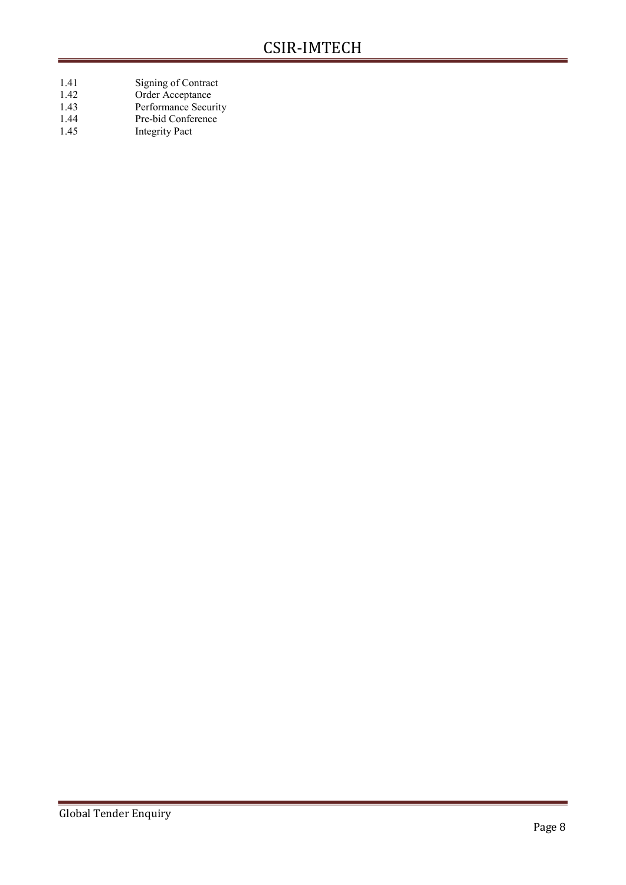1.41 Signing of Contract
1.42 Order Acceptance
1.43 Performance Security
1.44 Pre-bid Conference
1.45 Integrity Pact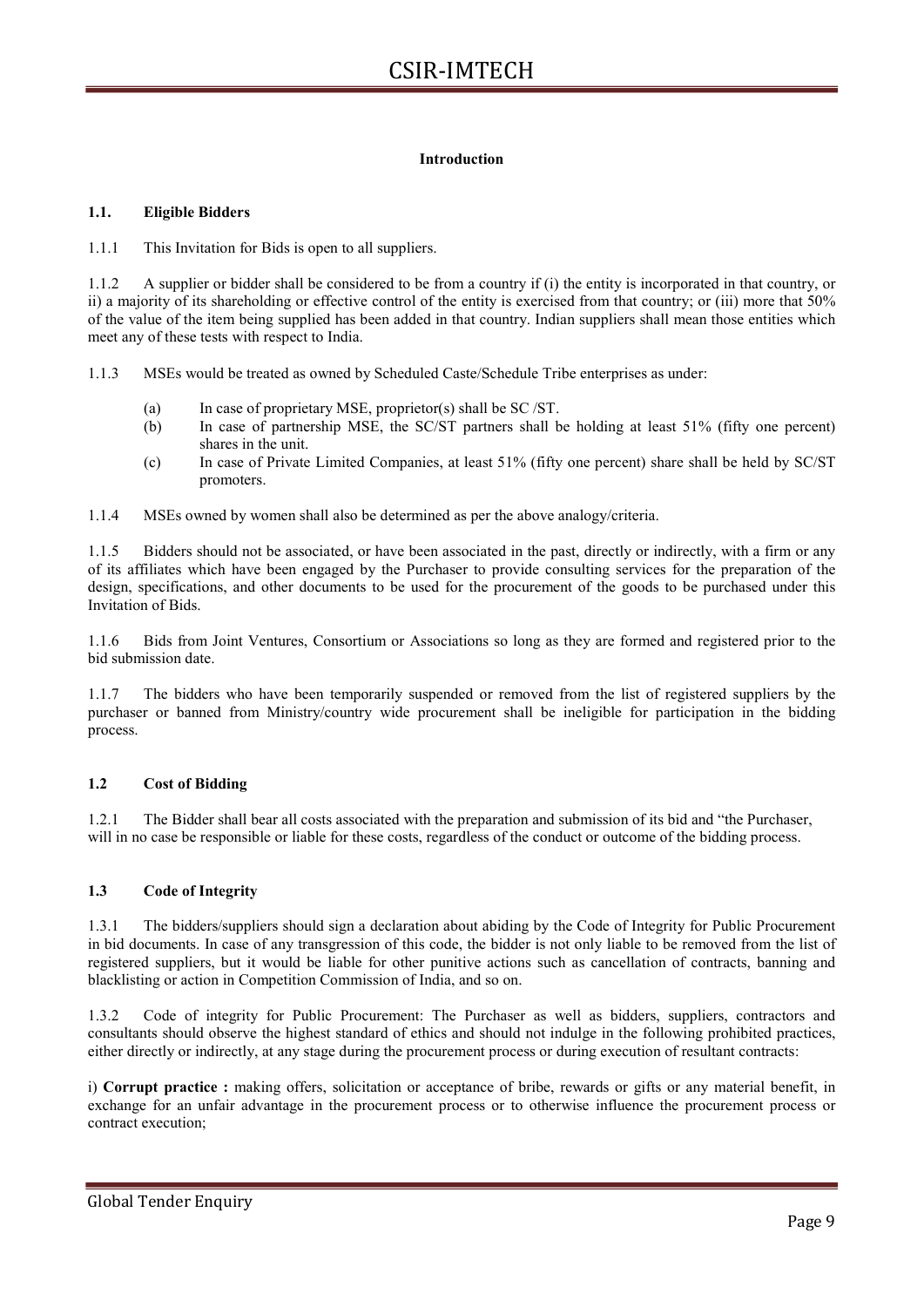### Introduction

#### 1.1. Eligible Bidders

1.1.1 This Invitation for Bids is open to all suppliers.

1.1.2 A supplier or bidder shall be considered to be from a country if (i) the entity is incorporated in that country, or ii) a majority of its shareholding or effective control of the entity is exercised from that country; or (iii) more that 50% of the value of the item being supplied has been added in that country. Indian suppliers shall mean those entities which meet any of these tests with respect to India.

1.1.3 MSEs would be treated as owned by Scheduled Caste/Schedule Tribe enterprises as under:

- (a) In case of proprietary MSE, proprietor(s) shall be SC /ST.
- (b) In case of partnership MSE, the SC/ST partners shall be holding at least 51% (fifty one percent) shares in the unit.
- (c) In case of Private Limited Companies, at least 51% (fifty one percent) share shall be held by SC/ST promoters.

1.1.4 MSEs owned by women shall also be determined as per the above analogy/criteria.

1.1.5 Bidders should not be associated, or have been associated in the past, directly or indirectly, with a firm or any of its affiliates which have been engaged by the Purchaser to provide consulting services for the preparation of the design, specifications, and other documents to be used for the procurement of the goods to be purchased under this Invitation of Bids.

1.1.6 Bids from Joint Ventures, Consortium or Associations so long as they are formed and registered prior to the bid submission date.

1.1.7 The bidders who have been temporarily suspended or removed from the list of registered suppliers by the purchaser or banned from Ministry/country wide procurement shall be ineligible for participation in the bidding process.

#### 1.2 Cost of Bidding

1.2.1 The Bidder shall bear all costs associated with the preparation and submission of its bid and "the Purchaser, will in no case be responsible or liable for these costs, regardless of the conduct or outcome of the bidding process.

#### 1.3 Code of Integrity

1.3.1 The bidders/suppliers should sign a declaration about abiding by the Code of Integrity for Public Procurement in bid documents. In case of any transgression of this code, the bidder is not only liable to be removed from the list of registered suppliers, but it would be liable for other punitive actions such as cancellation of contracts, banning and blacklisting or action in Competition Commission of India, and so on.

1.3.2 Code of integrity for Public Procurement: The Purchaser as well as bidders, suppliers, contractors and consultants should observe the highest standard of ethics and should not indulge in the following prohibited practices, either directly or indirectly, at any stage during the procurement process or during execution of resultant contracts:

i) **Corrupt practice :** making offers, solicitation or acceptance of bribe, rewards or gifts or any material benefit, in exchange for an unfair advantage in the procurement process or to otherwise influence the procurement process or contract execution;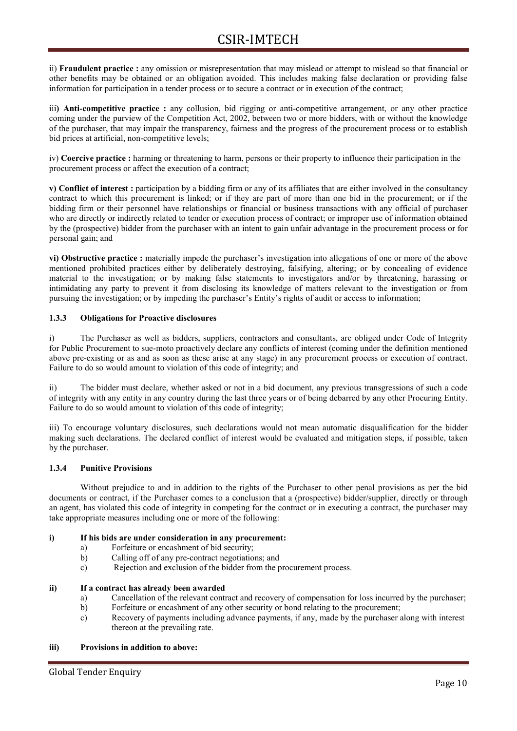ii) **Fraudulent practice :** any omission or misrepresentation that may mislead or attempt to mislead so that financial or other benefits may be obtained or an obligation avoided. This includes making false declaration or providing false information for participation in a tender process or to secure a contract or in execution of the contract;

iii**) Anti-competitive practice :** any collusion, bid rigging or anti-competitive arrangement, or any other practice coming under the purview of the Competition Act, 2002, between two or more bidders, with or without the knowledge of the purchaser, that may impair the transparency, fairness and the progress of the procurement process or to establish bid prices at artificial, non-competitive levels;

iv) **Coercive practice :** harming or threatening to harm, persons or their property to influence their participation in the procurement process or affect the execution of a contract;

**v) Conflict of interest :** participation by a bidding firm or any of its affiliates that are either involved in the consultancy contract to which this procurement is linked; or if they are part of more than one bid in the procurement; or if the bidding firm or their personnel have relationships or financial or business transactions with any official of purchaser who are directly or indirectly related to tender or execution process of contract; or improper use of information obtained by the (prospective) bidder from the purchaser with an intent to gain unfair advantage in the procurement process or for personal gain; and

**vi) Obstructive practice :** materially impede the purchaser's investigation into allegations of one or more of the above mentioned prohibited practices either by deliberately destroying, falsifying, altering; or by concealing of evidence material to the investigation; or by making false statements to investigators and/or by threatening, harassing or intimidating any party to prevent it from disclosing its knowledge of matters relevant to the investigation or from pursuing the investigation; or by impeding the purchaser's Entity's rights of audit or access to information;

#### 1.3.3 Obligations for Proactive disclosures

i) The Purchaser as well as bidders, suppliers, contractors and consultants, are obliged under Code of Integrity for Public Procurement to sue-moto proactively declare any conflicts of interest (coming under the definition mentioned above pre-existing or as and as soon as these arise at any stage) in any procurement process or execution of contract. Failure to do so would amount to violation of this code of integrity; and

ii) The bidder must declare, whether asked or not in a bid document, any previous transgressions of such a code of integrity with any entity in any country during the last three years or of being debarred by any other Procuring Entity. Failure to do so would amount to violation of this code of integrity;

iii) To encourage voluntary disclosures, such declarations would not mean automatic disqualification for the bidder making such declarations. The declared conflict of interest would be evaluated and mitigation steps, if possible, taken by the purchaser.

#### 1.3.4 Punitive Provisions

Without prejudice to and in addition to the rights of the Purchaser to other penal provisions as per the bid documents or contract, if the Purchaser comes to a conclusion that a (prospective) bidder/supplier, directly or through an agent, has violated this code of integrity in competing for the contract or in executing a contract, the purchaser may take appropriate measures including one or more of the following:

**i) If his bids are under consideration in any procurement:**

a) Forfeiture or encashment of bid security;
b) Calling off of any pre-contract negotiations; and
c) Rejection and exclusion of the bidder from the procurement process.

**ii) If a contract has already been awarded**

a) Cancellation of the relevant contract and recovery of compensation for loss incurred by the purchaser;
b) Forfeiture or encashment of any other security or bond relating to the procurement;
c) Recovery of payments including advance payments, if any, made by the purchaser along with interest thereon at the prevailing rate.

**iii) Provisions in addition to above:**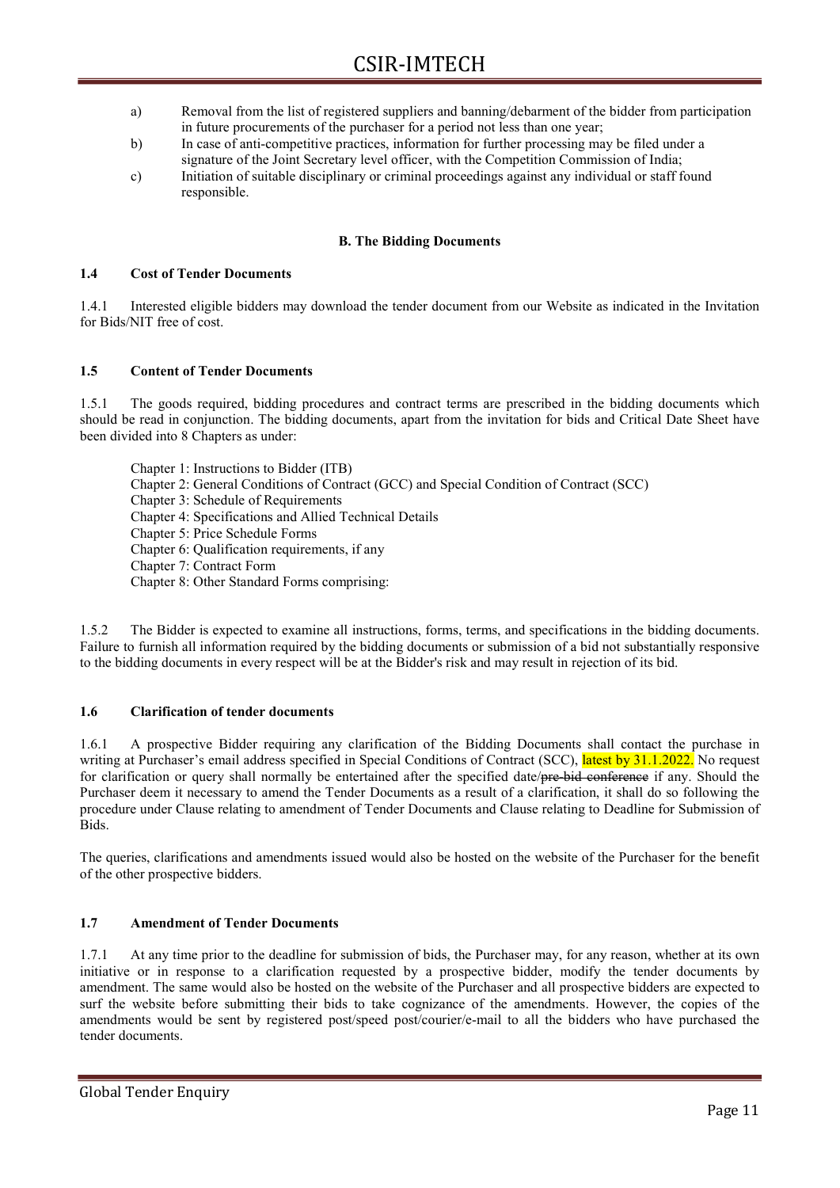a) Removal from the list of registered suppliers and banning/debarment of the bidder from participation in future procurements of the purchaser for a period not less than one year;

b) In case of anti-competitive practices, information for further processing may be filed under a signature of the Joint Secretary level officer, with the Competition Commission of India;

c) Initiation of suitable disciplinary or criminal proceedings against any individual or staff found responsible.

### B. The Bidding Documents

#### 1.4 Cost of Tender Documents

1.4.1 Interested eligible bidders may download the tender document from our Website as indicated in the Invitation for Bids/NIT free of cost.

#### 1.5 Content of Tender Documents

1.5.1 The goods required, bidding procedures and contract terms are prescribed in the bidding documents which should be read in conjunction. The bidding documents, apart from the invitation for bids and Critical Date Sheet have been divided into 8 Chapters as under:

Chapter 1: Instructions to Bidder (ITB)
Chapter 2: General Conditions of Contract (GCC) and Special Condition of Contract (SCC)
Chapter 3: Schedule of Requirements
Chapter 4: Specifications and Allied Technical Details
Chapter 5: Price Schedule Forms
Chapter 6: Qualification requirements, if any
Chapter 7: Contract Form
Chapter 8: Other Standard Forms comprising:

1.5.2 The Bidder is expected to examine all instructions, forms, terms, and specifications in the bidding documents. Failure to furnish all information required by the bidding documents or submission of a bid not substantially responsive to the bidding documents in every respect will be at the Bidder's risk and may result in rejection of its bid.

#### 1.6 Clarification of tender documents

1.6.1 A prospective Bidder requiring any clarification of the Bidding Documents shall contact the purchase in writing at Purchaser's email address specified in Special Conditions of Contract (SCC), latest by 31.1.2022. No request for clarification or query shall normally be entertained after the specified date/~~pre-bid conference~~ if any. Should the Purchaser deem it necessary to amend the Tender Documents as a result of a clarification, it shall do so following the procedure under Clause relating to amendment of Tender Documents and Clause relating to Deadline for Submission of Bids.

The queries, clarifications and amendments issued would also be hosted on the website of the Purchaser for the benefit of the other prospective bidders.

#### 1.7 Amendment of Tender Documents

1.7.1 At any time prior to the deadline for submission of bids, the Purchaser may, for any reason, whether at its own initiative or in response to a clarification requested by a prospective bidder, modify the tender documents by amendment. The same would also be hosted on the website of the Purchaser and all prospective bidders are expected to surf the website before submitting their bids to take cognizance of the amendments. However, the copies of the amendments would be sent by registered post/speed post/courier/e-mail to all the bidders who have purchased the tender documents.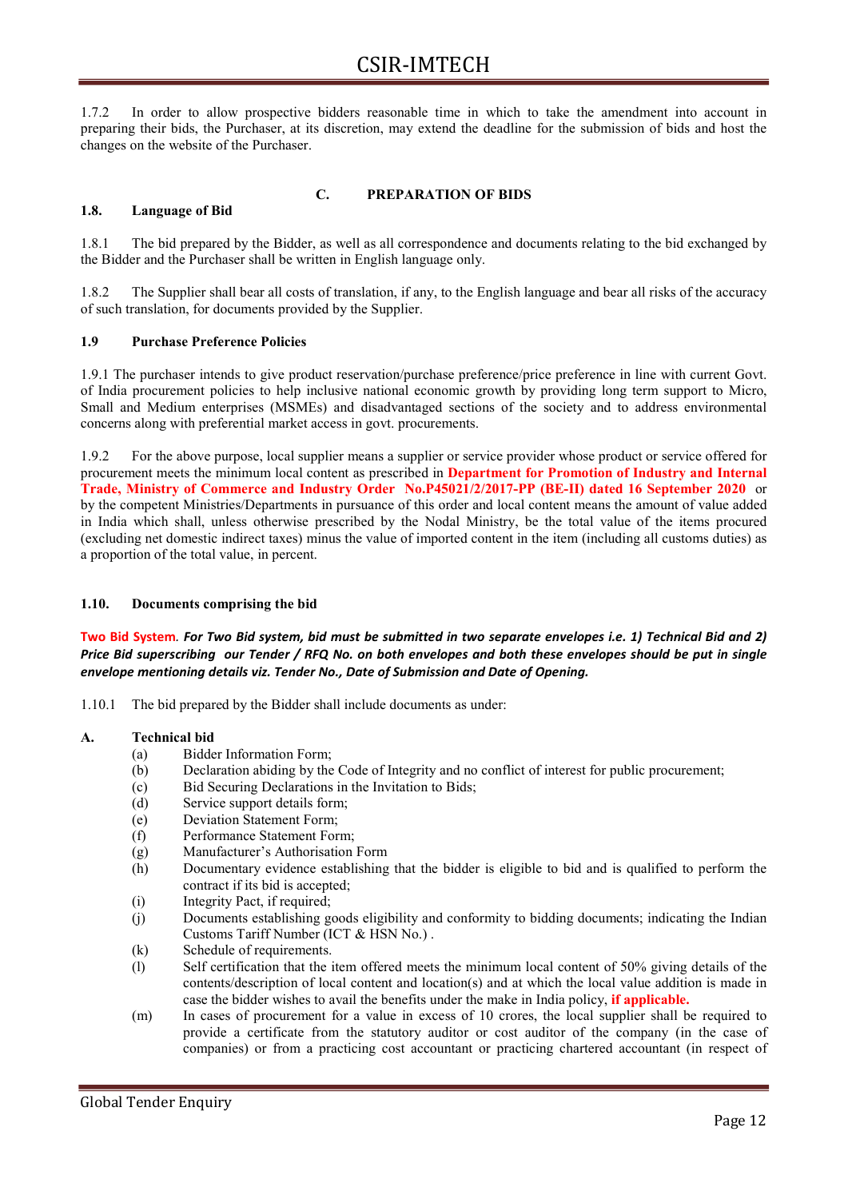1.7.2 In order to allow prospective bidders reasonable time in which to take the amendment into account in preparing their bids, the Purchaser, at its discretion, may extend the deadline for the submission of bids and host the changes on the website of the Purchaser.

## C. PREPARATION OF BIDS

### 1.8. Language of Bid

1.8.1 The bid prepared by the Bidder, as well as all correspondence and documents relating to the bid exchanged by the Bidder and the Purchaser shall be written in English language only.

1.8.2 The Supplier shall bear all costs of translation, if any, to the English language and bear all risks of the accuracy of such translation, for documents provided by the Supplier.

### 1.9 Purchase Preference Policies

1.9.1 The purchaser intends to give product reservation/purchase preference/price preference in line with current Govt. of India procurement policies to help inclusive national economic growth by providing long term support to Micro, Small and Medium enterprises (MSMEs) and disadvantaged sections of the society and to address environmental concerns along with preferential market access in govt. procurements.

1.9.2 For the above purpose, local supplier means a supplier or service provider whose product or service offered for procurement meets the minimum local content as prescribed in **Department for Promotion of Industry and Internal Trade, Ministry of Commerce and Industry Order No.P45021/2/2017-PP (BE-II) dated 16 September 2020** or by the competent Ministries/Departments in pursuance of this order and local content means the amount of value added in India which shall, unless otherwise prescribed by the Nodal Ministry, be the total value of the items procured (excluding net domestic indirect taxes) minus the value of imported content in the item (including all customs duties) as a proportion of the total value, in percent.

### 1.10. Documents comprising the bid

**Two Bid System**. ***For Two Bid system, bid must be submitted in two separate envelopes i.e. 1) Technical Bid and 2) Price Bid superscribing our Tender / RFQ No. on both envelopes and both these envelopes should be put in single envelope mentioning details viz. Tender No., Date of Submission and Date of Opening.***

1.10.1 The bid prepared by the Bidder shall include documents as under:

**A. Technical bid**

(a) Bidder Information Form;
(b) Declaration abiding by the Code of Integrity and no conflict of interest for public procurement;
(c) Bid Securing Declarations in the Invitation to Bids;
(d) Service support details form;
(e) Deviation Statement Form;
(f) Performance Statement Form;
(g) Manufacturer's Authorisation Form
(h) Documentary evidence establishing that the bidder is eligible to bid and is qualified to perform the contract if its bid is accepted;
(i) Integrity Pact, if required;
(j) Documents establishing goods eligibility and conformity to bidding documents; indicating the Indian Customs Tariff Number (ICT & HSN No.) .
(k) Schedule of requirements.
(l) Self certification that the item offered meets the minimum local content of 50% giving details of the contents/description of local content and location(s) and at which the local value addition is made in case the bidder wishes to avail the benefits under the make in India policy, **if applicable.**
(m) In cases of procurement for a value in excess of 10 crores, the local supplier shall be required to provide a certificate from the statutory auditor or cost auditor of the company (in the case of companies) or from a practicing cost accountant or practicing chartered accountant (in respect of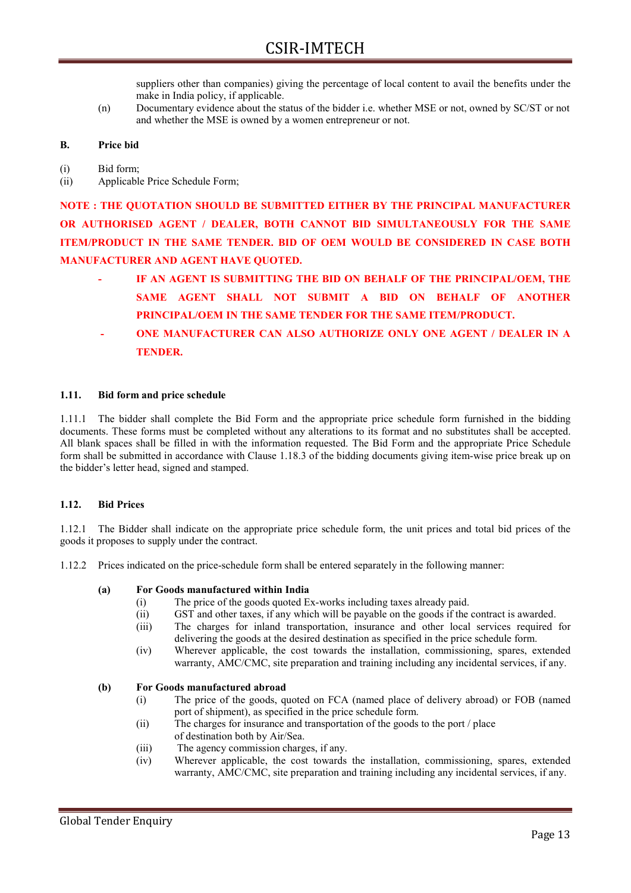suppliers other than companies) giving the percentage of local content to avail the benefits under the make in India policy, if applicable.

(n) Documentary evidence about the status of the bidder i.e. whether MSE or not, owned by SC/ST or not and whether the MSE is owned by a women entrepreneur or not.

**B. Price bid**

(i) Bid form;
(ii) Applicable Price Schedule Form;

**NOTE : THE QUOTATION SHOULD BE SUBMITTED EITHER BY THE PRINCIPAL MANUFACTURER OR AUTHORISED AGENT / DEALER, BOTH CANNOT BID SIMULTANEOUSLY FOR THE SAME ITEM/PRODUCT IN THE SAME TENDER. BID OF OEM WOULD BE CONSIDERED IN CASE BOTH MANUFACTURER AND AGENT HAVE QUOTED.**

- **IF AN AGENT IS SUBMITTING THE BID ON BEHALF OF THE PRINCIPAL/OEM, THE SAME AGENT SHALL NOT SUBMIT A BID ON BEHALF OF ANOTHER PRINCIPAL/OEM IN THE SAME TENDER FOR THE SAME ITEM/PRODUCT.**
- **ONE MANUFACTURER CAN ALSO AUTHORIZE ONLY ONE AGENT / DEALER IN A TENDER.**

### 1.11. Bid form and price schedule

1.11.1 The bidder shall complete the Bid Form and the appropriate price schedule form furnished in the bidding documents. These forms must be completed without any alterations to its format and no substitutes shall be accepted. All blank spaces shall be filled in with the information requested. The Bid Form and the appropriate Price Schedule form shall be submitted in accordance with Clause 1.18.3 of the bidding documents giving item-wise price break up on the bidder's letter head, signed and stamped.

### 1.12. Bid Prices

1.12.1 The Bidder shall indicate on the appropriate price schedule form, the unit prices and total bid prices of the goods it proposes to supply under the contract.

1.12.2 Prices indicated on the price-schedule form shall be entered separately in the following manner:

**(a) For Goods manufactured within India**

(i) The price of the goods quoted Ex-works including taxes already paid.
(ii) GST and other taxes, if any which will be payable on the goods if the contract is awarded.
(iii) The charges for inland transportation, insurance and other local services required for delivering the goods at the desired destination as specified in the price schedule form.
(iv) Wherever applicable, the cost towards the installation, commissioning, spares, extended warranty, AMC/CMC, site preparation and training including any incidental services, if any.

**(b) For Goods manufactured abroad**

(i) The price of the goods, quoted on FCA (named place of delivery abroad) or FOB (named port of shipment), as specified in the price schedule form.
(ii) The charges for insurance and transportation of the goods to the port / place of destination both by Air/Sea.
(iii) The agency commission charges, if any.
(iv) Wherever applicable, the cost towards the installation, commissioning, spares, extended warranty, AMC/CMC, site preparation and training including any incidental services, if any.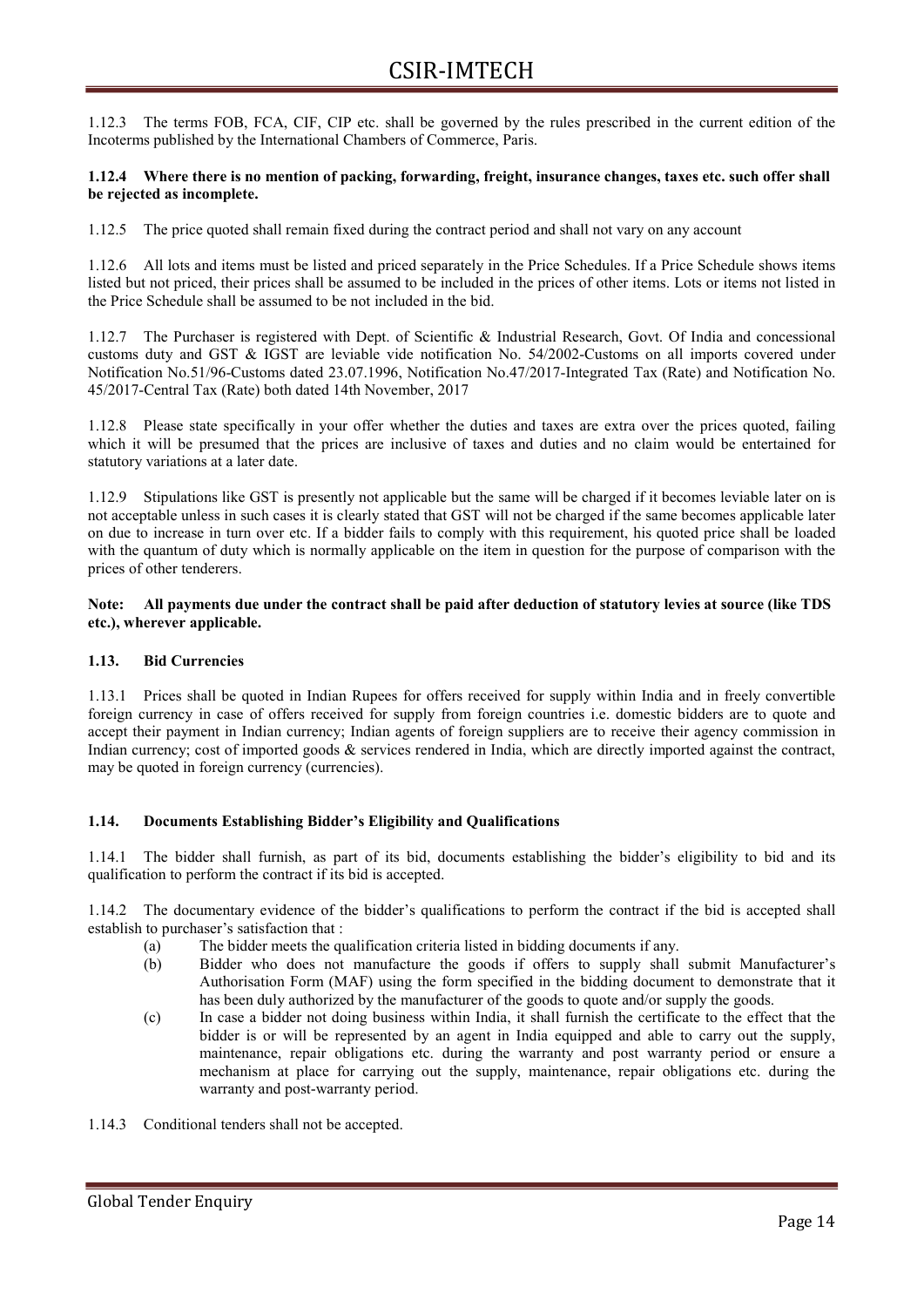1.12.3 The terms FOB, FCA, CIF, CIP etc. shall be governed by the rules prescribed in the current edition of the Incoterms published by the International Chambers of Commerce, Paris.

**1.12.4 Where there is no mention of packing, forwarding, freight, insurance changes, taxes etc. such offer shall be rejected as incomplete.**

1.12.5 The price quoted shall remain fixed during the contract period and shall not vary on any account

1.12.6 All lots and items must be listed and priced separately in the Price Schedules. If a Price Schedule shows items listed but not priced, their prices shall be assumed to be included in the prices of other items. Lots or items not listed in the Price Schedule shall be assumed to be not included in the bid.

1.12.7 The Purchaser is registered with Dept. of Scientific & Industrial Research, Govt. Of India and concessional customs duty and GST & IGST are leviable vide notification No. 54/2002-Customs on all imports covered under Notification No.51/96-Customs dated 23.07.1996, Notification No.47/2017-Integrated Tax (Rate) and Notification No. 45/2017-Central Tax (Rate) both dated 14th November, 2017

1.12.8 Please state specifically in your offer whether the duties and taxes are extra over the prices quoted, failing which it will be presumed that the prices are inclusive of taxes and duties and no claim would be entertained for statutory variations at a later date.

1.12.9 Stipulations like GST is presently not applicable but the same will be charged if it becomes leviable later on is not acceptable unless in such cases it is clearly stated that GST will not be charged if the same becomes applicable later on due to increase in turn over etc. If a bidder fails to comply with this requirement, his quoted price shall be loaded with the quantum of duty which is normally applicable on the item in question for the purpose of comparison with the prices of other tenderers.

**Note: All payments due under the contract shall be paid after deduction of statutory levies at source (like TDS etc.), wherever applicable.**

### 1.13. Bid Currencies

1.13.1 Prices shall be quoted in Indian Rupees for offers received for supply within India and in freely convertible foreign currency in case of offers received for supply from foreign countries i.e. domestic bidders are to quote and accept their payment in Indian currency; Indian agents of foreign suppliers are to receive their agency commission in Indian currency; cost of imported goods & services rendered in India, which are directly imported against the contract, may be quoted in foreign currency (currencies).

### 1.14. Documents Establishing Bidder's Eligibility and Qualifications

1.14.1 The bidder shall furnish, as part of its bid, documents establishing the bidder's eligibility to bid and its qualification to perform the contract if its bid is accepted.

1.14.2 The documentary evidence of the bidder's qualifications to perform the contract if the bid is accepted shall establish to purchaser's satisfaction that :

- (a) The bidder meets the qualification criteria listed in bidding documents if any.
- (b) Bidder who does not manufacture the goods if offers to supply shall submit Manufacturer's Authorisation Form (MAF) using the form specified in the bidding document to demonstrate that it has been duly authorized by the manufacturer of the goods to quote and/or supply the goods.
- (c) In case a bidder not doing business within India, it shall furnish the certificate to the effect that the bidder is or will be represented by an agent in India equipped and able to carry out the supply, maintenance, repair obligations etc. during the warranty and post warranty period or ensure a mechanism at place for carrying out the supply, maintenance, repair obligations etc. during the warranty and post-warranty period.

1.14.3 Conditional tenders shall not be accepted.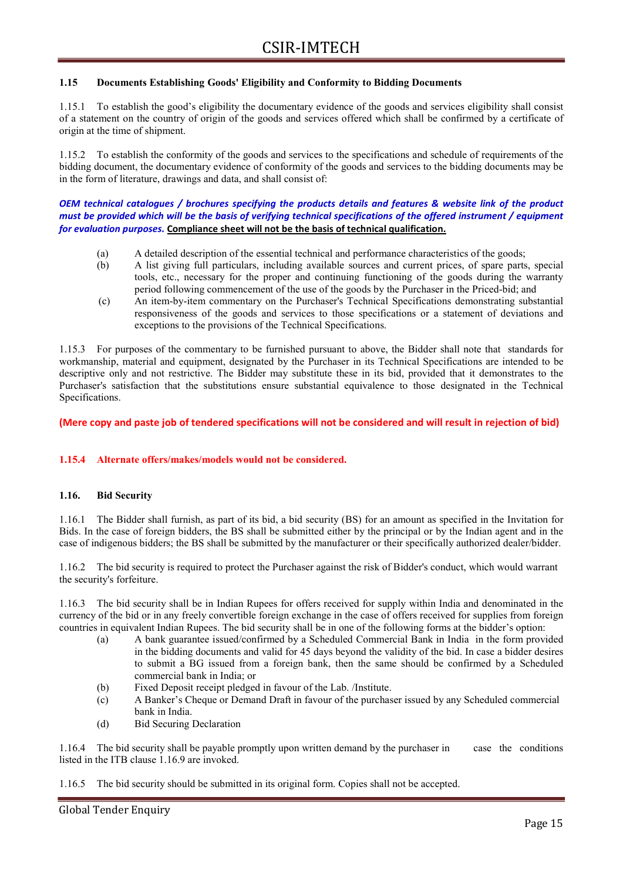### 1.15 Documents Establishing Goods' Eligibility and Conformity to Bidding Documents

1.15.1 To establish the good's eligibility the documentary evidence of the goods and services eligibility shall consist of a statement on the country of origin of the goods and services offered which shall be confirmed by a certificate of origin at the time of shipment.

1.15.2 To establish the conformity of the goods and services to the specifications and schedule of requirements of the bidding document, the documentary evidence of conformity of the goods and services to the bidding documents may be in the form of literature, drawings and data, and shall consist of:

***OEM technical catalogues / brochures specifying the products details and features & website link of the product must be provided which will be the basis of verifying technical specifications of the offered instrument / equipment for evaluation purposes.*** **Compliance sheet will not be the basis of technical qualification.**

(a) A detailed description of the essential technical and performance characteristics of the goods;

(b) A list giving full particulars, including available sources and current prices, of spare parts, special tools, etc., necessary for the proper and continuing functioning of the goods during the warranty period following commencement of the use of the goods by the Purchaser in the Priced-bid; and

(c) An item-by-item commentary on the Purchaser's Technical Specifications demonstrating substantial responsiveness of the goods and services to those specifications or a statement of deviations and exceptions to the provisions of the Technical Specifications.

1.15.3 For purposes of the commentary to be furnished pursuant to above, the Bidder shall note that standards for workmanship, material and equipment, designated by the Purchaser in its Technical Specifications are intended to be descriptive only and not restrictive. The Bidder may substitute these in its bid, provided that it demonstrates to the Purchaser's satisfaction that the substitutions ensure substantial equivalence to those designated in the Technical Specifications.

**(Mere copy and paste job of tendered specifications will not be considered and will result in rejection of bid)**

**1.15.4 Alternate offers/makes/models would not be considered.**

### 1.16. Bid Security

1.16.1 The Bidder shall furnish, as part of its bid, a bid security (BS) for an amount as specified in the Invitation for Bids. In the case of foreign bidders, the BS shall be submitted either by the principal or by the Indian agent and in the case of indigenous bidders; the BS shall be submitted by the manufacturer or their specifically authorized dealer/bidder.

1.16.2 The bid security is required to protect the Purchaser against the risk of Bidder's conduct, which would warrant the security's forfeiture.

1.16.3 The bid security shall be in Indian Rupees for offers received for supply within India and denominated in the currency of the bid or in any freely convertible foreign exchange in the case of offers received for supplies from foreign countries in equivalent Indian Rupees. The bid security shall be in one of the following forms at the bidder's option:

(a) A bank guarantee issued/confirmed by a Scheduled Commercial Bank in India in the form provided in the bidding documents and valid for 45 days beyond the validity of the bid. In case a bidder desires to submit a BG issued from a foreign bank, then the same should be confirmed by a Scheduled commercial bank in India; or

(b) Fixed Deposit receipt pledged in favour of the Lab. /Institute.

(c) A Banker's Cheque or Demand Draft in favour of the purchaser issued by any Scheduled commercial bank in India.

(d) Bid Securing Declaration

1.16.4 The bid security shall be payable promptly upon written demand by the purchaser in case the conditions listed in the ITB clause 1.16.9 are invoked.

1.16.5 The bid security should be submitted in its original form. Copies shall not be accepted.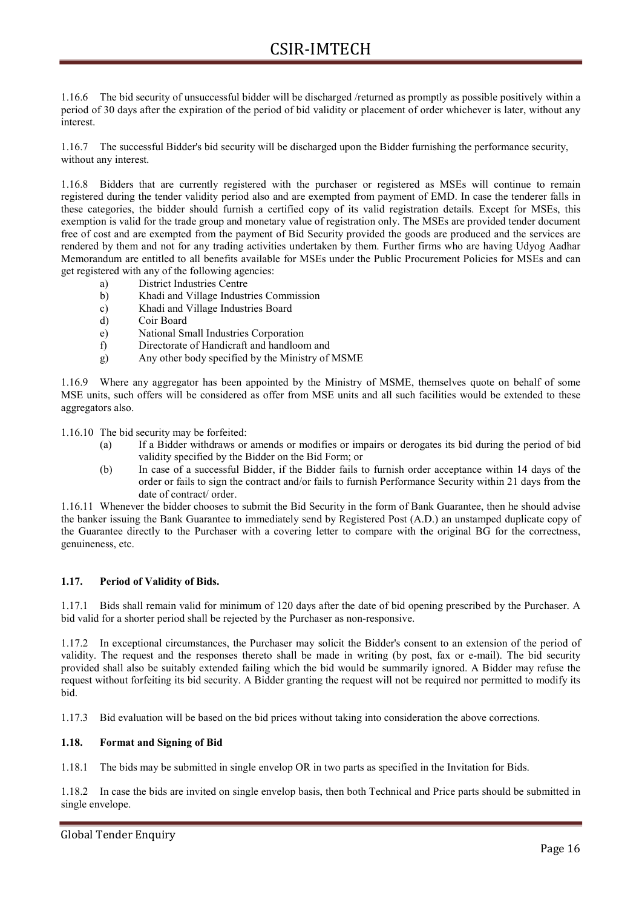1.16.6 The bid security of unsuccessful bidder will be discharged /returned as promptly as possible positively within a period of 30 days after the expiration of the period of bid validity or placement of order whichever is later, without any interest.

1.16.7 The successful Bidder's bid security will be discharged upon the Bidder furnishing the performance security, without any interest.

1.16.8 Bidders that are currently registered with the purchaser or registered as MSEs will continue to remain registered during the tender validity period also and are exempted from payment of EMD. In case the tenderer falls in these categories, the bidder should furnish a certified copy of its valid registration details. Except for MSEs, this exemption is valid for the trade group and monetary value of registration only. The MSEs are provided tender document free of cost and are exempted from the payment of Bid Security provided the goods are produced and the services are rendered by them and not for any trading activities undertaken by them. Further firms who are having Udyog Aadhar Memorandum are entitled to all benefits available for MSEs under the Public Procurement Policies for MSEs and can get registered with any of the following agencies:

a) District Industries Centre
b) Khadi and Village Industries Commission
c) Khadi and Village Industries Board
d) Coir Board
e) National Small Industries Corporation
f) Directorate of Handicraft and handloom and
g) Any other body specified by the Ministry of MSME

1.16.9 Where any aggregator has been appointed by the Ministry of MSME, themselves quote on behalf of some MSE units, such offers will be considered as offer from MSE units and all such facilities would be extended to these aggregators also.

1.16.10 The bid security may be forfeited:

(a) If a Bidder withdraws or amends or modifies or impairs or derogates its bid during the period of bid validity specified by the Bidder on the Bid Form; or
(b) In case of a successful Bidder, if the Bidder fails to furnish order acceptance within 14 days of the order or fails to sign the contract and/or fails to furnish Performance Security within 21 days from the date of contract/ order.

1.16.11 Whenever the bidder chooses to submit the Bid Security in the form of Bank Guarantee, then he should advise the banker issuing the Bank Guarantee to immediately send by Registered Post (A.D.) an unstamped duplicate copy of the Guarantee directly to the Purchaser with a covering letter to compare with the original BG for the correctness, genuineness, etc.

### 1.17. Period of Validity of Bids.

1.17.1 Bids shall remain valid for minimum of 120 days after the date of bid opening prescribed by the Purchaser. A bid valid for a shorter period shall be rejected by the Purchaser as non-responsive.

1.17.2 In exceptional circumstances, the Purchaser may solicit the Bidder's consent to an extension of the period of validity. The request and the responses thereto shall be made in writing (by post, fax or e-mail). The bid security provided shall also be suitably extended failing which the bid would be summarily ignored. A Bidder may refuse the request without forfeiting its bid security. A Bidder granting the request will not be required nor permitted to modify its bid.

1.17.3 Bid evaluation will be based on the bid prices without taking into consideration the above corrections.

### 1.18. Format and Signing of Bid

1.18.1 The bids may be submitted in single envelop OR in two parts as specified in the Invitation for Bids.

1.18.2 In case the bids are invited on single envelop basis, then both Technical and Price parts should be submitted in single envelope.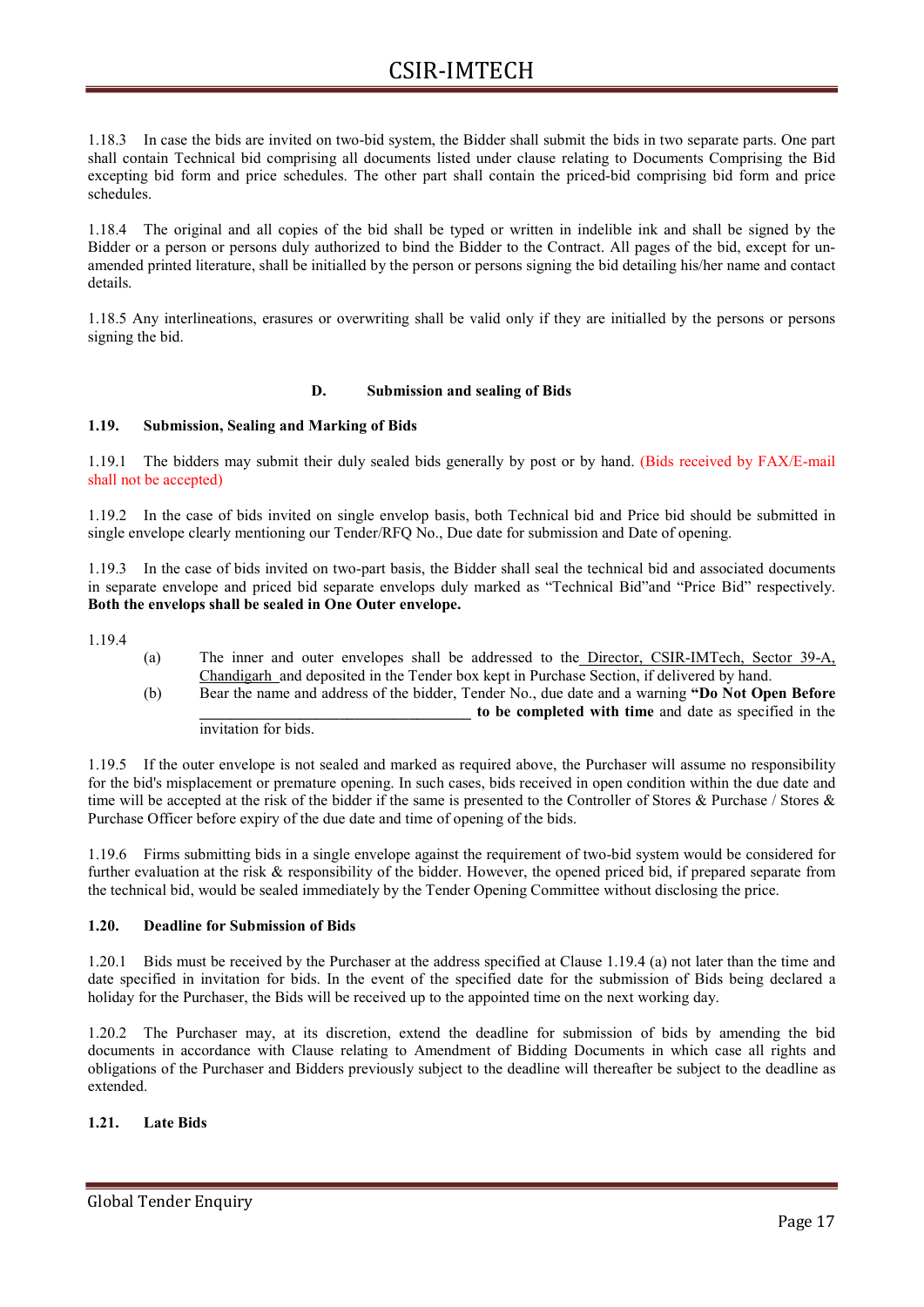1.18.3 In case the bids are invited on two-bid system, the Bidder shall submit the bids in two separate parts. One part shall contain Technical bid comprising all documents listed under clause relating to Documents Comprising the Bid excepting bid form and price schedules. The other part shall contain the priced-bid comprising bid form and price schedules.

1.18.4 The original and all copies of the bid shall be typed or written in indelible ink and shall be signed by the Bidder or a person or persons duly authorized to bind the Bidder to the Contract. All pages of the bid, except for un-amended printed literature, shall be initialled by the person or persons signing the bid detailing his/her name and contact details.

1.18.5 Any interlineations, erasures or overwriting shall be valid only if they are initialled by the persons or persons signing the bid.

## D. Submission and sealing of Bids

### 1.19. Submission, Sealing and Marking of Bids

1.19.1 The bidders may submit their duly sealed bids generally by post or by hand. (Bids received by FAX/E-mail shall not be accepted)

1.19.2 In the case of bids invited on single envelop basis, both Technical bid and Price bid should be submitted in single envelope clearly mentioning our Tender/RFQ No., Due date for submission and Date of opening.

1.19.3 In the case of bids invited on two-part basis, the Bidder shall seal the technical bid and associated documents in separate envelope and priced bid separate envelops duly marked as "Technical Bid"and "Price Bid" respectively. **Both the envelops shall be sealed in One Outer envelope.**

1.19.4

(a) The inner and outer envelopes shall be addressed to the Director, CSIR-IMTech, Sector 39-A, Chandigarh and deposited in the Tender box kept in Purchase Section, if delivered by hand.

(b) Bear the name and address of the bidder, Tender No., due date and a warning **"Do Not Open Before ___________________________________ to be completed with time** and date as specified in the invitation for bids.

1.19.5 If the outer envelope is not sealed and marked as required above, the Purchaser will assume no responsibility for the bid's misplacement or premature opening. In such cases, bids received in open condition within the due date and time will be accepted at the risk of the bidder if the same is presented to the Controller of Stores & Purchase / Stores & Purchase Officer before expiry of the due date and time of opening of the bids.

1.19.6 Firms submitting bids in a single envelope against the requirement of two-bid system would be considered for further evaluation at the risk & responsibility of the bidder. However, the opened priced bid, if prepared separate from the technical bid, would be sealed immediately by the Tender Opening Committee without disclosing the price.

### 1.20. Deadline for Submission of Bids

1.20.1 Bids must be received by the Purchaser at the address specified at Clause 1.19.4 (a) not later than the time and date specified in invitation for bids. In the event of the specified date for the submission of Bids being declared a holiday for the Purchaser, the Bids will be received up to the appointed time on the next working day.

1.20.2 The Purchaser may, at its discretion, extend the deadline for submission of bids by amending the bid documents in accordance with Clause relating to Amendment of Bidding Documents in which case all rights and obligations of the Purchaser and Bidders previously subject to the deadline will thereafter be subject to the deadline as extended.

### 1.21. Late Bids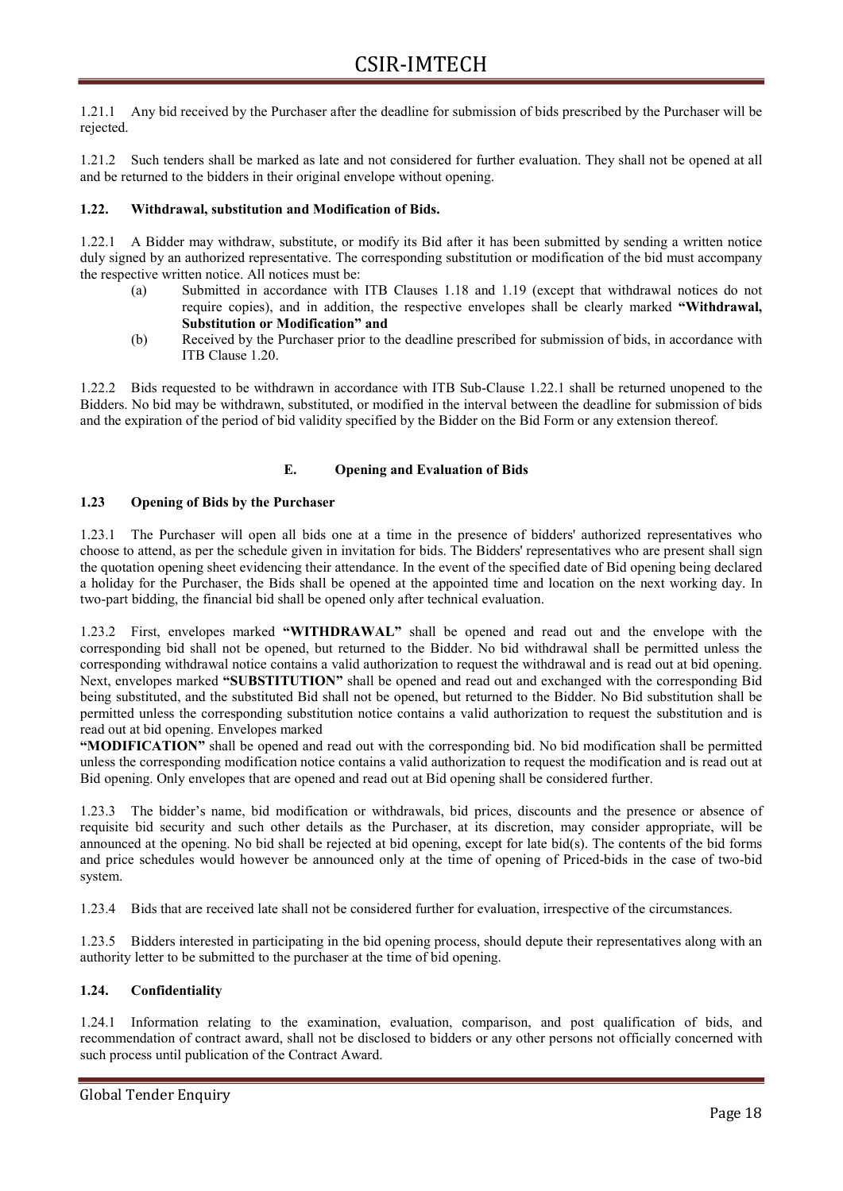1.21.1 Any bid received by the Purchaser after the deadline for submission of bids prescribed by the Purchaser will be rejected.

1.21.2 Such tenders shall be marked as late and not considered for further evaluation. They shall not be opened at all and be returned to the bidders in their original envelope without opening.

#### 1.22. Withdrawal, substitution and Modification of Bids.

1.22.1 A Bidder may withdraw, substitute, or modify its Bid after it has been submitted by sending a written notice duly signed by an authorized representative. The corresponding substitution or modification of the bid must accompany the respective written notice. All notices must be:

(a) Submitted in accordance with ITB Clauses 1.18 and 1.19 (except that withdrawal notices do not require copies), and in addition, the respective envelopes shall be clearly marked **"Withdrawal, Substitution or Modification" and**

(b) Received by the Purchaser prior to the deadline prescribed for submission of bids, in accordance with ITB Clause 1.20.

1.22.2 Bids requested to be withdrawn in accordance with ITB Sub-Clause 1.22.1 shall be returned unopened to the Bidders. No bid may be withdrawn, substituted, or modified in the interval between the deadline for submission of bids and the expiration of the period of bid validity specified by the Bidder on the Bid Form or any extension thereof.

### E. Opening and Evaluation of Bids

#### 1.23 Opening of Bids by the Purchaser

1.23.1 The Purchaser will open all bids one at a time in the presence of bidders' authorized representatives who choose to attend, as per the schedule given in invitation for bids. The Bidders' representatives who are present shall sign the quotation opening sheet evidencing their attendance. In the event of the specified date of Bid opening being declared a holiday for the Purchaser, the Bids shall be opened at the appointed time and location on the next working day. In two-part bidding, the financial bid shall be opened only after technical evaluation.

1.23.2 First, envelopes marked **"WITHDRAWAL"** shall be opened and read out and the envelope with the corresponding bid shall not be opened, but returned to the Bidder. No bid withdrawal shall be permitted unless the corresponding withdrawal notice contains a valid authorization to request the withdrawal and is read out at bid opening. Next, envelopes marked **"SUBSTITUTION"** shall be opened and read out and exchanged with the corresponding Bid being substituted, and the substituted Bid shall not be opened, but returned to the Bidder. No Bid substitution shall be permitted unless the corresponding substitution notice contains a valid authorization to request the substitution and is read out at bid opening. Envelopes marked
**"MODIFICATION"** shall be opened and read out with the corresponding bid. No bid modification shall be permitted unless the corresponding modification notice contains a valid authorization to request the modification and is read out at Bid opening. Only envelopes that are opened and read out at Bid opening shall be considered further.

1.23.3 The bidder's name, bid modification or withdrawals, bid prices, discounts and the presence or absence of requisite bid security and such other details as the Purchaser, at its discretion, may consider appropriate, will be announced at the opening. No bid shall be rejected at bid opening, except for late bid(s). The contents of the bid forms and price schedules would however be announced only at the time of opening of Priced-bids in the case of two-bid system.

1.23.4 Bids that are received late shall not be considered further for evaluation, irrespective of the circumstances.

1.23.5 Bidders interested in participating in the bid opening process, should depute their representatives along with an authority letter to be submitted to the purchaser at the time of bid opening.

#### 1.24. Confidentiality

1.24.1 Information relating to the examination, evaluation, comparison, and post qualification of bids, and recommendation of contract award, shall not be disclosed to bidders or any other persons not officially concerned with such process until publication of the Contract Award.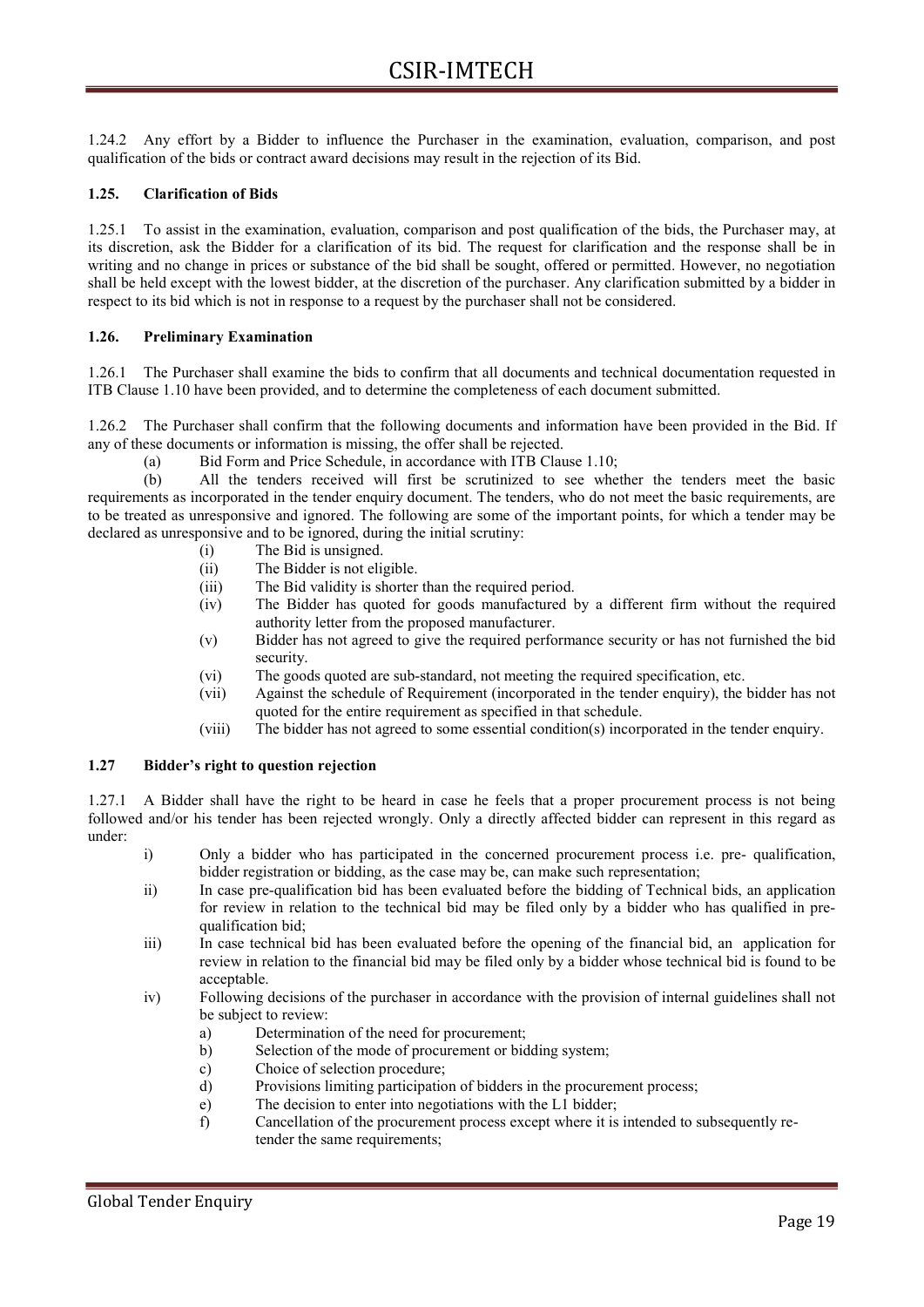1.24.2 Any effort by a Bidder to influence the Purchaser in the examination, evaluation, comparison, and post qualification of the bids or contract award decisions may result in the rejection of its Bid.

### 1.25. Clarification of Bids

1.25.1 To assist in the examination, evaluation, comparison and post qualification of the bids, the Purchaser may, at its discretion, ask the Bidder for a clarification of its bid. The request for clarification and the response shall be in writing and no change in prices or substance of the bid shall be sought, offered or permitted. However, no negotiation shall be held except with the lowest bidder, at the discretion of the purchaser. Any clarification submitted by a bidder in respect to its bid which is not in response to a request by the purchaser shall not be considered.

### 1.26. Preliminary Examination

1.26.1 The Purchaser shall examine the bids to confirm that all documents and technical documentation requested in ITB Clause 1.10 have been provided, and to determine the completeness of each document submitted.

1.26.2 The Purchaser shall confirm that the following documents and information have been provided in the Bid. If any of these documents or information is missing, the offer shall be rejected.

(a) Bid Form and Price Schedule, in accordance with ITB Clause 1.10;

(b) All the tenders received will first be scrutinized to see whether the tenders meet the basic requirements as incorporated in the tender enquiry document. The tenders, who do not meet the basic requirements, are to be treated as unresponsive and ignored. The following are some of the important points, for which a tender may be declared as unresponsive and to be ignored, during the initial scrutiny:

- (i) The Bid is unsigned.
- (ii) The Bidder is not eligible.
- (iii) The Bid validity is shorter than the required period.
- (iv) The Bidder has quoted for goods manufactured by a different firm without the required authority letter from the proposed manufacturer.
- (v) Bidder has not agreed to give the required performance security or has not furnished the bid security.
- (vi) The goods quoted are sub-standard, not meeting the required specification, etc.
- (vii) Against the schedule of Requirement (incorporated in the tender enquiry), the bidder has not quoted for the entire requirement as specified in that schedule.
- (viii) The bidder has not agreed to some essential condition(s) incorporated in the tender enquiry.

### 1.27 Bidder's right to question rejection

1.27.1 A Bidder shall have the right to be heard in case he feels that a proper procurement process is not being followed and/or his tender has been rejected wrongly. Only a directly affected bidder can represent in this regard as under:

- i) Only a bidder who has participated in the concerned procurement process i.e. pre- qualification, bidder registration or bidding, as the case may be, can make such representation;
- ii) In case pre-qualification bid has been evaluated before the bidding of Technical bids, an application for review in relation to the technical bid may be filed only by a bidder who has qualified in pre-qualification bid;
- iii) In case technical bid has been evaluated before the opening of the financial bid, an application for review in relation to the financial bid may be filed only by a bidder whose technical bid is found to be acceptable.
- iv) Following decisions of the purchaser in accordance with the provision of internal guidelines shall not be subject to review:
    - a) Determination of the need for procurement;
    - b) Selection of the mode of procurement or bidding system;
    - c) Choice of selection procedure;
    - d) Provisions limiting participation of bidders in the procurement process;
    - e) The decision to enter into negotiations with the L1 bidder;
    - f) Cancellation of the procurement process except where it is intended to subsequently re-tender the same requirements;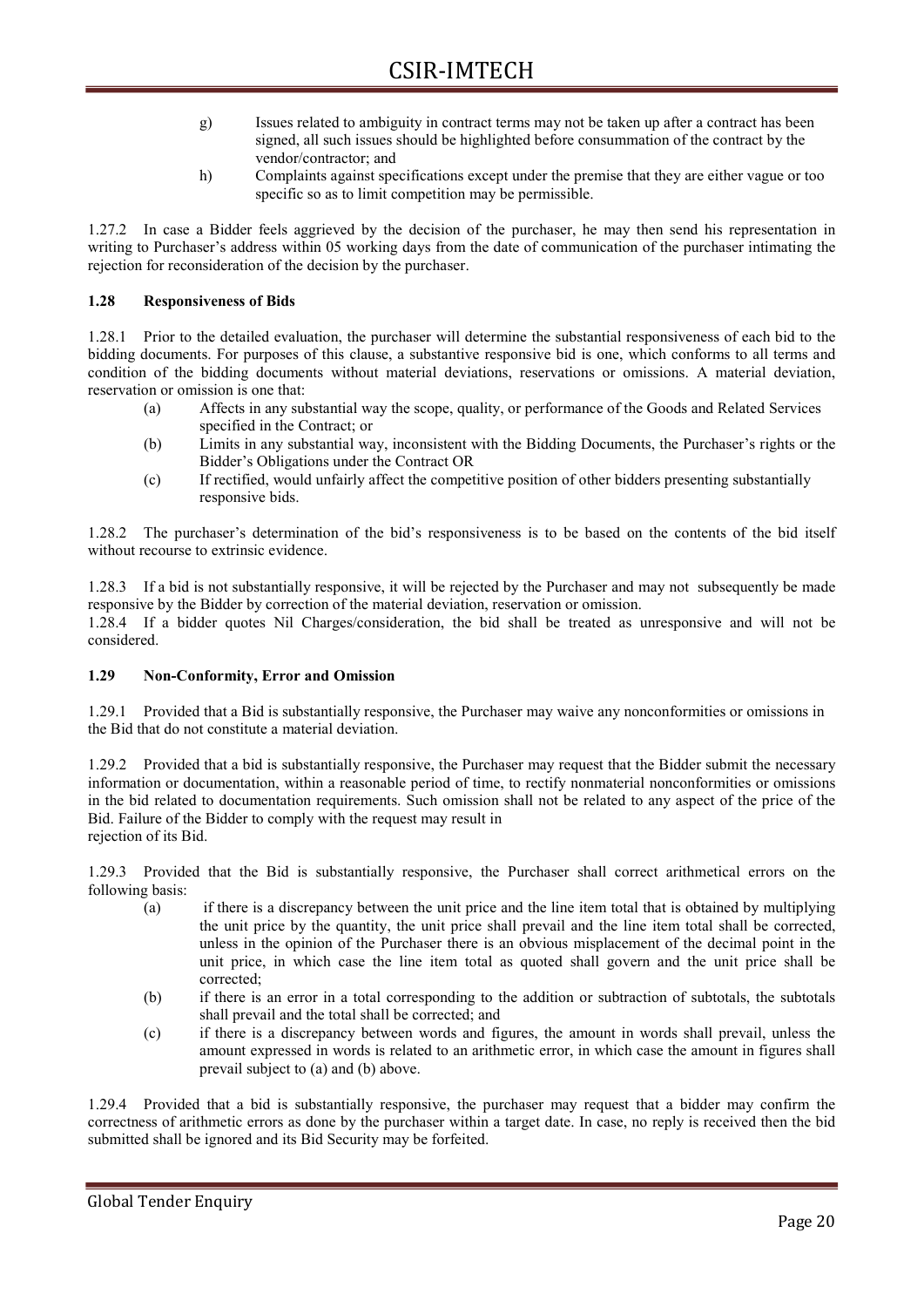g) Issues related to ambiguity in contract terms may not be taken up after a contract has been signed, all such issues should be highlighted before consummation of the contract by the vendor/contractor; and

h) Complaints against specifications except under the premise that they are either vague or too specific so as to limit competition may be permissible.

1.27.2 In case a Bidder feels aggrieved by the decision of the purchaser, he may then send his representation in writing to Purchaser's address within 05 working days from the date of communication of the purchaser intimating the rejection for reconsideration of the decision by the purchaser.

**1.28 Responsiveness of Bids**

1.28.1 Prior to the detailed evaluation, the purchaser will determine the substantial responsiveness of each bid to the bidding documents. For purposes of this clause, a substantive responsive bid is one, which conforms to all terms and condition of the bidding documents without material deviations, reservations or omissions. A material deviation, reservation or omission is one that:

(a) Affects in any substantial way the scope, quality, or performance of the Goods and Related Services specified in the Contract; or

(b) Limits in any substantial way, inconsistent with the Bidding Documents, the Purchaser's rights or the Bidder's Obligations under the Contract OR

(c) If rectified, would unfairly affect the competitive position of other bidders presenting substantially responsive bids.

1.28.2 The purchaser's determination of the bid's responsiveness is to be based on the contents of the bid itself without recourse to extrinsic evidence.

1.28.3 If a bid is not substantially responsive, it will be rejected by the Purchaser and may not subsequently be made responsive by the Bidder by correction of the material deviation, reservation or omission.

1.28.4 If a bidder quotes Nil Charges/consideration, the bid shall be treated as unresponsive and will not be considered.

**1.29 Non-Conformity, Error and Omission**

1.29.1 Provided that a Bid is substantially responsive, the Purchaser may waive any nonconformities or omissions in the Bid that do not constitute a material deviation.

1.29.2 Provided that a bid is substantially responsive, the Purchaser may request that the Bidder submit the necessary information or documentation, within a reasonable period of time, to rectify nonmaterial nonconformities or omissions in the bid related to documentation requirements. Such omission shall not be related to any aspect of the price of the Bid. Failure of the Bidder to comply with the request may result in rejection of its Bid.

1.29.3 Provided that the Bid is substantially responsive, the Purchaser shall correct arithmetical errors on the following basis:

(a) if there is a discrepancy between the unit price and the line item total that is obtained by multiplying the unit price by the quantity, the unit price shall prevail and the line item total shall be corrected, unless in the opinion of the Purchaser there is an obvious misplacement of the decimal point in the unit price, in which case the line item total as quoted shall govern and the unit price shall be corrected;

(b) if there is an error in a total corresponding to the addition or subtraction of subtotals, the subtotals shall prevail and the total shall be corrected; and

(c) if there is a discrepancy between words and figures, the amount in words shall prevail, unless the amount expressed in words is related to an arithmetic error, in which case the amount in figures shall prevail subject to (a) and (b) above.

1.29.4 Provided that a bid is substantially responsive, the purchaser may request that a bidder may confirm the correctness of arithmetic errors as done by the purchaser within a target date. In case, no reply is received then the bid submitted shall be ignored and its Bid Security may be forfeited.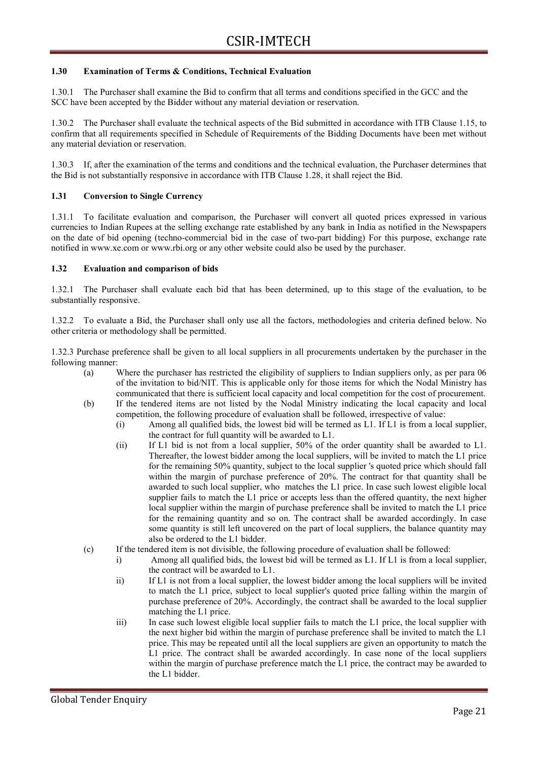### 1.30 Examination of Terms & Conditions, Technical Evaluation

1.30.1 The Purchaser shall examine the Bid to confirm that all terms and conditions specified in the GCC and the SCC have been accepted by the Bidder without any material deviation or reservation.

1.30.2 The Purchaser shall evaluate the technical aspects of the Bid submitted in accordance with ITB Clause 1.15, to confirm that all requirements specified in Schedule of Requirements of the Bidding Documents have been met without any material deviation or reservation.

1.30.3 If, after the examination of the terms and conditions and the technical evaluation, the Purchaser determines that the Bid is not substantially responsive in accordance with ITB Clause 1.28, it shall reject the Bid.

### 1.31 Conversion to Single Currency

1.31.1 To facilitate evaluation and comparison, the Purchaser will convert all quoted prices expressed in various currencies to Indian Rupees at the selling exchange rate established by any bank in India as notified in the Newspapers on the date of bid opening (techno-commercial bid in the case of two-part bidding) For this purpose, exchange rate notified in www.xe.com or www.rbi.org or any other website could also be used by the purchaser.

### 1.32 Evaluation and comparison of bids

1.32.1 The Purchaser shall evaluate each bid that has been determined, up to this stage of the evaluation, to be substantially responsive.

1.32.2 To evaluate a Bid, the Purchaser shall only use all the factors, methodologies and criteria defined below. No other criteria or methodology shall be permitted.

1.32.3 Purchase preference shall be given to all local suppliers in all procurements undertaken by the purchaser in the following manner:

(a) Where the purchaser has restricted the eligibility of suppliers to Indian suppliers only, as per para 06 of the invitation to bid/NIT. This is applicable only for those items for which the Nodal Ministry has communicated that there is sufficient local capacity and local competition for the cost of procurement.

(b) If the tendered items are not listed by the Nodal Ministry indicating the local capacity and local competition, the following procedure of evaluation shall be followed, irrespective of value:

(i) Among all qualified bids, the lowest bid will be termed as L1. If L1 is from a local supplier, the contract for full quantity will be awarded to L1.

(ii) If L1 bid is not from a local supplier, 50% of the order quantity shall be awarded to L1. Thereafter, the lowest bidder among the local suppliers, will be invited to match the L1 price for the remaining 50% quantity, subject to the local supplier 's quoted price which should fall within the margin of purchase preference of 20%. The contract for that quantity shall be awarded to such local supplier, who matches the L1 price. In case such lowest eligible local supplier fails to match the L1 price or accepts less than the offered quantity, the next higher local supplier within the margin of purchase preference shall be invited to match the L1 price for the remaining quantity and so on. The contract shall be awarded accordingly. In case some quantity is still left uncovered on the part of local suppliers, the balance quantity may also be ordered to the L1 bidder.

(c) If the tendered item is not divisible, the following procedure of evaluation shall be followed:

i) Among all qualified bids, the lowest bid will be termed as L1. If L1 is from a local supplier, the contract will be awarded to L1.

ii) If L1 is not from a local supplier, the lowest bidder among the local suppliers will be invited to match the L1 price, subject to local supplier's quoted price falling within the margin of purchase preference of 20%. Accordingly, the contract shall be awarded to the local supplier matching the L1 price.

iii) In case such lowest eligible local supplier fails to match the L1 price, the local supplier with the next higher bid within the margin of purchase preference shall be invited to match the L1 price. This may be repeated until all the local suppliers are given an opportunity to match the L1 price. The contract shall be awarded accordingly. In case none of the local suppliers within the margin of purchase preference match the L1 price, the contract may be awarded to the L1 bidder.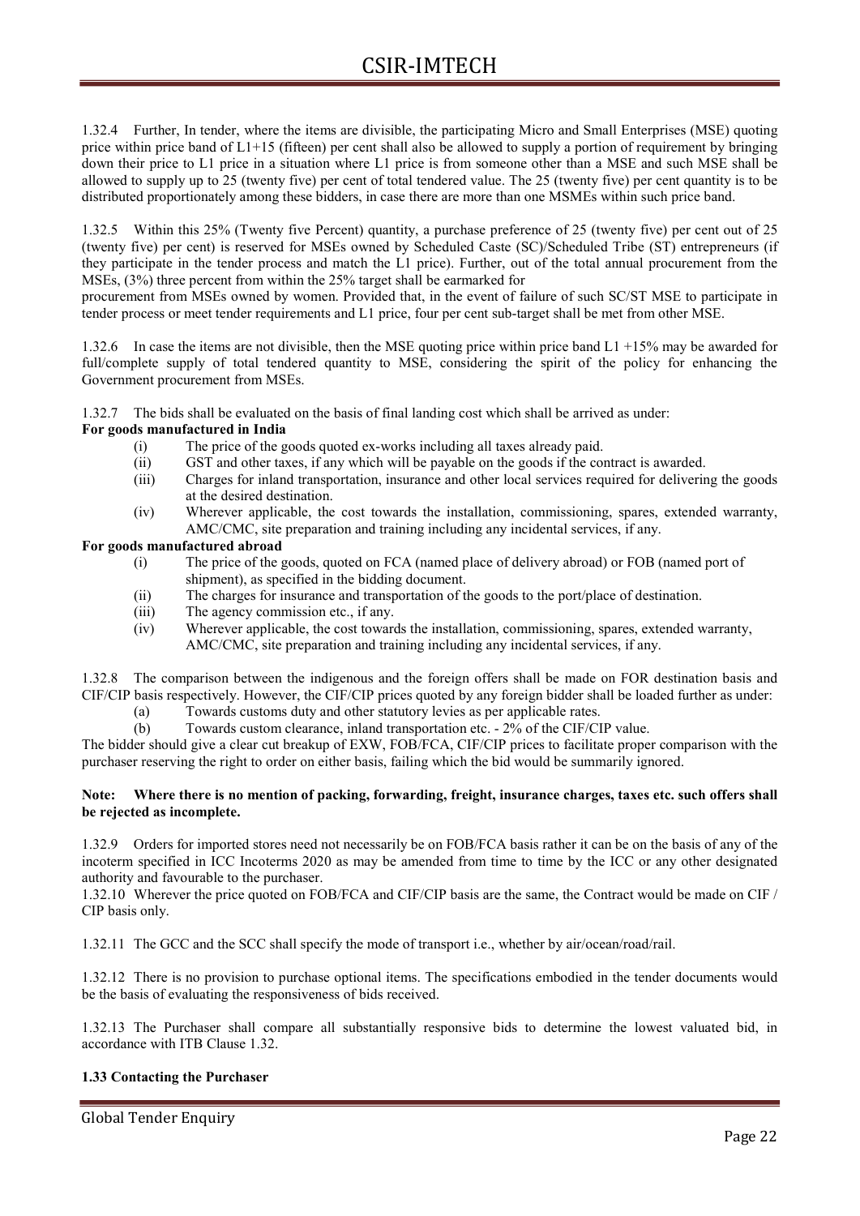1.32.4 Further, In tender, where the items are divisible, the participating Micro and Small Enterprises (MSE) quoting price within price band of L1+15 (fifteen) per cent shall also be allowed to supply a portion of requirement by bringing down their price to L1 price in a situation where L1 price is from someone other than a MSE and such MSE shall be allowed to supply up to 25 (twenty five) per cent of total tendered value. The 25 (twenty five) per cent quantity is to be distributed proportionately among these bidders, in case there are more than one MSMEs within such price band.

1.32.5 Within this 25% (Twenty five Percent) quantity, a purchase preference of 25 (twenty five) per cent out of 25 (twenty five) per cent) is reserved for MSEs owned by Scheduled Caste (SC)/Scheduled Tribe (ST) entrepreneurs (if they participate in the tender process and match the L1 price). Further, out of the total annual procurement from the MSEs, (3%) three percent from within the 25% target shall be earmarked for procurement from MSEs owned by women. Provided that, in the event of failure of such SC/ST MSE to participate in tender process or meet tender requirements and L1 price, four per cent sub-target shall be met from other MSE.

1.32.6 In case the items are not divisible, then the MSE quoting price within price band L1 +15% may be awarded for full/complete supply of total tendered quantity to MSE, considering the spirit of the policy for enhancing the Government procurement from MSEs.

1.32.7 The bids shall be evaluated on the basis of final landing cost which shall be arrived as under:

**For goods manufactured in India**

- (i) The price of the goods quoted ex-works including all taxes already paid.
- (ii) GST and other taxes, if any which will be payable on the goods if the contract is awarded.
- (iii) Charges for inland transportation, insurance and other local services required for delivering the goods at the desired destination.
- (iv) Wherever applicable, the cost towards the installation, commissioning, spares, extended warranty, AMC/CMC, site preparation and training including any incidental services, if any.

**For goods manufactured abroad**

- (i) The price of the goods, quoted on FCA (named place of delivery abroad) or FOB (named port of shipment), as specified in the bidding document.
- (ii) The charges for insurance and transportation of the goods to the port/place of destination.
- (iii) The agency commission etc., if any.
- (iv) Wherever applicable, the cost towards the installation, commissioning, spares, extended warranty, AMC/CMC, site preparation and training including any incidental services, if any.

1.32.8 The comparison between the indigenous and the foreign offers shall be made on FOR destination basis and CIF/CIP basis respectively. However, the CIF/CIP prices quoted by any foreign bidder shall be loaded further as under:

- (a) Towards customs duty and other statutory levies as per applicable rates.
- (b) Towards custom clearance, inland transportation etc. - 2% of the CIF/CIP value.

The bidder should give a clear cut breakup of EXW, FOB/FCA, CIF/CIP prices to facilitate proper comparison with the purchaser reserving the right to order on either basis, failing which the bid would be summarily ignored.

**Note: Where there is no mention of packing, forwarding, freight, insurance charges, taxes etc. such offers shall be rejected as incomplete.**

1.32.9 Orders for imported stores need not necessarily be on FOB/FCA basis rather it can be on the basis of any of the incoterm specified in ICC Incoterms 2020 as may be amended from time to time by the ICC or any other designated authority and favourable to the purchaser.

1.32.10 Wherever the price quoted on FOB/FCA and CIF/CIP basis are the same, the Contract would be made on CIF / CIP basis only.

1.32.11 The GCC and the SCC shall specify the mode of transport i.e., whether by air/ocean/road/rail.

1.32.12 There is no provision to purchase optional items. The specifications embodied in the tender documents would be the basis of evaluating the responsiveness of bids received.

1.32.13 The Purchaser shall compare all substantially responsive bids to determine the lowest valuated bid, in accordance with ITB Clause 1.32.

### 1.33 Contacting the Purchaser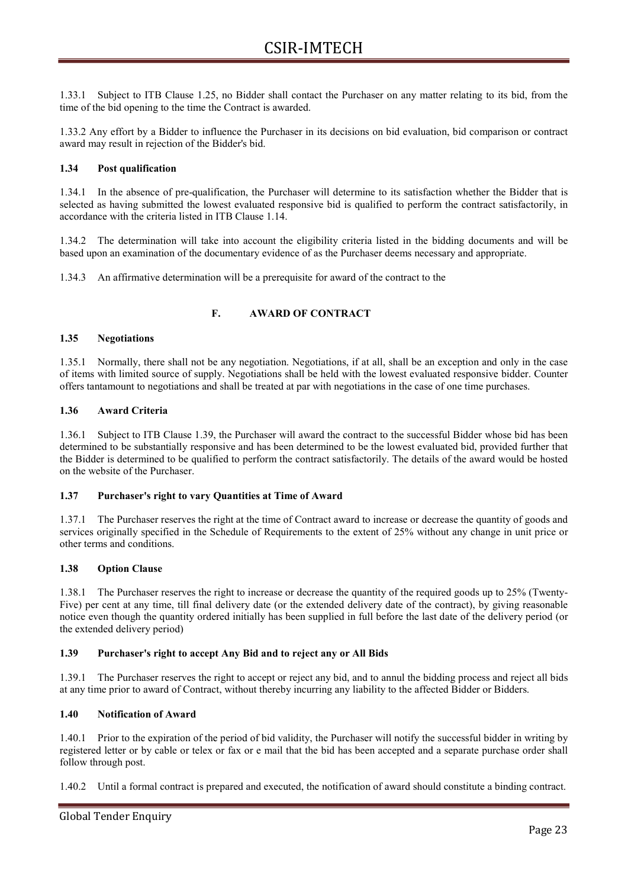1.33.1 Subject to ITB Clause 1.25, no Bidder shall contact the Purchaser on any matter relating to its bid, from the time of the bid opening to the time the Contract is awarded.

1.33.2 Any effort by a Bidder to influence the Purchaser in its decisions on bid evaluation, bid comparison or contract award may result in rejection of the Bidder's bid.

### 1.34 Post qualification

1.34.1 In the absence of pre-qualification, the Purchaser will determine to its satisfaction whether the Bidder that is selected as having submitted the lowest evaluated responsive bid is qualified to perform the contract satisfactorily, in accordance with the criteria listed in ITB Clause 1.14.

1.34.2 The determination will take into account the eligibility criteria listed in the bidding documents and will be based upon an examination of the documentary evidence of as the Purchaser deems necessary and appropriate.

1.34.3 An affirmative determination will be a prerequisite for award of the contract to the

## F. AWARD OF CONTRACT

### 1.35 Negotiations

1.35.1 Normally, there shall not be any negotiation. Negotiations, if at all, shall be an exception and only in the case of items with limited source of supply. Negotiations shall be held with the lowest evaluated responsive bidder. Counter offers tantamount to negotiations and shall be treated at par with negotiations in the case of one time purchases.

### 1.36 Award Criteria

1.36.1 Subject to ITB Clause 1.39, the Purchaser will award the contract to the successful Bidder whose bid has been determined to be substantially responsive and has been determined to be the lowest evaluated bid, provided further that the Bidder is determined to be qualified to perform the contract satisfactorily. The details of the award would be hosted on the website of the Purchaser.

### 1.37 Purchaser's right to vary Quantities at Time of Award

1.37.1 The Purchaser reserves the right at the time of Contract award to increase or decrease the quantity of goods and services originally specified in the Schedule of Requirements to the extent of 25% without any change in unit price or other terms and conditions.

### 1.38 Option Clause

1.38.1 The Purchaser reserves the right to increase or decrease the quantity of the required goods up to 25% (Twenty-Five) per cent at any time, till final delivery date (or the extended delivery date of the contract), by giving reasonable notice even though the quantity ordered initially has been supplied in full before the last date of the delivery period (or the extended delivery period)

### 1.39 Purchaser's right to accept Any Bid and to reject any or All Bids

1.39.1 The Purchaser reserves the right to accept or reject any bid, and to annul the bidding process and reject all bids at any time prior to award of Contract, without thereby incurring any liability to the affected Bidder or Bidders.

### 1.40 Notification of Award

1.40.1 Prior to the expiration of the period of bid validity, the Purchaser will notify the successful bidder in writing by registered letter or by cable or telex or fax or e mail that the bid has been accepted and a separate purchase order shall follow through post.

1.40.2 Until a formal contract is prepared and executed, the notification of award should constitute a binding contract.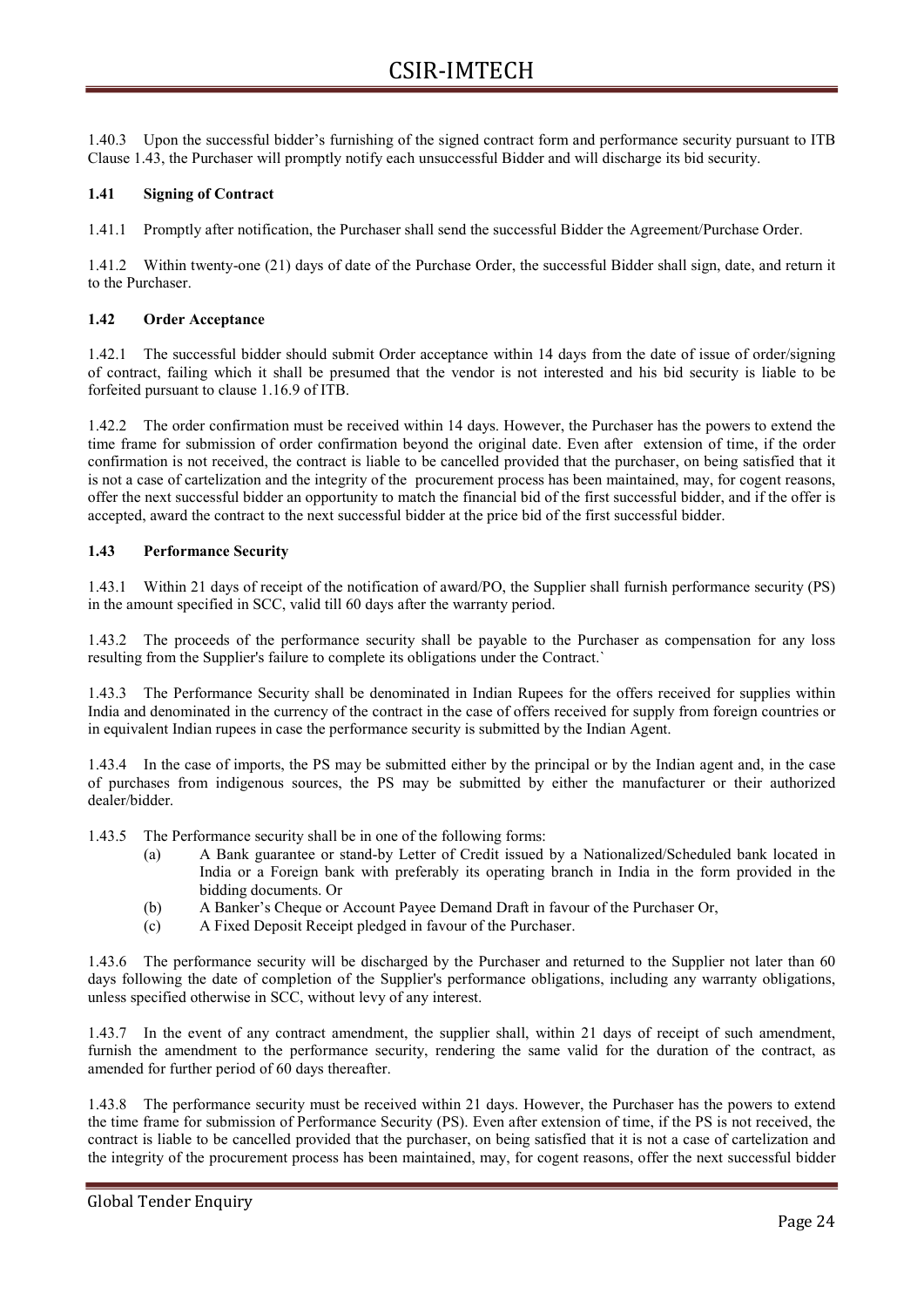1.40.3 Upon the successful bidder's furnishing of the signed contract form and performance security pursuant to ITB Clause 1.43, the Purchaser will promptly notify each unsuccessful Bidder and will discharge its bid security.

### 1.41 Signing of Contract

1.41.1 Promptly after notification, the Purchaser shall send the successful Bidder the Agreement/Purchase Order.

1.41.2 Within twenty-one (21) days of date of the Purchase Order, the successful Bidder shall sign, date, and return it to the Purchaser.

### 1.42 Order Acceptance

1.42.1 The successful bidder should submit Order acceptance within 14 days from the date of issue of order/signing of contract, failing which it shall be presumed that the vendor is not interested and his bid security is liable to be forfeited pursuant to clause 1.16.9 of ITB.

1.42.2 The order confirmation must be received within 14 days. However, the Purchaser has the powers to extend the time frame for submission of order confirmation beyond the original date. Even after extension of time, if the order confirmation is not received, the contract is liable to be cancelled provided that the purchaser, on being satisfied that it is not a case of cartelization and the integrity of the procurement process has been maintained, may, for cogent reasons, offer the next successful bidder an opportunity to match the financial bid of the first successful bidder, and if the offer is accepted, award the contract to the next successful bidder at the price bid of the first successful bidder.

### 1.43 Performance Security

1.43.1 Within 21 days of receipt of the notification of award/PO, the Supplier shall furnish performance security (PS) in the amount specified in SCC, valid till 60 days after the warranty period.

1.43.2 The proceeds of the performance security shall be payable to the Purchaser as compensation for any loss resulting from the Supplier's failure to complete its obligations under the Contract.`

1.43.3 The Performance Security shall be denominated in Indian Rupees for the offers received for supplies within India and denominated in the currency of the contract in the case of offers received for supply from foreign countries or in equivalent Indian rupees in case the performance security is submitted by the Indian Agent.

1.43.4 In the case of imports, the PS may be submitted either by the principal or by the Indian agent and, in the case of purchases from indigenous sources, the PS may be submitted by either the manufacturer or their authorized dealer/bidder.

1.43.5 The Performance security shall be in one of the following forms:

(a) A Bank guarantee or stand-by Letter of Credit issued by a Nationalized/Scheduled bank located in India or a Foreign bank with preferably its operating branch in India in the form provided in the bidding documents. Or

(b) A Banker's Cheque or Account Payee Demand Draft in favour of the Purchaser Or,

(c) A Fixed Deposit Receipt pledged in favour of the Purchaser.

1.43.6 The performance security will be discharged by the Purchaser and returned to the Supplier not later than 60 days following the date of completion of the Supplier's performance obligations, including any warranty obligations, unless specified otherwise in SCC, without levy of any interest.

1.43.7 In the event of any contract amendment, the supplier shall, within 21 days of receipt of such amendment, furnish the amendment to the performance security, rendering the same valid for the duration of the contract, as amended for further period of 60 days thereafter.

1.43.8 The performance security must be received within 21 days. However, the Purchaser has the powers to extend the time frame for submission of Performance Security (PS). Even after extension of time, if the PS is not received, the contract is liable to be cancelled provided that the purchaser, on being satisfied that it is not a case of cartelization and the integrity of the procurement process has been maintained, may, for cogent reasons, offer the next successful bidder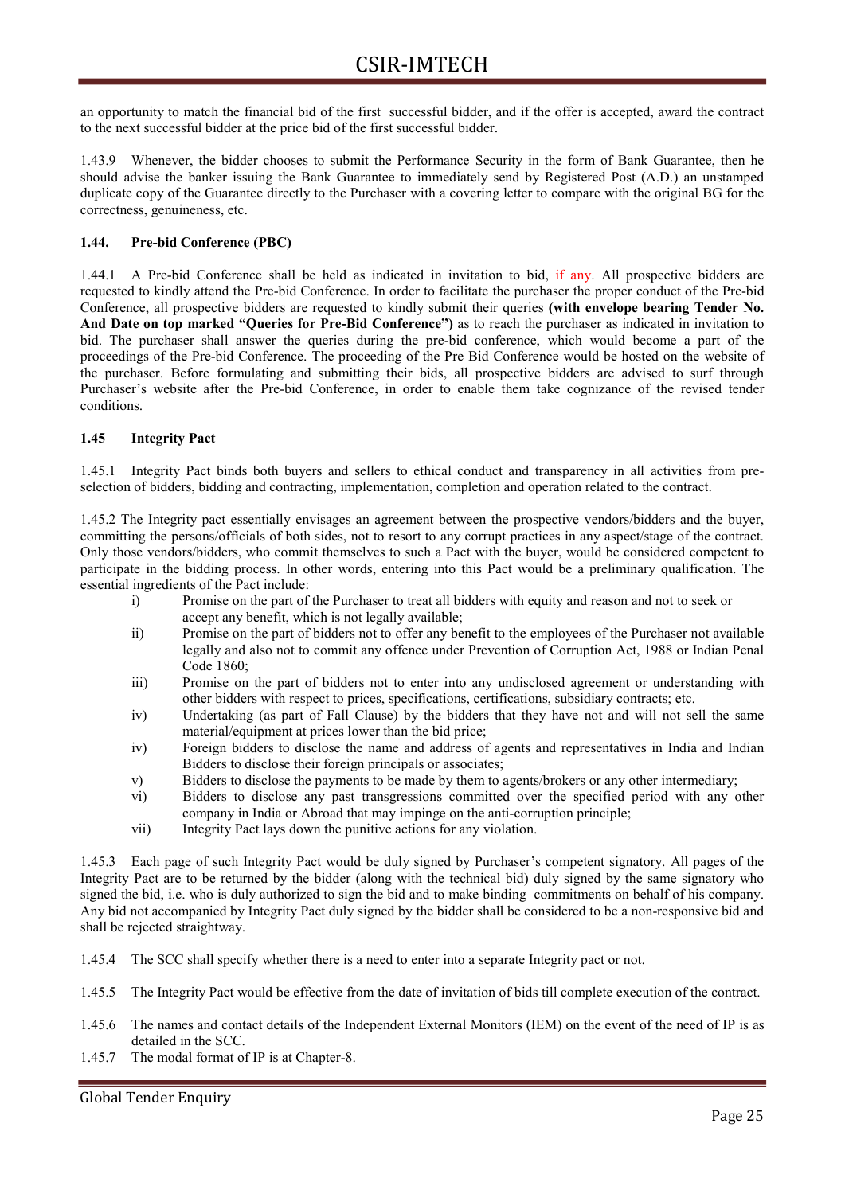an opportunity to match the financial bid of the first successful bidder, and if the offer is accepted, award the contract to the next successful bidder at the price bid of the first successful bidder.

1.43.9 Whenever, the bidder chooses to submit the Performance Security in the form of Bank Guarantee, then he should advise the banker issuing the Bank Guarantee to immediately send by Registered Post (A.D.) an unstamped duplicate copy of the Guarantee directly to the Purchaser with a covering letter to compare with the original BG for the correctness, genuineness, etc.

### 1.44. Pre-bid Conference (PBC)

1.44.1 A Pre-bid Conference shall be held as indicated in invitation to bid, if any. All prospective bidders are requested to kindly attend the Pre-bid Conference. In order to facilitate the purchaser the proper conduct of the Pre-bid Conference, all prospective bidders are requested to kindly submit their queries **(with envelope bearing Tender No. And Date on top marked "Queries for Pre-Bid Conference")** as to reach the purchaser as indicated in invitation to bid. The purchaser shall answer the queries during the pre-bid conference, which would become a part of the proceedings of the Pre-bid Conference. The proceeding of the Pre Bid Conference would be hosted on the website of the purchaser. Before formulating and submitting their bids, all prospective bidders are advised to surf through Purchaser's website after the Pre-bid Conference, in order to enable them take cognizance of the revised tender conditions.

### 1.45 Integrity Pact

1.45.1 Integrity Pact binds both buyers and sellers to ethical conduct and transparency in all activities from pre-selection of bidders, bidding and contracting, implementation, completion and operation related to the contract.

1.45.2 The Integrity pact essentially envisages an agreement between the prospective vendors/bidders and the buyer, committing the persons/officials of both sides, not to resort to any corrupt practices in any aspect/stage of the contract. Only those vendors/bidders, who commit themselves to such a Pact with the buyer, would be considered competent to participate in the bidding process. In other words, entering into this Pact would be a preliminary qualification. The essential ingredients of the Pact include:

- i) Promise on the part of the Purchaser to treat all bidders with equity and reason and not to seek or accept any benefit, which is not legally available;
- ii) Promise on the part of bidders not to offer any benefit to the employees of the Purchaser not available legally and also not to commit any offence under Prevention of Corruption Act, 1988 or Indian Penal Code 1860;
- iii) Promise on the part of bidders not to enter into any undisclosed agreement or understanding with other bidders with respect to prices, specifications, certifications, subsidiary contracts; etc.
- iv) Undertaking (as part of Fall Clause) by the bidders that they have not and will not sell the same material/equipment at prices lower than the bid price;
- iv) Foreign bidders to disclose the name and address of agents and representatives in India and Indian Bidders to disclose their foreign principals or associates;
- v) Bidders to disclose the payments to be made by them to agents/brokers or any other intermediary;
- vi) Bidders to disclose any past transgressions committed over the specified period with any other company in India or Abroad that may impinge on the anti-corruption principle;
- vii) Integrity Pact lays down the punitive actions for any violation.

1.45.3 Each page of such Integrity Pact would be duly signed by Purchaser's competent signatory. All pages of the Integrity Pact are to be returned by the bidder (along with the technical bid) duly signed by the same signatory who signed the bid, i.e. who is duly authorized to sign the bid and to make binding commitments on behalf of his company. Any bid not accompanied by Integrity Pact duly signed by the bidder shall be considered to be a non-responsive bid and shall be rejected straightway.

1.45.4 The SCC shall specify whether there is a need to enter into a separate Integrity pact or not.

1.45.5 The Integrity Pact would be effective from the date of invitation of bids till complete execution of the contract.

1.45.6 The names and contact details of the Independent External Monitors (IEM) on the event of the need of IP is as detailed in the SCC.

1.45.7 The modal format of IP is at Chapter-8.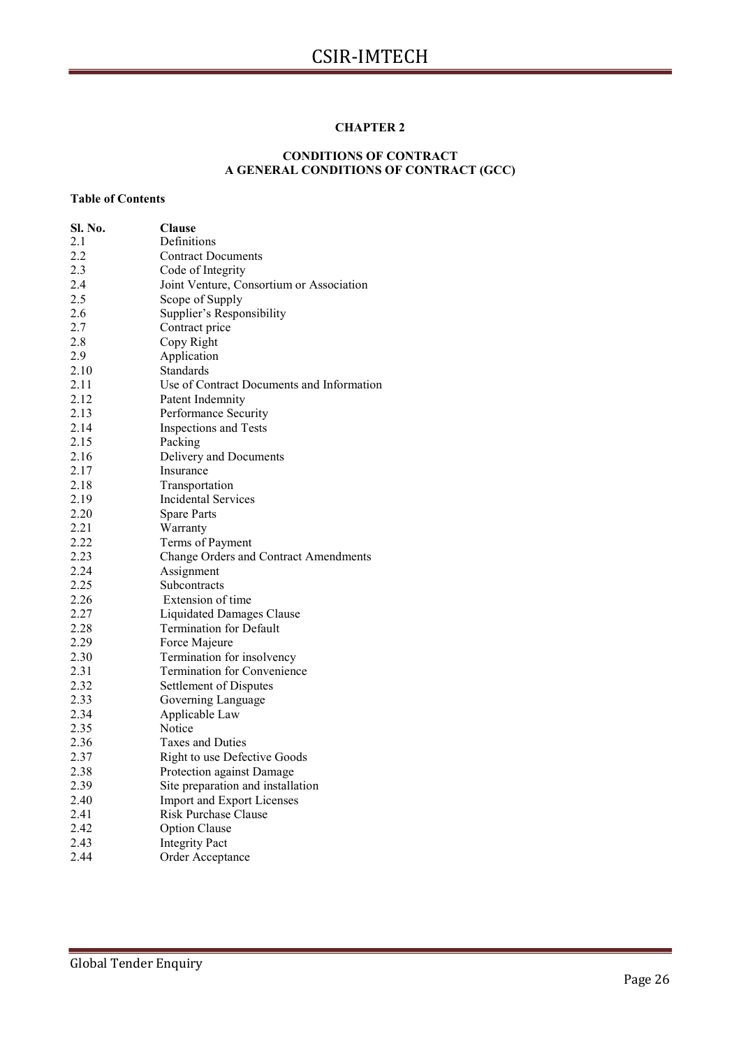# CHAPTER 2

## CONDITIONS OF CONTRACT
## A GENERAL CONDITIONS OF CONTRACT (GCC)

**Table of Contents**

| Sl. No. | Clause |
| --- | --- |
| 2.1 | Definitions |
| 2.2 | Contract Documents |
| 2.3 | Code of Integrity |
| 2.4 | Joint Venture, Consortium or Association |
| 2.5 | Scope of Supply |
| 2.6 | Supplier's Responsibility |
| 2.7 | Contract price |
| 2.8 | Copy Right |
| 2.9 | Application |
| 2.10 | Standards |
| 2.11 | Use of Contract Documents and Information |
| 2.12 | Patent Indemnity |
| 2.13 | Performance Security |
| 2.14 | Inspections and Tests |
| 2.15 | Packing |
| 2.16 | Delivery and Documents |
| 2.17 | Insurance |
| 2.18 | Transportation |
| 2.19 | Incidental Services |
| 2.20 | Spare Parts |
| 2.21 | Warranty |
| 2.22 | Terms of Payment |
| 2.23 | Change Orders and Contract Amendments |
| 2.24 | Assignment |
| 2.25 | Subcontracts |
| 2.26 | Extension of time |
| 2.27 | Liquidated Damages Clause |
| 2.28 | Termination for Default |
| 2.29 | Force Majeure |
| 2.30 | Termination for insolvency |
| 2.31 | Termination for Convenience |
| 2.32 | Settlement of Disputes |
| 2.33 | Governing Language |
| 2.34 | Applicable Law |
| 2.35 | Notice |
| 2.36 | Taxes and Duties |
| 2.37 | Right to use Defective Goods |
| 2.38 | Protection against Damage |
| 2.39 | Site preparation and installation |
| 2.40 | Import and Export Licenses |
| 2.41 | Risk Purchase Clause |
| 2.42 | Option Clause |
| 2.43 | Integrity Pact |
| 2.44 | Order Acceptance |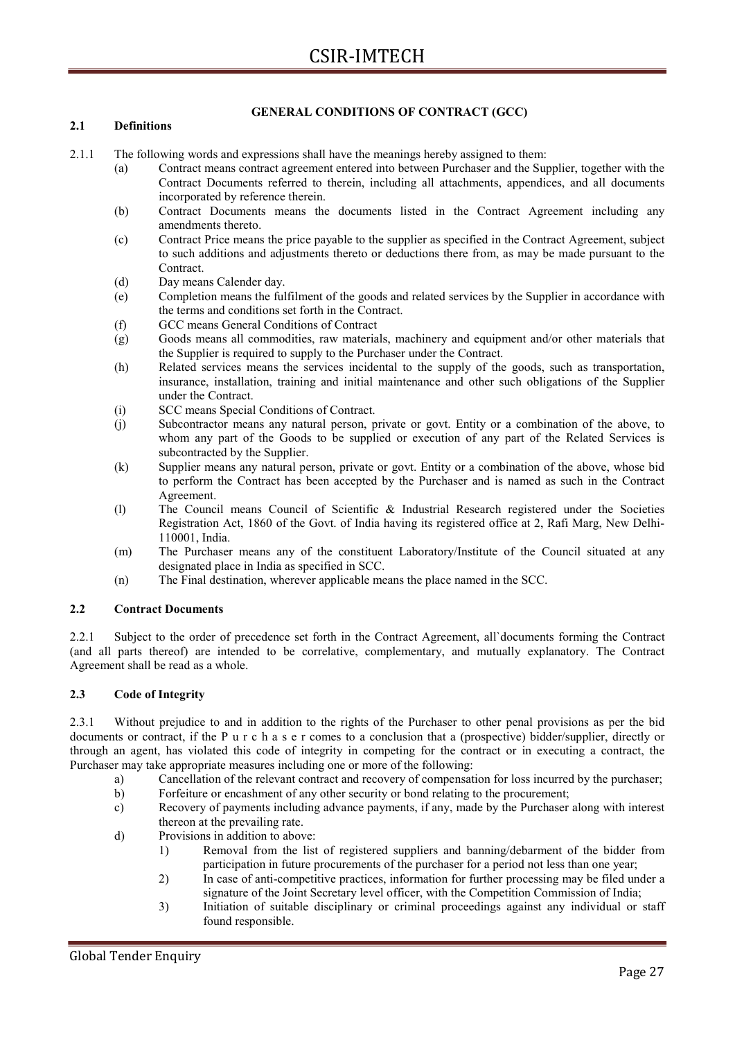## GENERAL CONDITIONS OF CONTRACT (GCC)

### 2.1 Definitions

2.1.1 The following words and expressions shall have the meanings hereby assigned to them:

- (a) Contract means contract agreement entered into between Purchaser and the Supplier, together with the Contract Documents referred to therein, including all attachments, appendices, and all documents incorporated by reference therein.
- (b) Contract Documents means the documents listed in the Contract Agreement including any amendments thereto.
- (c) Contract Price means the price payable to the supplier as specified in the Contract Agreement, subject to such additions and adjustments thereto or deductions there from, as may be made pursuant to the Contract.
- (d) Day means Calender day.
- (e) Completion means the fulfilment of the goods and related services by the Supplier in accordance with the terms and conditions set forth in the Contract.
- (f) GCC means General Conditions of Contract
- (g) Goods means all commodities, raw materials, machinery and equipment and/or other materials that the Supplier is required to supply to the Purchaser under the Contract.
- (h) Related services means the services incidental to the supply of the goods, such as transportation, insurance, installation, training and initial maintenance and other such obligations of the Supplier under the Contract.
- (i) SCC means Special Conditions of Contract.
- (j) Subcontractor means any natural person, private or govt. Entity or a combination of the above, to whom any part of the Goods to be supplied or execution of any part of the Related Services is subcontracted by the Supplier.
- (k) Supplier means any natural person, private or govt. Entity or a combination of the above, whose bid to perform the Contract has been accepted by the Purchaser and is named as such in the Contract Agreement.
- (l) The Council means Council of Scientific & Industrial Research registered under the Societies Registration Act, 1860 of the Govt. of India having its registered office at 2, Rafi Marg, New Delhi-110001, India.
- (m) The Purchaser means any of the constituent Laboratory/Institute of the Council situated at any designated place in India as specified in SCC.
- (n) The Final destination, wherever applicable means the place named in the SCC.

### 2.2 Contract Documents

2.2.1 Subject to the order of precedence set forth in the Contract Agreement, all`documents forming the Contract (and all parts thereof) are intended to be correlative, complementary, and mutually explanatory. The Contract Agreement shall be read as a whole.

### 2.3 Code of Integrity

2.3.1 Without prejudice to and in addition to the rights of the Purchaser to other penal provisions as per the bid documents or contract, if the Purchaser comes to a conclusion that a (prospective) bidder/supplier, directly or through an agent, has violated this code of integrity in competing for the contract or in executing a contract, the Purchaser may take appropriate measures including one or more of the following:

- a) Cancellation of the relevant contract and recovery of compensation for loss incurred by the purchaser;
- b) Forfeiture or encashment of any other security or bond relating to the procurement;
- c) Recovery of payments including advance payments, if any, made by the Purchaser along with interest thereon at the prevailing rate.
- d) Provisions in addition to above:
  1) Removal from the list of registered suppliers and banning/debarment of the bidder from participation in future procurements of the purchaser for a period not less than one year;
  2) In case of anti-competitive practices, information for further processing may be filed under a signature of the Joint Secretary level officer, with the Competition Commission of India;
  3) Initiation of suitable disciplinary or criminal proceedings against any individual or staff found responsible.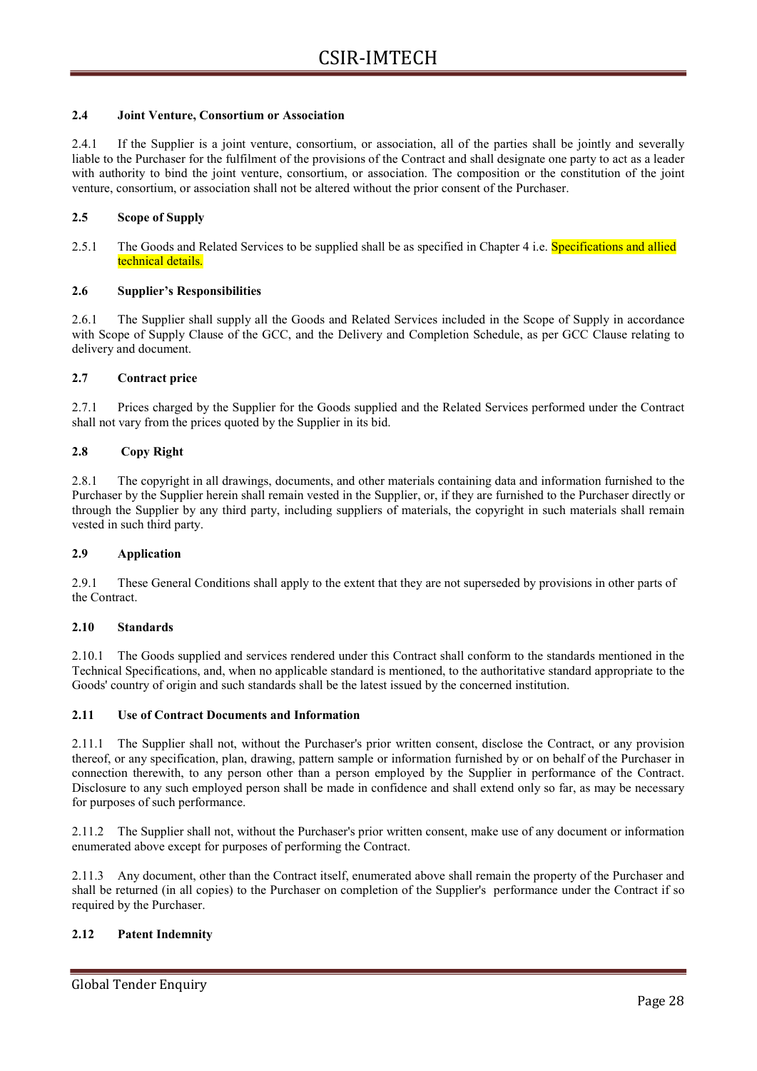### 2.4 Joint Venture, Consortium or Association

2.4.1 If the Supplier is a joint venture, consortium, or association, all of the parties shall be jointly and severally liable to the Purchaser for the fulfilment of the provisions of the Contract and shall designate one party to act as a leader with authority to bind the joint venture, consortium, or association. The composition or the constitution of the joint venture, consortium, or association shall not be altered without the prior consent of the Purchaser.

### 2.5 Scope of Supply

2.5.1 The Goods and Related Services to be supplied shall be as specified in Chapter 4 i.e. Specifications and allied technical details.

### 2.6 Supplier's Responsibilities

2.6.1 The Supplier shall supply all the Goods and Related Services included in the Scope of Supply in accordance with Scope of Supply Clause of the GCC, and the Delivery and Completion Schedule, as per GCC Clause relating to delivery and document.

### 2.7 Contract price

2.7.1 Prices charged by the Supplier for the Goods supplied and the Related Services performed under the Contract shall not vary from the prices quoted by the Supplier in its bid.

### 2.8 Copy Right

2.8.1 The copyright in all drawings, documents, and other materials containing data and information furnished to the Purchaser by the Supplier herein shall remain vested in the Supplier, or, if they are furnished to the Purchaser directly or through the Supplier by any third party, including suppliers of materials, the copyright in such materials shall remain vested in such third party.

### 2.9 Application

2.9.1 These General Conditions shall apply to the extent that they are not superseded by provisions in other parts of the Contract.

### 2.10 Standards

2.10.1 The Goods supplied and services rendered under this Contract shall conform to the standards mentioned in the Technical Specifications, and, when no applicable standard is mentioned, to the authoritative standard appropriate to the Goods' country of origin and such standards shall be the latest issued by the concerned institution.

### 2.11 Use of Contract Documents and Information

2.11.1 The Supplier shall not, without the Purchaser's prior written consent, disclose the Contract, or any provision thereof, or any specification, plan, drawing, pattern sample or information furnished by or on behalf of the Purchaser in connection therewith, to any person other than a person employed by the Supplier in performance of the Contract. Disclosure to any such employed person shall be made in confidence and shall extend only so far, as may be necessary for purposes of such performance.

2.11.2 The Supplier shall not, without the Purchaser's prior written consent, make use of any document or information enumerated above except for purposes of performing the Contract.

2.11.3 Any document, other than the Contract itself, enumerated above shall remain the property of the Purchaser and shall be returned (in all copies) to the Purchaser on completion of the Supplier's performance under the Contract if so required by the Purchaser.

### 2.12 Patent Indemnity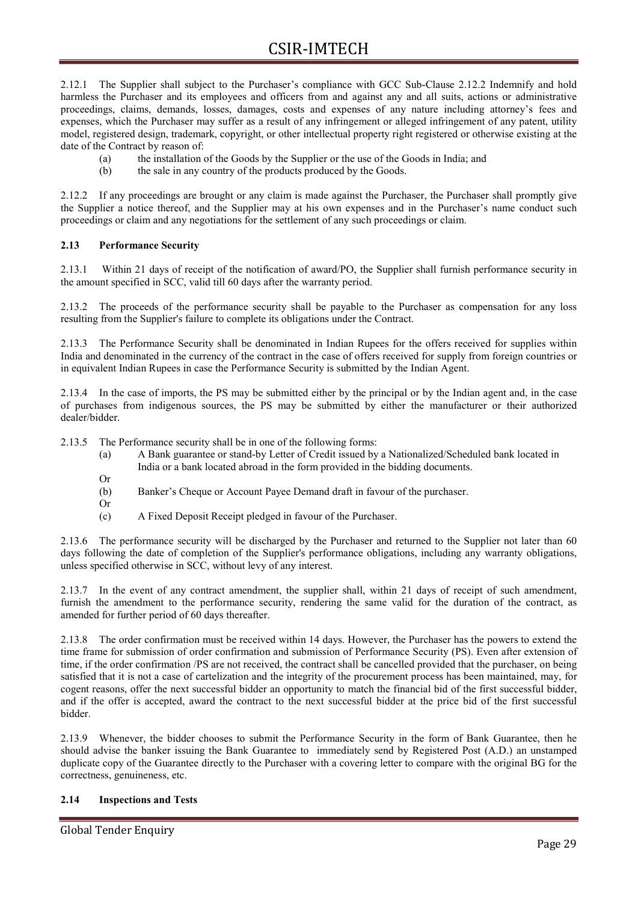2.12.1 The Supplier shall subject to the Purchaser's compliance with GCC Sub-Clause 2.12.2 Indemnify and hold harmless the Purchaser and its employees and officers from and against any and all suits, actions or administrative proceedings, claims, demands, losses, damages, costs and expenses of any nature including attorney's fees and expenses, which the Purchaser may suffer as a result of any infringement or alleged infringement of any patent, utility model, registered design, trademark, copyright, or other intellectual property right registered or otherwise existing at the date of the Contract by reason of:

(a) the installation of the Goods by the Supplier or the use of the Goods in India; and

(b) the sale in any country of the products produced by the Goods.

2.12.2 If any proceedings are brought or any claim is made against the Purchaser, the Purchaser shall promptly give the Supplier a notice thereof, and the Supplier may at his own expenses and in the Purchaser's name conduct such proceedings or claim and any negotiations for the settlement of any such proceedings or claim.

### 2.13 Performance Security

2.13.1 Within 21 days of receipt of the notification of award/PO, the Supplier shall furnish performance security in the amount specified in SCC, valid till 60 days after the warranty period.

2.13.2 The proceeds of the performance security shall be payable to the Purchaser as compensation for any loss resulting from the Supplier's failure to complete its obligations under the Contract.

2.13.3 The Performance Security shall be denominated in Indian Rupees for the offers received for supplies within India and denominated in the currency of the contract in the case of offers received for supply from foreign countries or in equivalent Indian Rupees in case the Performance Security is submitted by the Indian Agent.

2.13.4 In the case of imports, the PS may be submitted either by the principal or by the Indian agent and, in the case of purchases from indigenous sources, the PS may be submitted by either the manufacturer or their authorized dealer/bidder.

2.13.5 The Performance security shall be in one of the following forms:

(a) A Bank guarantee or stand-by Letter of Credit issued by a Nationalized/Scheduled bank located in India or a bank located abroad in the form provided in the bidding documents.

Or

(b) Banker's Cheque or Account Payee Demand draft in favour of the purchaser.

Or

(c) A Fixed Deposit Receipt pledged in favour of the Purchaser.

2.13.6 The performance security will be discharged by the Purchaser and returned to the Supplier not later than 60 days following the date of completion of the Supplier's performance obligations, including any warranty obligations, unless specified otherwise in SCC, without levy of any interest.

2.13.7 In the event of any contract amendment, the supplier shall, within 21 days of receipt of such amendment, furnish the amendment to the performance security, rendering the same valid for the duration of the contract, as amended for further period of 60 days thereafter.

2.13.8 The order confirmation must be received within 14 days. However, the Purchaser has the powers to extend the time frame for submission of order confirmation and submission of Performance Security (PS). Even after extension of time, if the order confirmation /PS are not received, the contract shall be cancelled provided that the purchaser, on being satisfied that it is not a case of cartelization and the integrity of the procurement process has been maintained, may, for cogent reasons, offer the next successful bidder an opportunity to match the financial bid of the first successful bidder, and if the offer is accepted, award the contract to the next successful bidder at the price bid of the first successful bidder.

2.13.9 Whenever, the bidder chooses to submit the Performance Security in the form of Bank Guarantee, then he should advise the banker issuing the Bank Guarantee to immediately send by Registered Post (A.D.) an unstamped duplicate copy of the Guarantee directly to the Purchaser with a covering letter to compare with the original BG for the correctness, genuineness, etc.

### 2.14 Inspections and Tests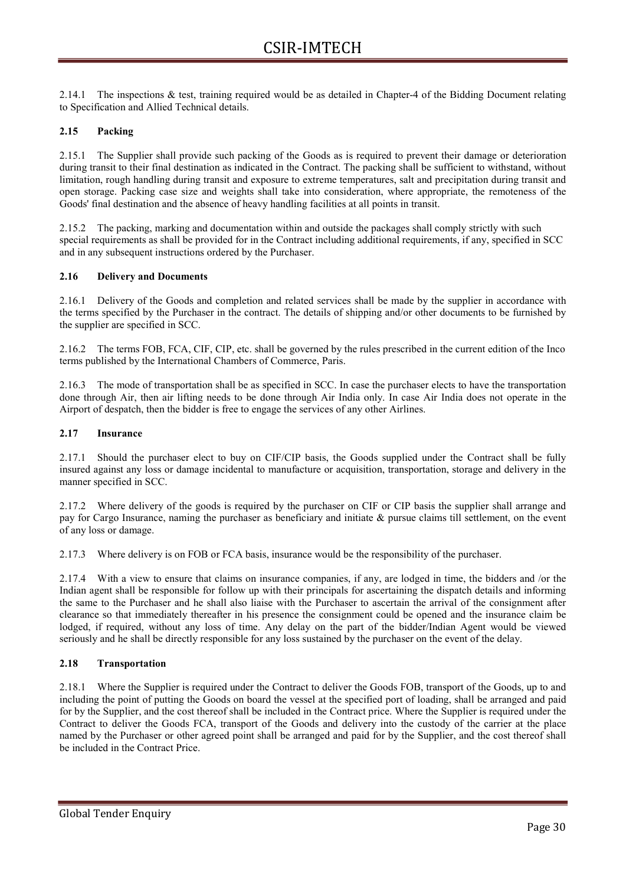2.14.1 The inspections & test, training required would be as detailed in Chapter-4 of the Bidding Document relating to Specification and Allied Technical details.

### 2.15 Packing

2.15.1 The Supplier shall provide such packing of the Goods as is required to prevent their damage or deterioration during transit to their final destination as indicated in the Contract. The packing shall be sufficient to withstand, without limitation, rough handling during transit and exposure to extreme temperatures, salt and precipitation during transit and open storage. Packing case size and weights shall take into consideration, where appropriate, the remoteness of the Goods' final destination and the absence of heavy handling facilities at all points in transit.

2.15.2 The packing, marking and documentation within and outside the packages shall comply strictly with such special requirements as shall be provided for in the Contract including additional requirements, if any, specified in SCC and in any subsequent instructions ordered by the Purchaser.

### 2.16 Delivery and Documents

2.16.1 Delivery of the Goods and completion and related services shall be made by the supplier in accordance with the terms specified by the Purchaser in the contract. The details of shipping and/or other documents to be furnished by the supplier are specified in SCC.

2.16.2 The terms FOB, FCA, CIF, CIP, etc. shall be governed by the rules prescribed in the current edition of the Inco terms published by the International Chambers of Commerce, Paris.

2.16.3 The mode of transportation shall be as specified in SCC. In case the purchaser elects to have the transportation done through Air, then air lifting needs to be done through Air India only. In case Air India does not operate in the Airport of despatch, then the bidder is free to engage the services of any other Airlines.

### 2.17 Insurance

2.17.1 Should the purchaser elect to buy on CIF/CIP basis, the Goods supplied under the Contract shall be fully insured against any loss or damage incidental to manufacture or acquisition, transportation, storage and delivery in the manner specified in SCC.

2.17.2 Where delivery of the goods is required by the purchaser on CIF or CIP basis the supplier shall arrange and pay for Cargo Insurance, naming the purchaser as beneficiary and initiate & pursue claims till settlement, on the event of any loss or damage.

2.17.3 Where delivery is on FOB or FCA basis, insurance would be the responsibility of the purchaser.

2.17.4 With a view to ensure that claims on insurance companies, if any, are lodged in time, the bidders and /or the Indian agent shall be responsible for follow up with their principals for ascertaining the dispatch details and informing the same to the Purchaser and he shall also liaise with the Purchaser to ascertain the arrival of the consignment after clearance so that immediately thereafter in his presence the consignment could be opened and the insurance claim be lodged, if required, without any loss of time. Any delay on the part of the bidder/Indian Agent would be viewed seriously and he shall be directly responsible for any loss sustained by the purchaser on the event of the delay.

### 2.18 Transportation

2.18.1 Where the Supplier is required under the Contract to deliver the Goods FOB, transport of the Goods, up to and including the point of putting the Goods on board the vessel at the specified port of loading, shall be arranged and paid for by the Supplier, and the cost thereof shall be included in the Contract price. Where the Supplier is required under the Contract to deliver the Goods FCA, transport of the Goods and delivery into the custody of the carrier at the place named by the Purchaser or other agreed point shall be arranged and paid for by the Supplier, and the cost thereof shall be included in the Contract Price.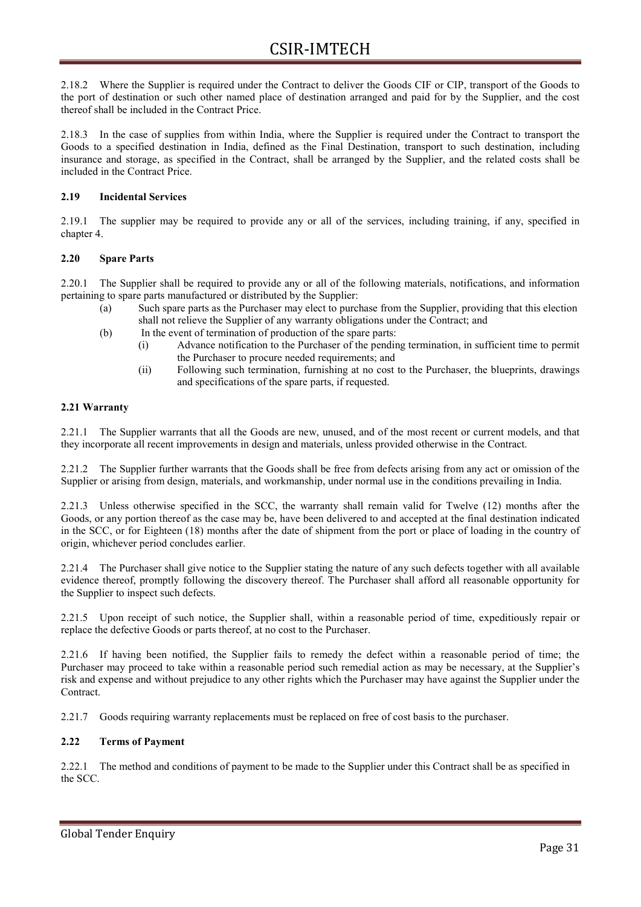2.18.2 Where the Supplier is required under the Contract to deliver the Goods CIF or CIP, transport of the Goods to the port of destination or such other named place of destination arranged and paid for by the Supplier, and the cost thereof shall be included in the Contract Price.

2.18.3 In the case of supplies from within India, where the Supplier is required under the Contract to transport the Goods to a specified destination in India, defined as the Final Destination, transport to such destination, including insurance and storage, as specified in the Contract, shall be arranged by the Supplier, and the related costs shall be included in the Contract Price.

### 2.19 Incidental Services

2.19.1 The supplier may be required to provide any or all of the services, including training, if any, specified in chapter 4.

### 2.20 Spare Parts

2.20.1 The Supplier shall be required to provide any or all of the following materials, notifications, and information pertaining to spare parts manufactured or distributed by the Supplier:

- (a) Such spare parts as the Purchaser may elect to purchase from the Supplier, providing that this election shall not relieve the Supplier of any warranty obligations under the Contract; and
- (b) In the event of termination of production of the spare parts:
    - (i) Advance notification to the Purchaser of the pending termination, in sufficient time to permit the Purchaser to procure needed requirements; and
    - (ii) Following such termination, furnishing at no cost to the Purchaser, the blueprints, drawings and specifications of the spare parts, if requested.

### 2.21 Warranty

2.21.1 The Supplier warrants that all the Goods are new, unused, and of the most recent or current models, and that they incorporate all recent improvements in design and materials, unless provided otherwise in the Contract.

2.21.2 The Supplier further warrants that the Goods shall be free from defects arising from any act or omission of the Supplier or arising from design, materials, and workmanship, under normal use in the conditions prevailing in India.

2.21.3 Unless otherwise specified in the SCC, the warranty shall remain valid for Twelve (12) months after the Goods, or any portion thereof as the case may be, have been delivered to and accepted at the final destination indicated in the SCC, or for Eighteen (18) months after the date of shipment from the port or place of loading in the country of origin, whichever period concludes earlier.

2.21.4 The Purchaser shall give notice to the Supplier stating the nature of any such defects together with all available evidence thereof, promptly following the discovery thereof. The Purchaser shall afford all reasonable opportunity for the Supplier to inspect such defects.

2.21.5 Upon receipt of such notice, the Supplier shall, within a reasonable period of time, expeditiously repair or replace the defective Goods or parts thereof, at no cost to the Purchaser.

2.21.6 If having been notified, the Supplier fails to remedy the defect within a reasonable period of time; the Purchaser may proceed to take within a reasonable period such remedial action as may be necessary, at the Supplier's risk and expense and without prejudice to any other rights which the Purchaser may have against the Supplier under the Contract.

2.21.7 Goods requiring warranty replacements must be replaced on free of cost basis to the purchaser.

### 2.22 Terms of Payment

2.22.1 The method and conditions of payment to be made to the Supplier under this Contract shall be as specified in the SCC.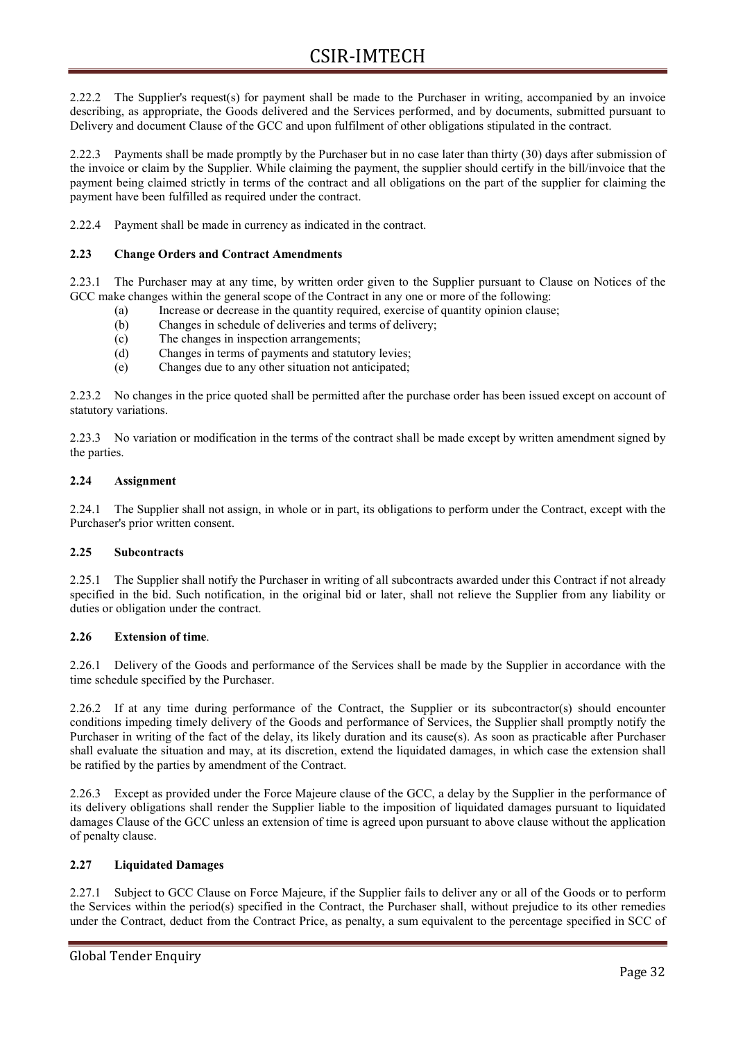2.22.2 The Supplier's request(s) for payment shall be made to the Purchaser in writing, accompanied by an invoice describing, as appropriate, the Goods delivered and the Services performed, and by documents, submitted pursuant to Delivery and document Clause of the GCC and upon fulfilment of other obligations stipulated in the contract.

2.22.3 Payments shall be made promptly by the Purchaser but in no case later than thirty (30) days after submission of the invoice or claim by the Supplier. While claiming the payment, the supplier should certify in the bill/invoice that the payment being claimed strictly in terms of the contract and all obligations on the part of the supplier for claiming the payment have been fulfilled as required under the contract.

2.22.4 Payment shall be made in currency as indicated in the contract.

**2.23 Change Orders and Contract Amendments**

2.23.1 The Purchaser may at any time, by written order given to the Supplier pursuant to Clause on Notices of the GCC make changes within the general scope of the Contract in any one or more of the following:

- (a) Increase or decrease in the quantity required, exercise of quantity opinion clause;
- (b) Changes in schedule of deliveries and terms of delivery;
- (c) The changes in inspection arrangements;
- (d) Changes in terms of payments and statutory levies;
- (e) Changes due to any other situation not anticipated;

2.23.2 No changes in the price quoted shall be permitted after the purchase order has been issued except on account of statutory variations.

2.23.3 No variation or modification in the terms of the contract shall be made except by written amendment signed by the parties.

**2.24 Assignment**

2.24.1 The Supplier shall not assign, in whole or in part, its obligations to perform under the Contract, except with the Purchaser's prior written consent.

**2.25 Subcontracts**

2.25.1 The Supplier shall notify the Purchaser in writing of all subcontracts awarded under this Contract if not already specified in the bid. Such notification, in the original bid or later, shall not relieve the Supplier from any liability or duties or obligation under the contract.

**2.26 Extension of time**.

2.26.1 Delivery of the Goods and performance of the Services shall be made by the Supplier in accordance with the time schedule specified by the Purchaser.

2.26.2 If at any time during performance of the Contract, the Supplier or its subcontractor(s) should encounter conditions impeding timely delivery of the Goods and performance of Services, the Supplier shall promptly notify the Purchaser in writing of the fact of the delay, its likely duration and its cause(s). As soon as practicable after Purchaser shall evaluate the situation and may, at its discretion, extend the liquidated damages, in which case the extension shall be ratified by the parties by amendment of the Contract.

2.26.3 Except as provided under the Force Majeure clause of the GCC, a delay by the Supplier in the performance of its delivery obligations shall render the Supplier liable to the imposition of liquidated damages pursuant to liquidated damages Clause of the GCC unless an extension of time is agreed upon pursuant to above clause without the application of penalty clause.

**2.27 Liquidated Damages**

2.27.1 Subject to GCC Clause on Force Majeure, if the Supplier fails to deliver any or all of the Goods or to perform the Services within the period(s) specified in the Contract, the Purchaser shall, without prejudice to its other remedies under the Contract, deduct from the Contract Price, as penalty, a sum equivalent to the percentage specified in SCC of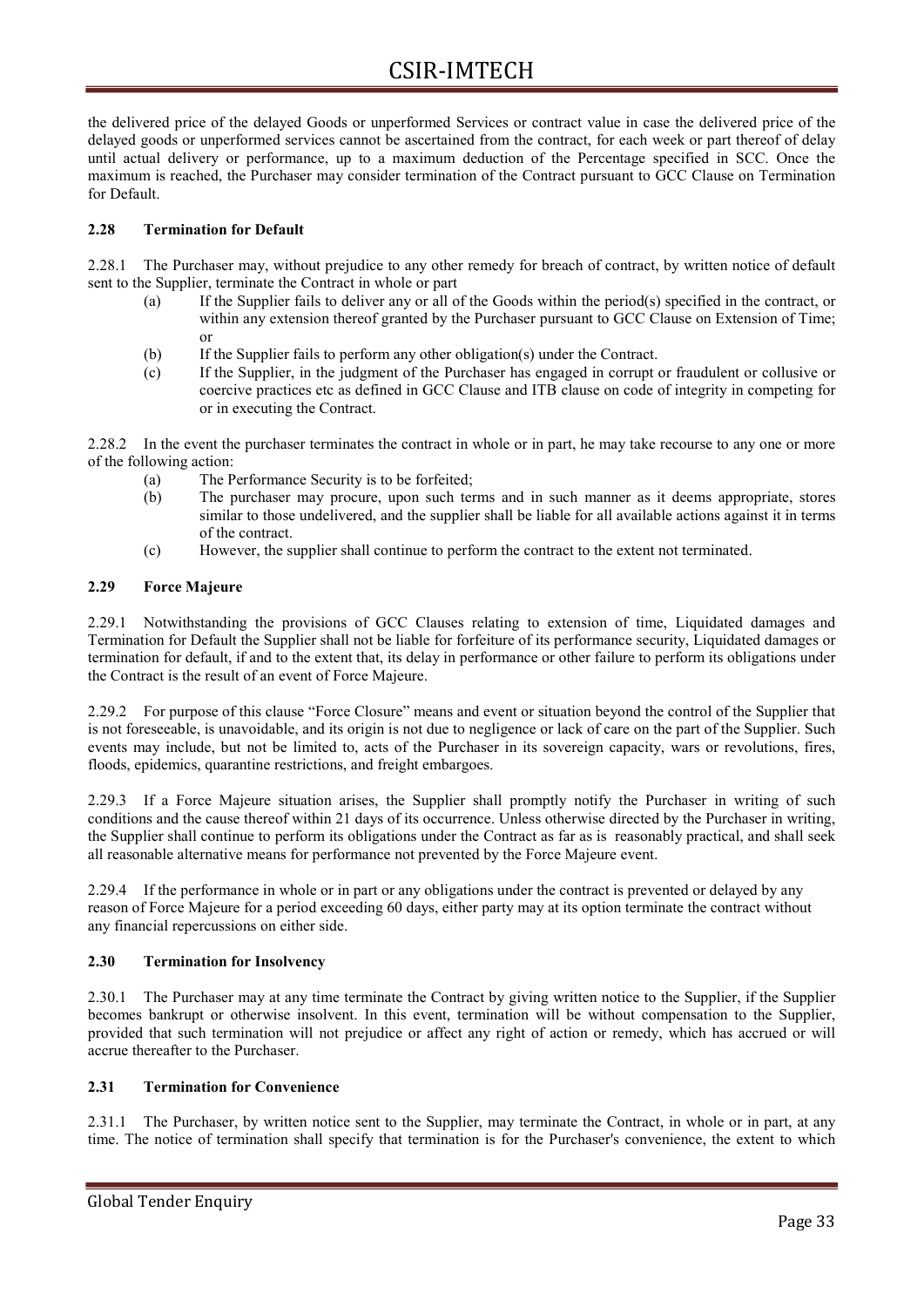the delivered price of the delayed Goods or unperformed Services or contract value in case the delivered price of the delayed goods or unperformed services cannot be ascertained from the contract, for each week or part thereof of delay until actual delivery or performance, up to a maximum deduction of the Percentage specified in SCC. Once the maximum is reached, the Purchaser may consider termination of the Contract pursuant to GCC Clause on Termination for Default.

**2.28 Termination for Default**

2.28.1 The Purchaser may, without prejudice to any other remedy for breach of contract, by written notice of default sent to the Supplier, terminate the Contract in whole or part

- (a) If the Supplier fails to deliver any or all of the Goods within the period(s) specified in the contract, or within any extension thereof granted by the Purchaser pursuant to GCC Clause on Extension of Time; or
- (b) If the Supplier fails to perform any other obligation(s) under the Contract.
- (c) If the Supplier, in the judgment of the Purchaser has engaged in corrupt or fraudulent or collusive or coercive practices etc as defined in GCC Clause and ITB clause on code of integrity in competing for or in executing the Contract.

2.28.2 In the event the purchaser terminates the contract in whole or in part, he may take recourse to any one or more of the following action:

- (a) The Performance Security is to be forfeited;
- (b) The purchaser may procure, upon such terms and in such manner as it deems appropriate, stores similar to those undelivered, and the supplier shall be liable for all available actions against it in terms of the contract.
- (c) However, the supplier shall continue to perform the contract to the extent not terminated.

**2.29 Force Majeure**

2.29.1 Notwithstanding the provisions of GCC Clauses relating to extension of time, Liquidated damages and Termination for Default the Supplier shall not be liable for forfeiture of its performance security, Liquidated damages or termination for default, if and to the extent that, its delay in performance or other failure to perform its obligations under the Contract is the result of an event of Force Majeure.

2.29.2 For purpose of this clause "Force Closure" means and event or situation beyond the control of the Supplier that is not foreseeable, is unavoidable, and its origin is not due to negligence or lack of care on the part of the Supplier. Such events may include, but not be limited to, acts of the Purchaser in its sovereign capacity, wars or revolutions, fires, floods, epidemics, quarantine restrictions, and freight embargoes.

2.29.3 If a Force Majeure situation arises, the Supplier shall promptly notify the Purchaser in writing of such conditions and the cause thereof within 21 days of its occurrence. Unless otherwise directed by the Purchaser in writing, the Supplier shall continue to perform its obligations under the Contract as far as is reasonably practical, and shall seek all reasonable alternative means for performance not prevented by the Force Majeure event.

2.29.4 If the performance in whole or in part or any obligations under the contract is prevented or delayed by any reason of Force Majeure for a period exceeding 60 days, either party may at its option terminate the contract without any financial repercussions on either side.

**2.30 Termination for Insolvency**

2.30.1 The Purchaser may at any time terminate the Contract by giving written notice to the Supplier, if the Supplier becomes bankrupt or otherwise insolvent. In this event, termination will be without compensation to the Supplier, provided that such termination will not prejudice or affect any right of action or remedy, which has accrued or will accrue thereafter to the Purchaser.

**2.31 Termination for Convenience**

2.31.1 The Purchaser, by written notice sent to the Supplier, may terminate the Contract, in whole or in part, at any time. The notice of termination shall specify that termination is for the Purchaser's convenience, the extent to which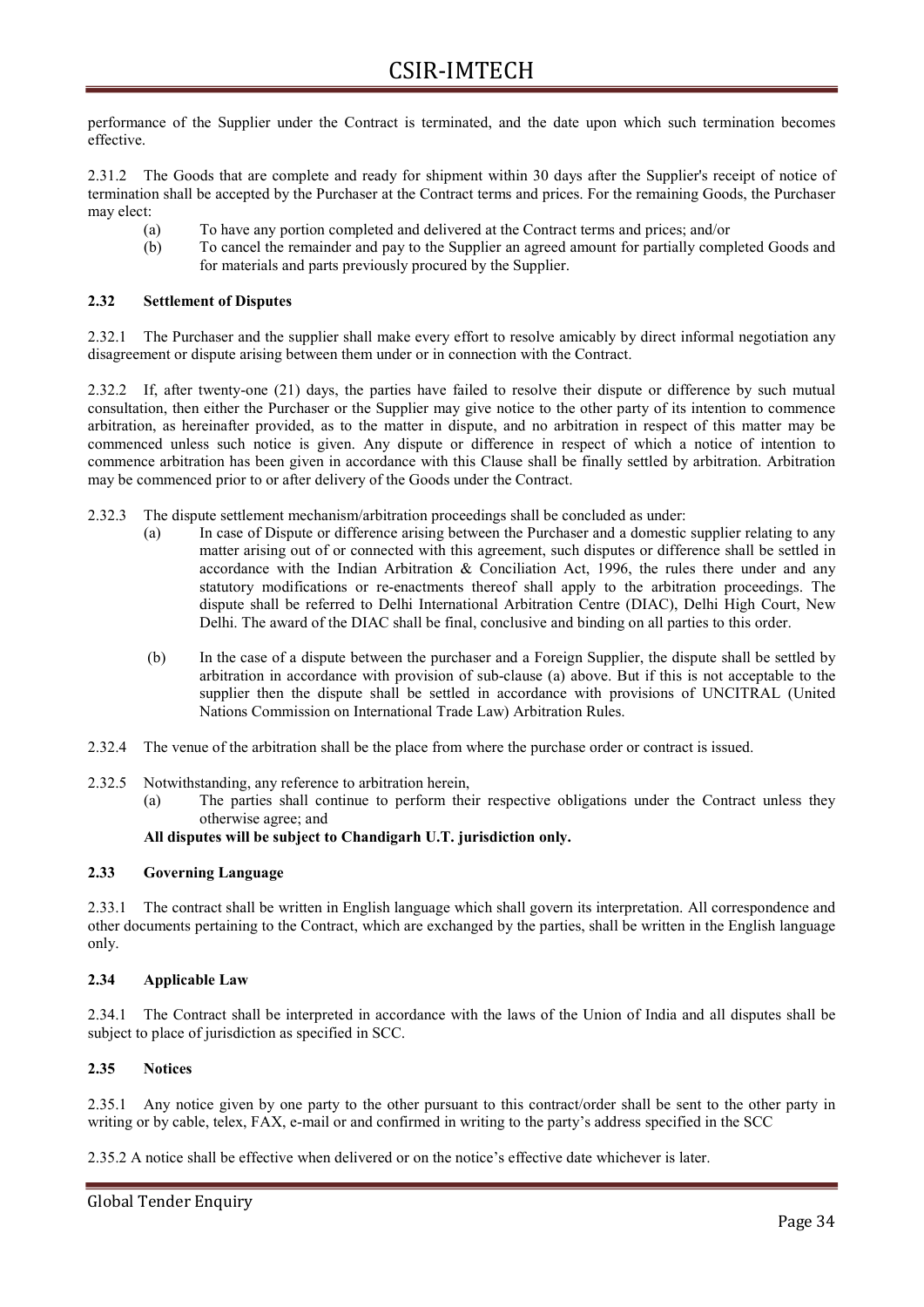performance of the Supplier under the Contract is terminated, and the date upon which such termination becomes effective.

2.31.2 The Goods that are complete and ready for shipment within 30 days after the Supplier's receipt of notice of termination shall be accepted by the Purchaser at the Contract terms and prices. For the remaining Goods, the Purchaser may elect:

(a) To have any portion completed and delivered at the Contract terms and prices; and/or
(b) To cancel the remainder and pay to the Supplier an agreed amount for partially completed Goods and for materials and parts previously procured by the Supplier.

### 2.32 Settlement of Disputes

2.32.1 The Purchaser and the supplier shall make every effort to resolve amicably by direct informal negotiation any disagreement or dispute arising between them under or in connection with the Contract.

2.32.2 If, after twenty-one (21) days, the parties have failed to resolve their dispute or difference by such mutual consultation, then either the Purchaser or the Supplier may give notice to the other party of its intention to commence arbitration, as hereinafter provided, as to the matter in dispute, and no arbitration in respect of this matter may be commenced unless such notice is given. Any dispute or difference in respect of which a notice of intention to commence arbitration has been given in accordance with this Clause shall be finally settled by arbitration. Arbitration may be commenced prior to or after delivery of the Goods under the Contract.

2.32.3 The dispute settlement mechanism/arbitration proceedings shall be concluded as under:

(a) In case of Dispute or difference arising between the Purchaser and a domestic supplier relating to any matter arising out of or connected with this agreement, such disputes or difference shall be settled in accordance with the Indian Arbitration & Conciliation Act, 1996, the rules there under and any statutory modifications or re-enactments thereof shall apply to the arbitration proceedings. The dispute shall be referred to Delhi International Arbitration Centre (DIAC), Delhi High Court, New Delhi. The award of the DIAC shall be final, conclusive and binding on all parties to this order.

(b) In the case of a dispute between the purchaser and a Foreign Supplier, the dispute shall be settled by arbitration in accordance with provision of sub-clause (a) above. But if this is not acceptable to the supplier then the dispute shall be settled in accordance with provisions of UNCITRAL (United Nations Commission on International Trade Law) Arbitration Rules.

2.32.4 The venue of the arbitration shall be the place from where the purchase order or contract is issued.

2.32.5 Notwithstanding, any reference to arbitration herein,

(a) The parties shall continue to perform their respective obligations under the Contract unless they otherwise agree; and

**All disputes will be subject to Chandigarh U.T. jurisdiction only.**

### 2.33 Governing Language

2.33.1 The contract shall be written in English language which shall govern its interpretation. All correspondence and other documents pertaining to the Contract, which are exchanged by the parties, shall be written in the English language only.

### 2.34 Applicable Law

2.34.1 The Contract shall be interpreted in accordance with the laws of the Union of India and all disputes shall be subject to place of jurisdiction as specified in SCC.

### 2.35 Notices

2.35.1 Any notice given by one party to the other pursuant to this contract/order shall be sent to the other party in writing or by cable, telex, FAX, e-mail or and confirmed in writing to the party's address specified in the SCC

2.35.2 A notice shall be effective when delivered or on the notice's effective date whichever is later.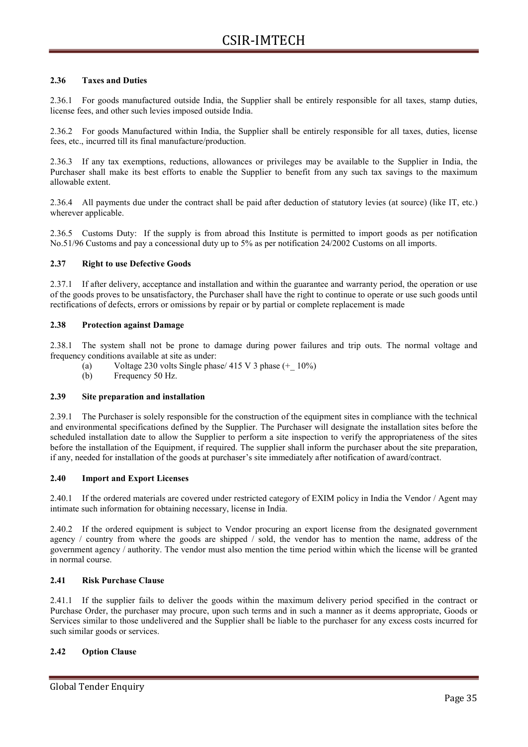### 2.36 Taxes and Duties

2.36.1 For goods manufactured outside India, the Supplier shall be entirely responsible for all taxes, stamp duties, license fees, and other such levies imposed outside India.

2.36.2 For goods Manufactured within India, the Supplier shall be entirely responsible for all taxes, duties, license fees, etc., incurred till its final manufacture/production.

2.36.3 If any tax exemptions, reductions, allowances or privileges may be available to the Supplier in India, the Purchaser shall make its best efforts to enable the Supplier to benefit from any such tax savings to the maximum allowable extent.

2.36.4 All payments due under the contract shall be paid after deduction of statutory levies (at source) (like IT, etc.) wherever applicable.

2.36.5 Customs Duty: If the supply is from abroad this Institute is permitted to import goods as per notification No.51/96 Customs and pay a concessional duty up to 5% as per notification 24/2002 Customs on all imports.

### 2.37 Right to use Defective Goods

2.37.1 If after delivery, acceptance and installation and within the guarantee and warranty period, the operation or use of the goods proves to be unsatisfactory, the Purchaser shall have the right to continue to operate or use such goods until rectifications of defects, errors or omissions by repair or by partial or complete replacement is made

### 2.38 Protection against Damage

2.38.1 The system shall not be prone to damage during power failures and trip outs. The normal voltage and frequency conditions available at site as under:

(a) Voltage 230 volts Single phase/ 415 V 3 phase (+_ 10%)

(b) Frequency 50 Hz.

### 2.39 Site preparation and installation

2.39.1 The Purchaser is solely responsible for the construction of the equipment sites in compliance with the technical and environmental specifications defined by the Supplier. The Purchaser will designate the installation sites before the scheduled installation date to allow the Supplier to perform a site inspection to verify the appropriateness of the sites before the installation of the Equipment, if required. The supplier shall inform the purchaser about the site preparation, if any, needed for installation of the goods at purchaser's site immediately after notification of award/contract.

### 2.40 Import and Export Licenses

2.40.1 If the ordered materials are covered under restricted category of EXIM policy in India the Vendor / Agent may intimate such information for obtaining necessary, license in India.

2.40.2 If the ordered equipment is subject to Vendor procuring an export license from the designated government agency / country from where the goods are shipped / sold, the vendor has to mention the name, address of the government agency / authority. The vendor must also mention the time period within which the license will be granted in normal course.

### 2.41 Risk Purchase Clause

2.41.1 If the supplier fails to deliver the goods within the maximum delivery period specified in the contract or Purchase Order, the purchaser may procure, upon such terms and in such a manner as it deems appropriate, Goods or Services similar to those undelivered and the Supplier shall be liable to the purchaser for any excess costs incurred for such similar goods or services.

### 2.42 Option Clause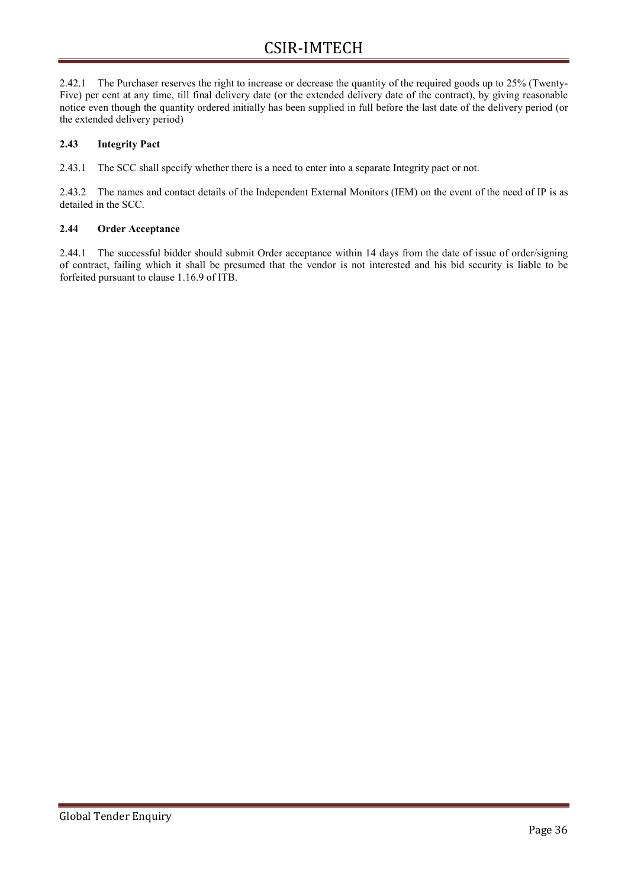2.42.1 The Purchaser reserves the right to increase or decrease the quantity of the required goods up to 25% (Twenty-Five) per cent at any time, till final delivery date (or the extended delivery date of the contract), by giving reasonable notice even though the quantity ordered initially has been supplied in full before the last date of the delivery period (or the extended delivery period)

### 2.43 Integrity Pact

2.43.1 The SCC shall specify whether there is a need to enter into a separate Integrity pact or not.

2.43.2 The names and contact details of the Independent External Monitors (IEM) on the event of the need of IP is as detailed in the SCC.

### 2.44 Order Acceptance

2.44.1 The successful bidder should submit Order acceptance within 14 days from the date of issue of order/signing of contract, failing which it shall be presumed that the vendor is not interested and his bid security is liable to be forfeited pursuant to clause 1.16.9 of ITB.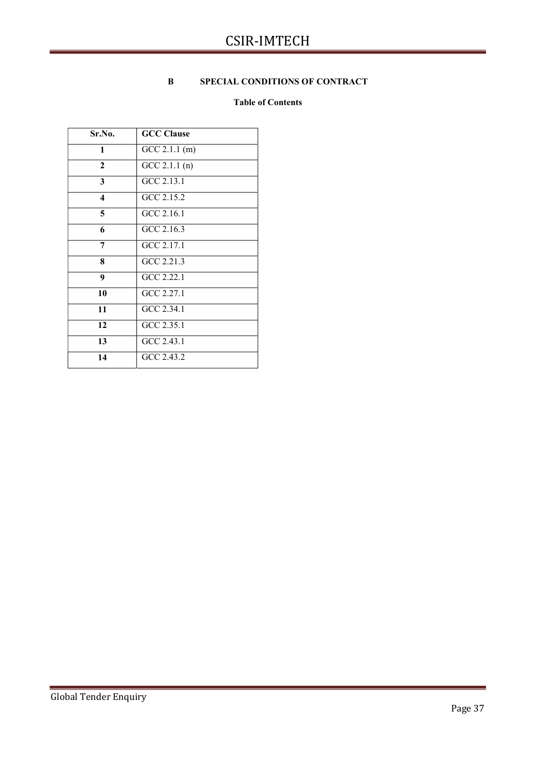## B SPECIAL CONDITIONS OF CONTRACT

**Table of Contents**

| Sr.No. | GCC Clause |
| --- | --- |
| 1 | GCC 2.1.1 (m) |
| 2 | GCC 2.1.1 (n) |
| 3 | GCC 2.13.1 |
| 4 | GCC 2.15.2 |
| 5 | GCC 2.16.1 |
| 6 | GCC 2.16.3 |
| 7 | GCC 2.17.1 |
| 8 | GCC 2.21.3 |
| 9 | GCC 2.22.1 |
| 10 | GCC 2.27.1 |
| 11 | GCC 2.34.1 |
| 12 | GCC 2.35.1 |
| 13 | GCC 2.43.1 |
| 14 | GCC 2.43.2 |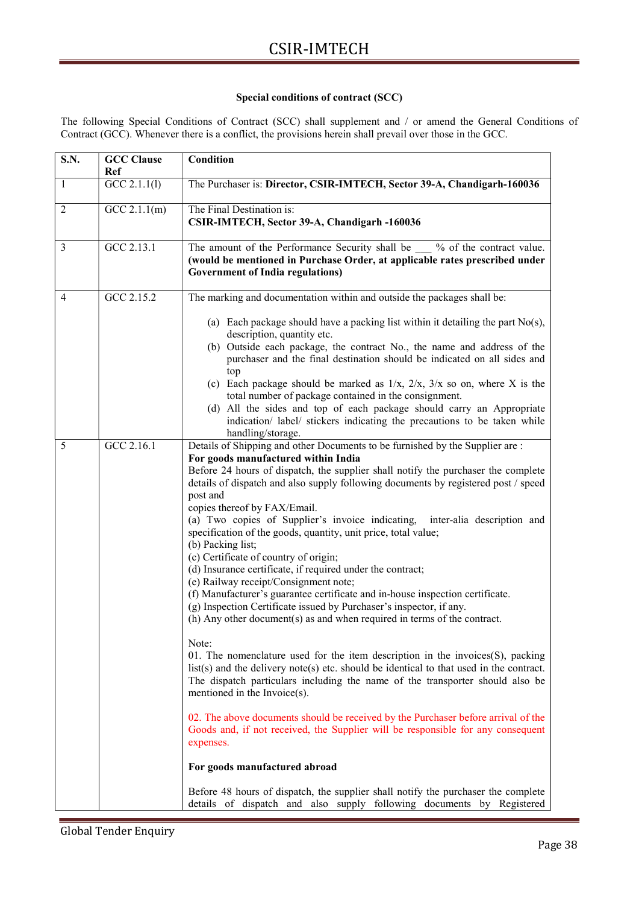**Special conditions of contract (SCC)**

The following Special Conditions of Contract (SCC) shall supplement and / or amend the General Conditions of Contract (GCC). Whenever there is a conflict, the provisions herein shall prevail over those in the GCC.

| S.N. | GCC Clause Ref | Condition |
|---|---|---|
| 1 | GCC 2.1.1(l) | The Purchaser is: **Director, CSIR-IMTECH, Sector 39-A, Chandigarh-160036** |
| 2 | GCC 2.1.1(m) | The Final Destination is:<br>**CSIR-IMTECH, Sector 39-A, Chandigarh -160036** |
| 3 | GCC 2.13.1 | The amount of the Performance Security shall be ___ % of the contract value. **(would be mentioned in Purchase Order, at applicable rates prescribed under Government of India regulations)** |
| 4 | GCC 2.15.2 | The marking and documentation within and outside the packages shall be:<br><br>(a) Each package should have a packing list within it detailing the part No(s), description, quantity etc.<br>(b) Outside each package, the contract No., the name and address of the purchaser and the final destination should be indicated on all sides and top<br>(c) Each package should be marked as 1/x, 2/x, 3/x so on, where X is the total number of package contained in the consignment.<br>(d) All the sides and top of each package should carry an Appropriate indication/ label/ stickers indicating the precautions to be taken while handling/storage. |
| 5 | GCC 2.16.1 | Details of Shipping and other Documents to be furnished by the Supplier are :<br>**For goods manufactured within India**<br>Before 24 hours of dispatch, the supplier shall notify the purchaser the complete details of dispatch and also supply following documents by registered post / speed post and<br>copies thereof by FAX/Email.<br>(a) Two copies of Supplier's invoice indicating, inter-alia description and specification of the goods, quantity, unit price, total value;<br>(b) Packing list;<br>(c) Certificate of country of origin;<br>(d) Insurance certificate, if required under the contract;<br>(e) Railway receipt/Consignment note;<br>(f) Manufacturer's guarantee certificate and in-house inspection certificate.<br>(g) Inspection Certificate issued by Purchaser's inspector, if any.<br>(h) Any other document(s) as and when required in terms of the contract.<br><br>Note:<br>01. The nomenclature used for the item description in the invoices(S), packing list(s) and the delivery note(s) etc. should be identical to that used in the contract. The dispatch particulars including the name of the transporter should also be mentioned in the Invoice(s).<br><br>02. The above documents should be received by the Purchaser before arrival of the Goods and, if not received, the Supplier will be responsible for any consequent expenses.<br><br>**For goods manufactured abroad**<br><br>Before 48 hours of dispatch, the supplier shall notify the purchaser the complete details of dispatch and also supply following documents by Registered |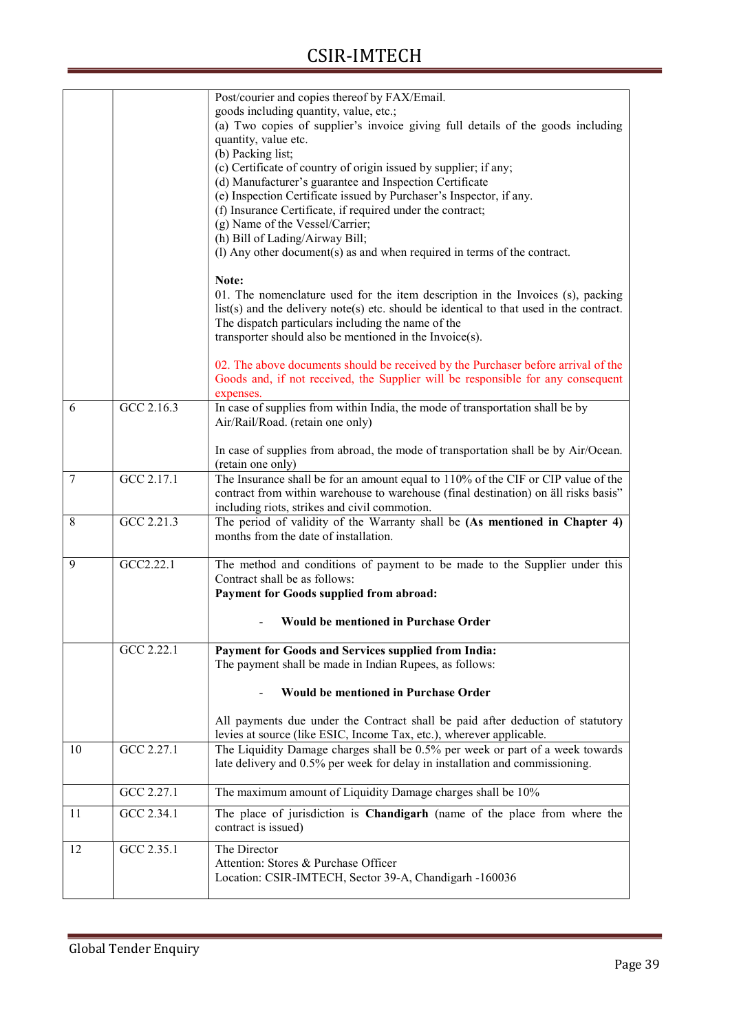| | | |
|---|---|---|
| | | Post/courier and copies thereof by FAX/Email.<br>goods including quantity, value, etc.;<br>(a) Two copies of supplier's invoice giving full details of the goods including quantity, value etc.<br>(b) Packing list;<br>(c) Certificate of country of origin issued by supplier; if any;<br>(d) Manufacturer's guarantee and Inspection Certificate<br>(e) Inspection Certificate issued by Purchaser's Inspector, if any.<br>(f) Insurance Certificate, if required under the contract;<br>(g) Name of the Vessel/Carrier;<br>(h) Bill of Lading/Airway Bill;<br>(l) Any other document(s) as and when required in terms of the contract.<br><br>**Note:**<br>01. The nomenclature used for the item description in the Invoices (s), packing list(s) and the delivery note(s) etc. should be identical to that used in the contract. The dispatch particulars including the name of the transporter should also be mentioned in the Invoice(s).<br><br>02. The above documents should be received by the Purchaser before arrival of the Goods and, if not received, the Supplier will be responsible for any consequent expenses. |
| 6 | GCC 2.16.3 | In case of supplies from within India, the mode of transportation shall be by Air/Rail/Road. (retain one only)<br><br>In case of supplies from abroad, the mode of transportation shall be by Air/Ocean. (retain one only) |
| 7 | GCC 2.17.1 | The Insurance shall be for an amount equal to 110% of the CIF or CIP value of the contract from within warehouse to warehouse (final destination) on äll risks basis" including riots, strikes and civil commotion. |
| 8 | GCC 2.21.3 | The period of validity of the Warranty shall be **(As mentioned in Chapter 4)** months from the date of installation. |
| 9 | GCC2.22.1 | The method and conditions of payment to be made to the Supplier under this Contract shall be as follows:<br>**Payment for Goods supplied from abroad:**<br><br>- **Would be mentioned in Purchase Order** |
| | GCC 2.22.1 | **Payment for Goods and Services supplied from India:**<br>The payment shall be made in Indian Rupees, as follows:<br><br>- **Would be mentioned in Purchase Order**<br><br>All payments due under the Contract shall be paid after deduction of statutory levies at source (like ESIC, Income Tax, etc.), wherever applicable. |
| 10 | GCC 2.27.1 | The Liquidity Damage charges shall be 0.5% per week or part of a week towards late delivery and 0.5% per week for delay in installation and commissioning. |
| | GCC 2.27.1 | The maximum amount of Liquidity Damage charges shall be 10% |
| 11 | GCC 2.34.1 | The place of jurisdiction is **Chandigarh** (name of the place from where the contract is issued) |
| 12 | GCC 2.35.1 | The Director<br>Attention: Stores & Purchase Officer<br>Location: CSIR-IMTECH, Sector 39-A, Chandigarh -160036 |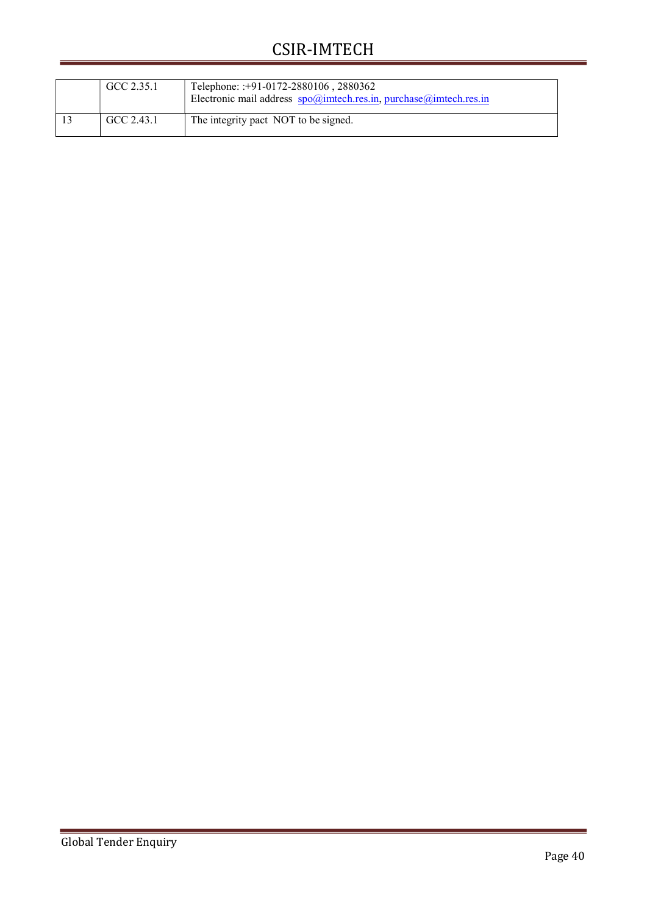| | | |
|---|---|---|
| | GCC 2.35.1 | Telephone: :+91-0172-2880106 , 2880362<br>Electronic mail address spo@imtech.res.in, purchase@imtech.res.in |
| 13 | GCC 2.43.1 | The integrity pact NOT to be signed. |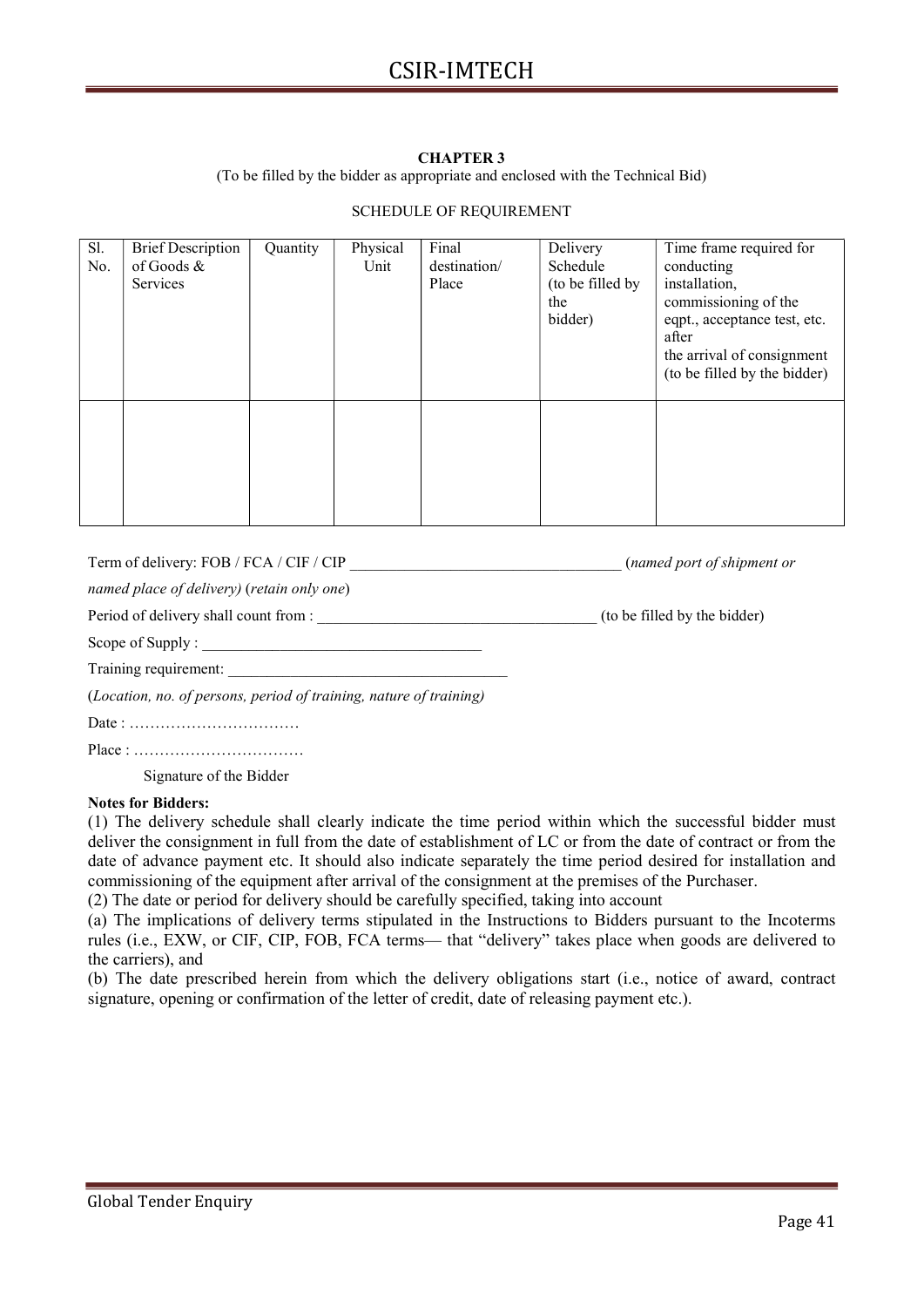**CHAPTER 3**

(To be filled by the bidder as appropriate and enclosed with the Technical Bid)

SCHEDULE OF REQUIREMENT

| Sl. No. | Brief Description of Goods & Services | Quantity | Physical Unit | Final destination/ Place | Delivery Schedule (to be filled by the bidder) | Time frame required for conducting installation, commissioning of the eqpt., acceptance test, etc. after the arrival of consignment (to be filled by the bidder) |
|---|---|---|---|---|---|---|
| | | | | | | |

Term of delivery: FOB / FCA / CIF / CIP ___________________________________ (*named port of shipment or named place of delivery*) (*retain only one*)

Period of delivery shall count from : ___________________________________ (to be filled by the bidder)

Scope of Supply : ___________________________________

Training requirement: ___________________________________

(*Location, no. of persons, period of training, nature of training)*

Date : ……………………………

Place : ……………………………

Signature of the Bidder

**Notes for Bidders:**

(1) The delivery schedule shall clearly indicate the time period within which the successful bidder must deliver the consignment in full from the date of establishment of LC or from the date of contract or from the date of advance payment etc. It should also indicate separately the time period desired for installation and commissioning of the equipment after arrival of the consignment at the premises of the Purchaser.

(2) The date or period for delivery should be carefully specified, taking into account

(a) The implications of delivery terms stipulated in the Instructions to Bidders pursuant to the Incoterms rules (i.e., EXW, or CIF, CIP, FOB, FCA terms— that "delivery" takes place when goods are delivered to the carriers), and

(b) The date prescribed herein from which the delivery obligations start (i.e., notice of award, contract signature, opening or confirmation of the letter of credit, date of releasing payment etc.).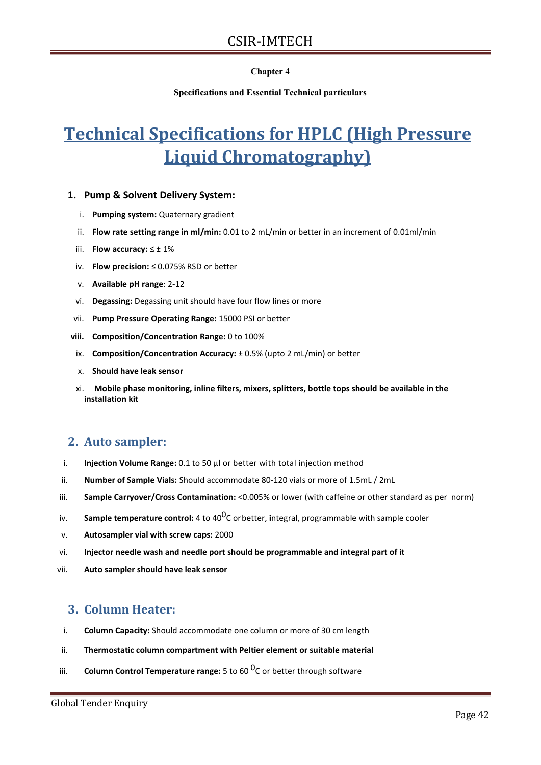**Chapter 4**

**Specifications and Essential Technical particulars**

# Technical Specifications for HPLC (High Pressure Liquid Chromatography)

## 1. Pump & Solvent Delivery System:

i. **Pumping system:** Quaternary gradient

ii. **Flow rate setting range in ml/min:** 0.01 to 2 mL/min or better in an increment of 0.01ml/min

iii. **Flow accuracy:** ≤ ± 1%

iv. **Flow precision:** ≤ 0.075% RSD or better

v. **Available pH range**: 2-12

vi. **Degassing:** Degassing unit should have four flow lines or more

vii. **Pump Pressure Operating Range:** 15000 PSI or better

**viii. Composition/Concentration Range:** 0 to 100%

ix. **Composition/Concentration Accuracy:** ± 0.5% (upto 2 mL/min) or better

x. **Should have leak sensor**

xi. **Mobile phase monitoring, inline filters, mixers, splitters, bottle tops should be available in the installation kit**

## 2. Auto sampler:

i. **Injection Volume Range:** 0.1 to 50 µl or better with total injection method

ii. **Number of Sample Vials:** Should accommodate 80-120 vials or more of 1.5mL / 2mL

iii. **Sample Carryover/Cross Contamination:** <0.005% or lower (with caffeine or other standard as per norm)

iv. **Sample temperature control:** 4 to 40 $^0$C or better, **i**ntegral, programmable with sample cooler

v. **Autosampler vial with screw caps:** 2000

vi. **Injector needle wash and needle port should be programmable and integral part of it**

vii. **Auto sampler should have leak sensor**

## 3. Column Heater:

i. **Column Capacity:** Should accommodate one column or more of 30 cm length

ii. **Thermostatic column compartment with Peltier element or suitable material**

iii. **Column Control Temperature range:** 5 to 60 $^0$C or better through software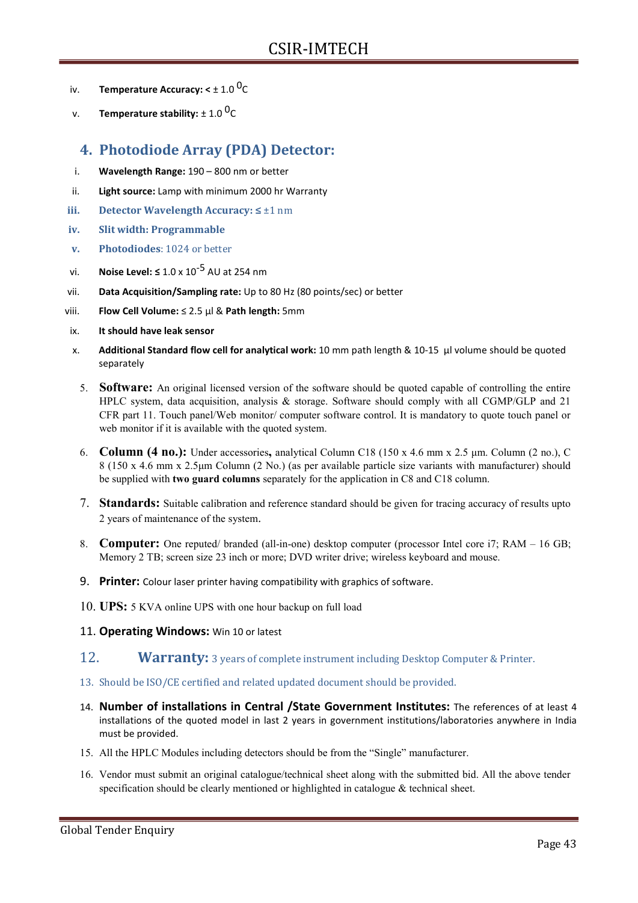iv. **Temperature Accuracy:** < ± 1.0 $^{0}$C

v. **Temperature stability:** ± 1.0 $^{0}$C

## 4. Photodiode Array (PDA) Detector:

i. **Wavelength Range:** 190 – 800 nm or better

ii. **Light source:** Lamp with minimum 2000 hr Warranty

iii. **Detector Wavelength Accuracy:** ≤ ±1 nm

iv. **Slit width: Programmable**

v. **Photodiodes**: 1024 or better

vi. **Noise Level:** ≤ 1.0 x $10^{-5}$ AU at 254 nm

vii. **Data Acquisition/Sampling rate:** Up to 80 Hz (80 points/sec) or better

viii. **Flow Cell Volume:** ≤ 2.5 µl & **Path length:** 5mm

ix. **It should have leak sensor**

x. **Additional Standard flow cell for analytical work:** 10 mm path length & 10-15 µl volume should be quoted separately

5. **Software:** An original licensed version of the software should be quoted capable of controlling the entire HPLC system, data acquisition, analysis & storage. Software should comply with all CGMP/GLP and 21 CFR part 11. Touch panel/Web monitor/ computer software control. It is mandatory to quote touch panel or web monitor if it is available with the quoted system.

6. **Column (4 no.):** Under accessories**,** analytical Column C18 (150 x 4.6 mm x 2.5 µm. Column (2 no.), C 8 (150 x 4.6 mm x 2.5µm Column (2 No.) (as per available particle size variants with manufacturer) should be supplied with **two guard columns** separately for the application in C8 and C18 column.

7. **Standards:** Suitable calibration and reference standard should be given for tracing accuracy of results upto 2 years of maintenance of the system.

8. **Computer:** One reputed/ branded (all-in-one) desktop computer (processor Intel core i7; RAM – 16 GB; Memory 2 TB; screen size 23 inch or more; DVD writer drive; wireless keyboard and mouse.

9. **Printer:** Colour laser printer having compatibility with graphics of software.

10. **UPS:** 5 KVA online UPS with one hour backup on full load

11. **Operating Windows:** Win 10 or latest

12. **Warranty:** 3 years of complete instrument including Desktop Computer & Printer.

13. Should be ISO/CE certified and related updated document should be provided.

14. **Number of installations in Central /State Government Institutes:** The references of at least 4 installations of the quoted model in last 2 years in government institutions/laboratories anywhere in India must be provided.

15. All the HPLC Modules including detectors should be from the "Single" manufacturer.

16. Vendor must submit an original catalogue/technical sheet along with the submitted bid. All the above tender specification should be clearly mentioned or highlighted in catalogue & technical sheet.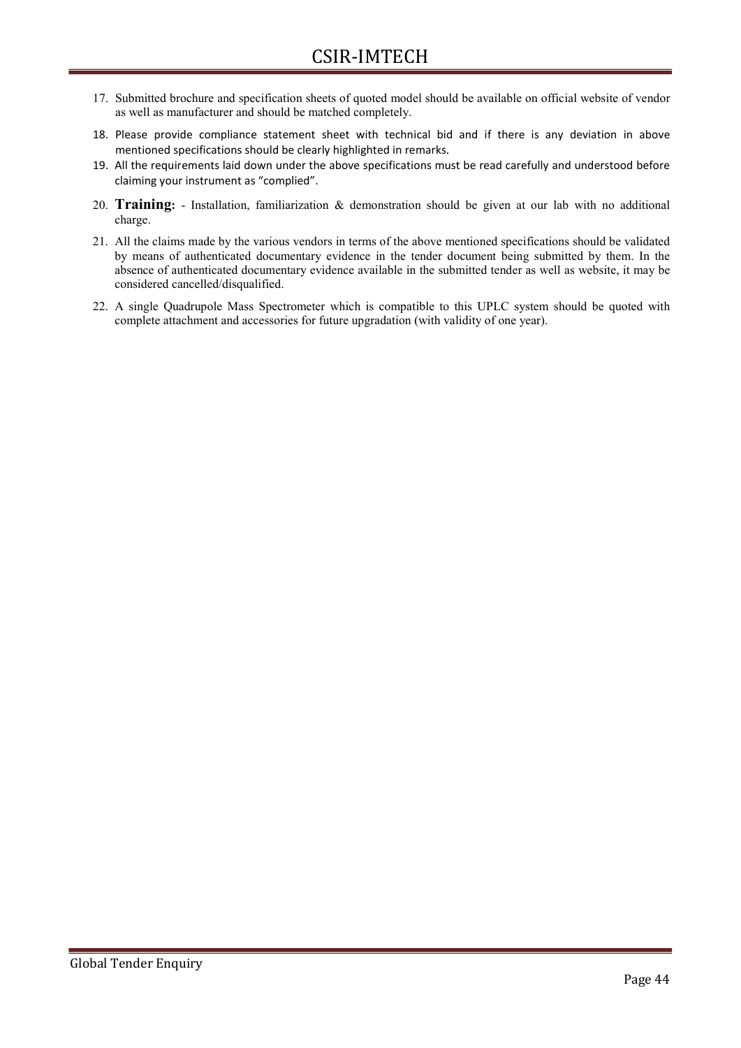17. Submitted brochure and specification sheets of quoted model should be available on official website of vendor as well as manufacturer and should be matched completely.
18. Please provide compliance statement sheet with technical bid and if there is any deviation in above mentioned specifications should be clearly highlighted in remarks.
19. All the requirements laid down under the above specifications must be read carefully and understood before claiming your instrument as "complied".
20. **Training:** - Installation, familiarization & demonstration should be given at our lab with no additional charge.
21. All the claims made by the various vendors in terms of the above mentioned specifications should be validated by means of authenticated documentary evidence in the tender document being submitted by them. In the absence of authenticated documentary evidence available in the submitted tender as well as website, it may be considered cancelled/disqualified.
22. A single Quadrupole Mass Spectrometer which is compatible to this UPLC system should be quoted with complete attachment and accessories for future upgradation (with validity of one year).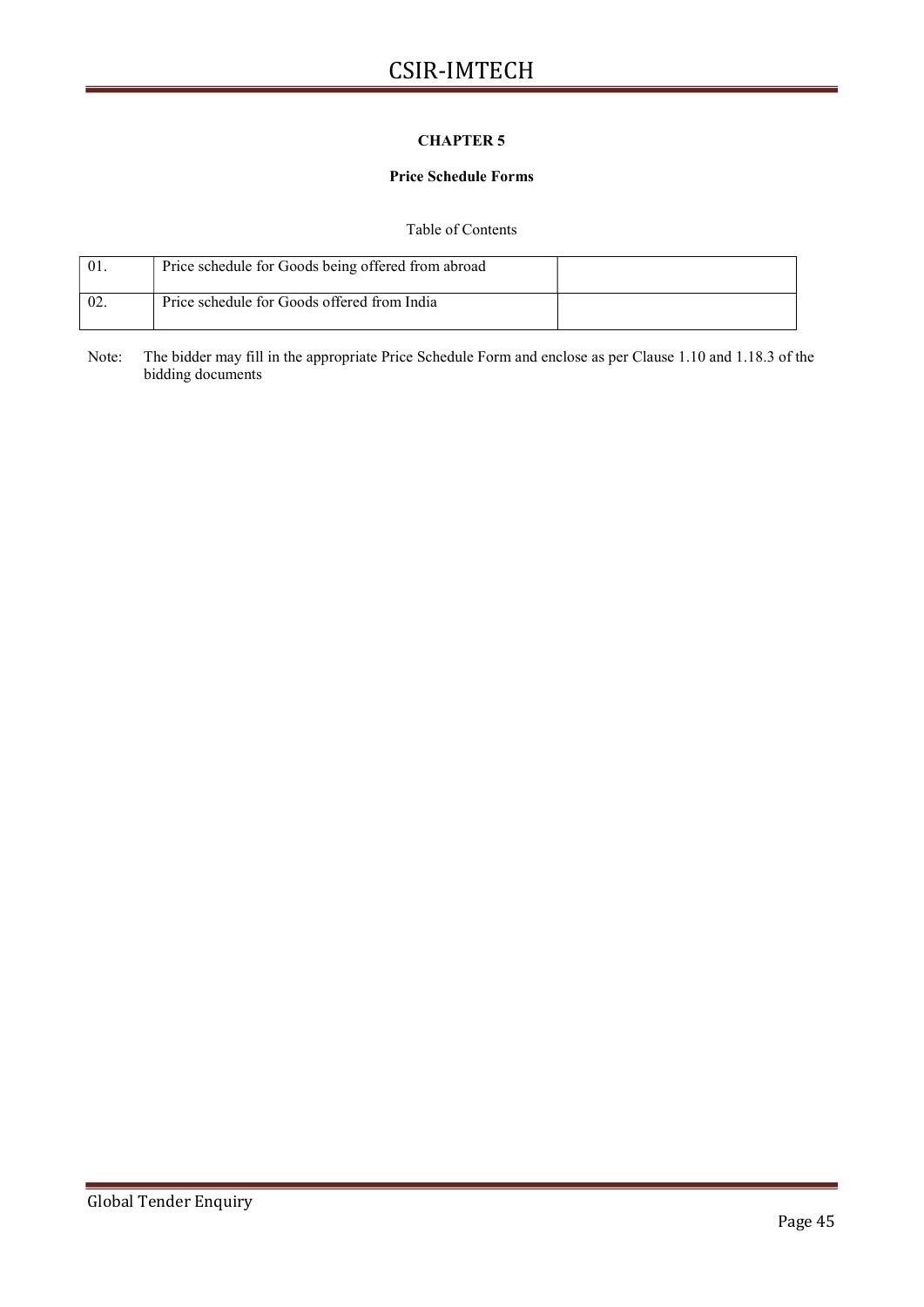# CHAPTER 5

## Price Schedule Forms

Table of Contents

| | | |
|---|---|---|
| 01. | Price schedule for Goods being offered from abroad | |
| 02. | Price schedule for Goods offered from India | |

Note: The bidder may fill in the appropriate Price Schedule Form and enclose as per Clause 1.10 and 1.18.3 of the bidding documents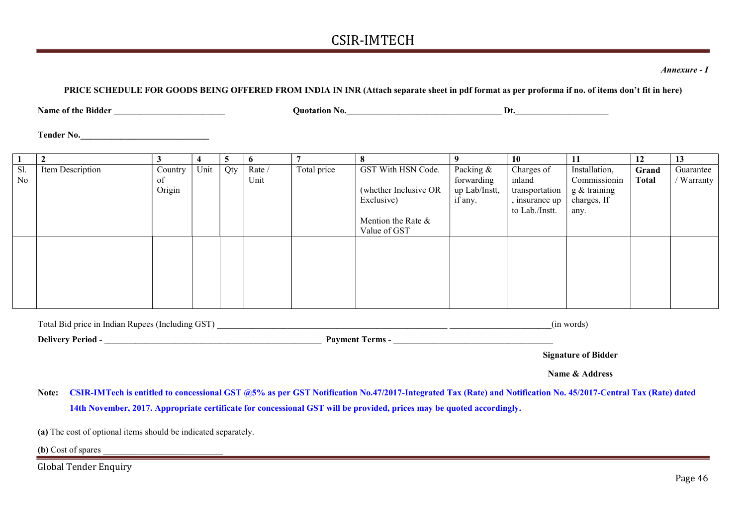*Annexure - I*

**PRICE SCHEDULE FOR GOODS BEING OFFERED FROM INDIA IN INR (Attach separate sheet in pdf format as per proforma if no. of items don't fit in here)**

**Name of the Bidder** _________________________ **Quotation No.**___________________________________ **Dt.**_____________________

**Tender No.**_____________________________

| 1 | 2 | 3 | 4 | 5 | 6 | 7 | 8 | 9 | 10 | 11 | 12 | 13 |
|---|---|---|---|---|---|---|---|---|---|---|---|---|
| Sl. No | Item Description | Country of Origin | Unit | Qty | Rate / Unit | Total price | GST With HSN Code. (whether Inclusive OR Exclusive) Mention the Rate & Value of GST | Packing & forwarding up Lab/Instt, if any. | Charges of inland transportation, insurance up to Lab./Instt. | Installation, Commissioning & training charges, If any. | **Grand Total** | Guarantee / Warranty |
| | | | | | | | | | | | | |

Total Bid price in Indian Rupees (Including GST) _______________________________________________________ _______________________(in words)

**Delivery Period -** __________________________________________________ **Payment Terms -** ____________________________________

**Signature of Bidder**

**Name & Address**

**Note:** **CSIR-IMTech is entitled to concessional GST @5% as per GST Notification No.47/2017-Integrated Tax (Rate) and Notification No. 45/2017-Central Tax (Rate) dated 14th November, 2017. Appropriate certificate for concessional GST will be provided, prices may be quoted accordingly.**

**(a)** The cost of optional items should be indicated separately.

**(b)** Cost of spares ___________________________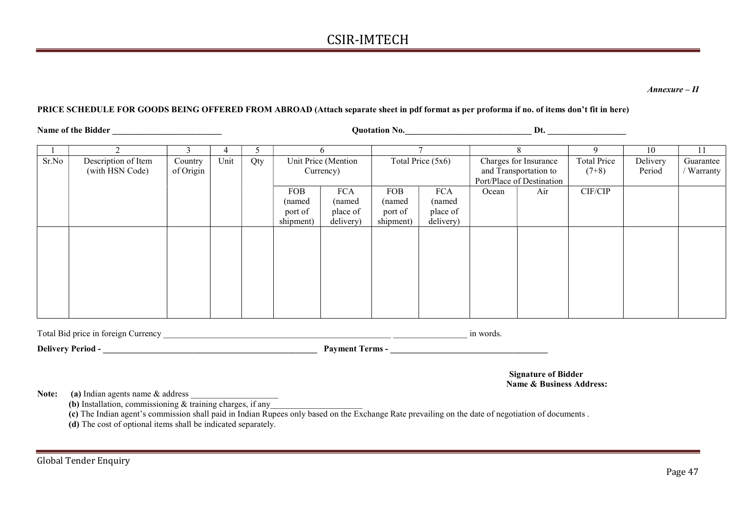*Annexure – II*

**PRICE SCHEDULE FOR GOODS BEING OFFERED FROM ABROAD (Attach separate sheet in pdf format as per proforma if no. of items don't fit in here)**

**Name of the Bidder** _________________________ **Quotation No.**_____________________________ **Dt.** __________________

| 1 | 2 | 3 | 4 | 5 | 6 | | 7 | | 8 | | 9 | 10 | 11 |
|---|---|---|---|---|---|---|---|---|---|---|---|---|---|
| Sr.No | Description of Item (with HSN Code) | Country of Origin | Unit | Qty | Unit Price (Mention Currency) | | Total Price (5x6) | | Charges for Insurance and Transportation to Port/Place of Destination | | Total Price (7+8) | Delivery Period | Guarantee / Warranty |
| | | | | | FOB (named port of shipment) | FCA (named place of delivery) | FOB (named port of shipment) | FCA (named place of delivery) | Ocean | Air | CIF/CIP | | |
| | | | | | | | | | | | | | |

Total Bid price in foreign Currency _______________________________________________________ _________________ in words.

**Delivery Period -** _____________________________________________________ **Payment Terms -** ______________________________________

**Signature of Bidder**
**Name & Business Address:**

**Note:**
- **(a)** Indian agents name & address ____________________
- **(b)** Installation, commissioning & training charges, if any_____________________
- **(c)** The Indian agent's commission shall paid in Indian Rupees only based on the Exchange Rate prevailing on the date of negotiation of documents .
- **(d)** The cost of optional items shall be indicated separately.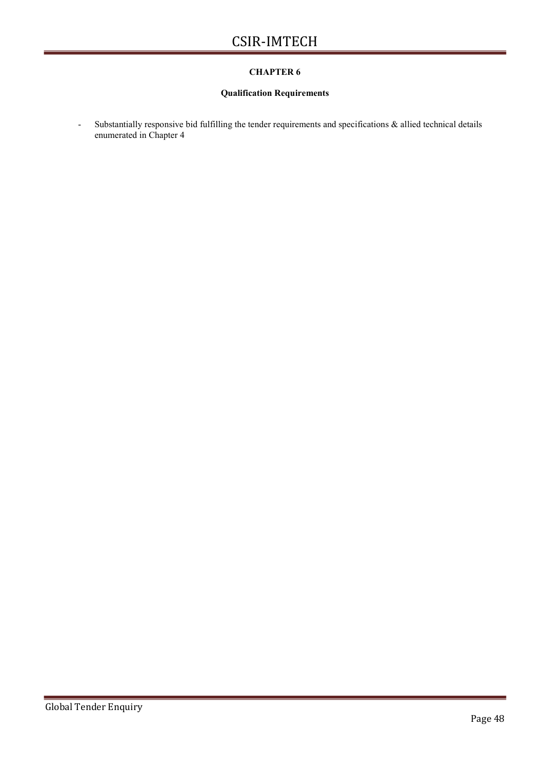## CHAPTER 6

### Qualification Requirements

- Substantially responsive bid fulfilling the tender requirements and specifications & allied technical details enumerated in Chapter 4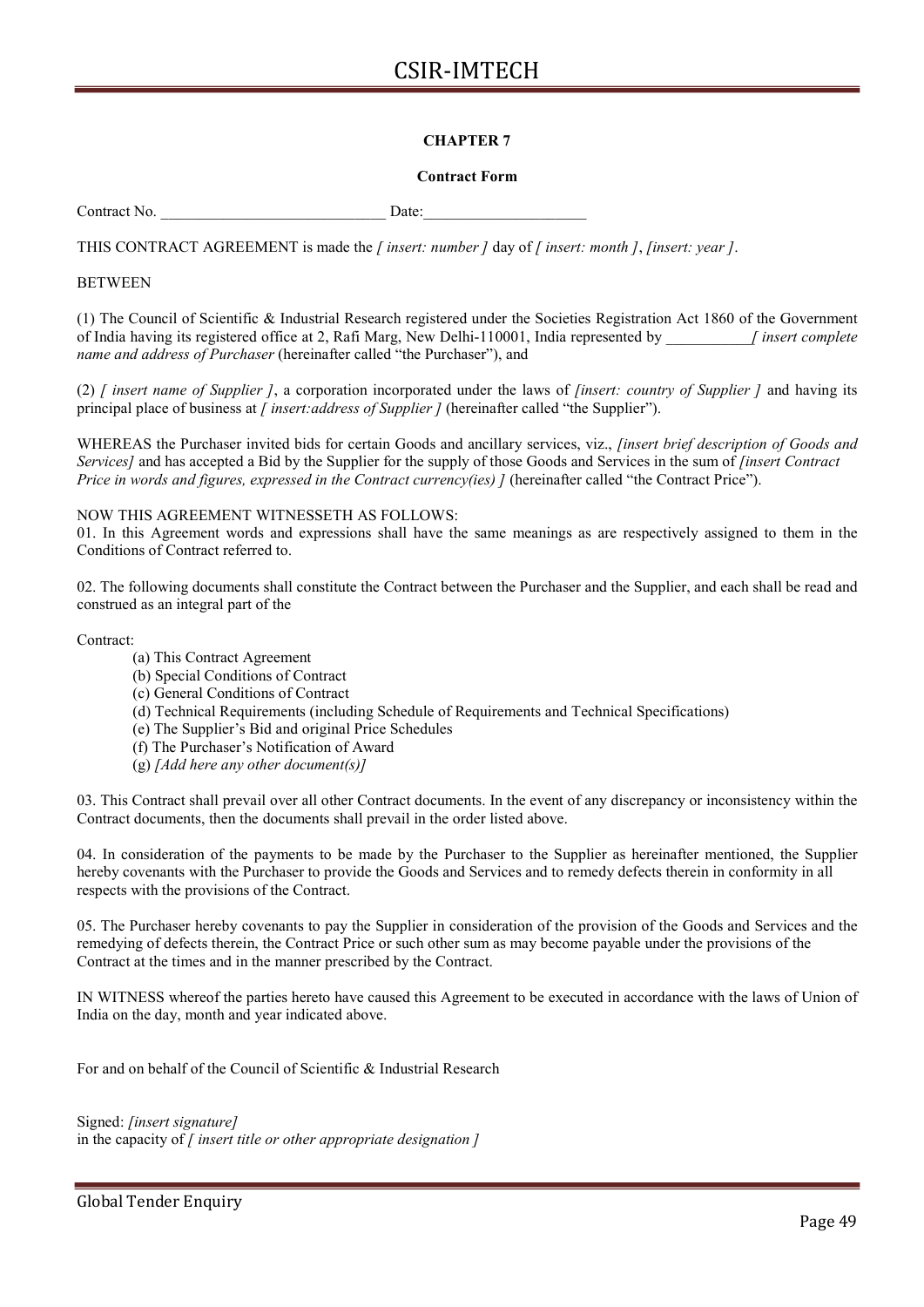**CHAPTER 7**

**Contract Form**

Contract No. ______________________________ Date:_____________________

THIS CONTRACT AGREEMENT is made the *[ insert: number ]* day of *[ insert: month ]*, *[insert: year ]*.

BETWEEN

(1) The Council of Scientific & Industrial Research registered under the Societies Registration Act 1860 of the Government of India having its registered office at 2, Rafi Marg, New Delhi-110001, India represented by ___________*[ insert complete name and address of Purchaser* (hereinafter called "the Purchaser"), and

(2) *[ insert name of Supplier ]*, a corporation incorporated under the laws of *[insert: country of Supplier ]* and having its principal place of business at *[ insert:address of Supplier ]* (hereinafter called "the Supplier").

WHEREAS the Purchaser invited bids for certain Goods and ancillary services, viz., *[insert brief description of Goods and Services]* and has accepted a Bid by the Supplier for the supply of those Goods and Services in the sum of *[insert Contract Price in words and figures, expressed in the Contract currency(ies) ]* (hereinafter called "the Contract Price").

NOW THIS AGREEMENT WITNESSETH AS FOLLOWS:

01. In this Agreement words and expressions shall have the same meanings as are respectively assigned to them in the Conditions of Contract referred to.

02. The following documents shall constitute the Contract between the Purchaser and the Supplier, and each shall be read and construed as an integral part of the

Contract:

(a) This Contract Agreement
(b) Special Conditions of Contract
(c) General Conditions of Contract
(d) Technical Requirements (including Schedule of Requirements and Technical Specifications)
(e) The Supplier's Bid and original Price Schedules
(f) The Purchaser's Notification of Award
(g) *[Add here any other document(s)]*

03. This Contract shall prevail over all other Contract documents. In the event of any discrepancy or inconsistency within the Contract documents, then the documents shall prevail in the order listed above.

04. In consideration of the payments to be made by the Purchaser to the Supplier as hereinafter mentioned, the Supplier hereby covenants with the Purchaser to provide the Goods and Services and to remedy defects therein in conformity in all respects with the provisions of the Contract.

05. The Purchaser hereby covenants to pay the Supplier in consideration of the provision of the Goods and Services and the remedying of defects therein, the Contract Price or such other sum as may become payable under the provisions of the Contract at the times and in the manner prescribed by the Contract.

IN WITNESS whereof the parties hereto have caused this Agreement to be executed in accordance with the laws of Union of India on the day, month and year indicated above.

For and on behalf of the Council of Scientific & Industrial Research

Signed: *[insert signature]*
in the capacity of *[ insert title or other appropriate designation ]*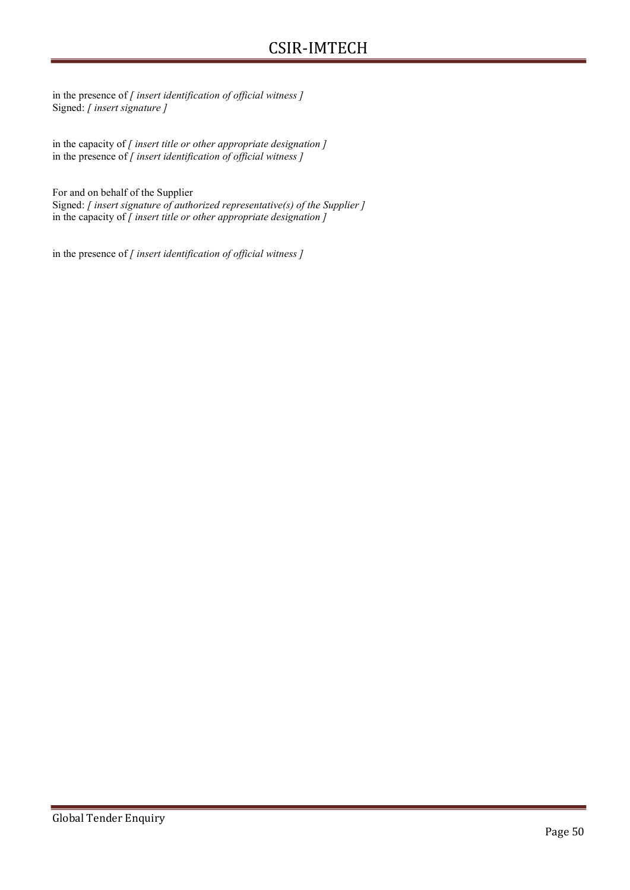in the presence of *[ insert identification of official witness ]*
Signed: *[ insert signature ]*

in the capacity of *[ insert title or other appropriate designation ]*
in the presence of *[ insert identification of official witness ]*

For and on behalf of the Supplier
Signed: *[ insert signature of authorized representative(s) of the Supplier ]*
in the capacity of *[ insert title or other appropriate designation ]*

in the presence of *[ insert identification of official witness ]*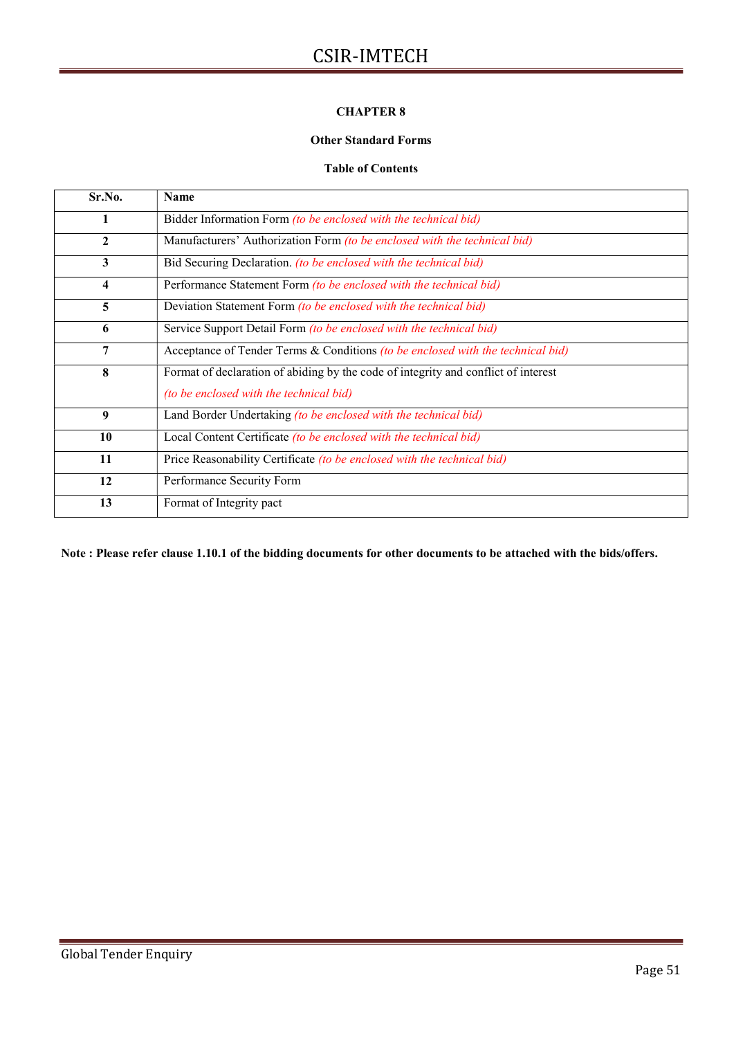**CHAPTER 8**

**Other Standard Forms**

**Table of Contents**

| Sr.No. | Name |
|---|---|
| **1** | Bidder Information Form *(to be enclosed with the technical bid)* |
| **2** | Manufacturers' Authorization Form *(to be enclosed with the technical bid)* |
| **3** | Bid Securing Declaration. *(to be enclosed with the technical bid)* |
| **4** | Performance Statement Form *(to be enclosed with the technical bid)* |
| **5** | Deviation Statement Form *(to be enclosed with the technical bid)* |
| **6** | Service Support Detail Form *(to be enclosed with the technical bid)* |
| **7** | Acceptance of Tender Terms & Conditions *(to be enclosed with the technical bid)* |
| **8** | Format of declaration of abiding by the code of integrity and conflict of interest *(to be enclosed with the technical bid)* |
| **9** | Land Border Undertaking *(to be enclosed with the technical bid)* |
| **10** | Local Content Certificate *(to be enclosed with the technical bid)* |
| **11** | Price Reasonability Certificate *(to be enclosed with the technical bid)* |
| **12** | Performance Security Form |
| **13** | Format of Integrity pact |

**Note : Please refer clause 1.10.1 of the bidding documents for other documents to be attached with the bids/offers.**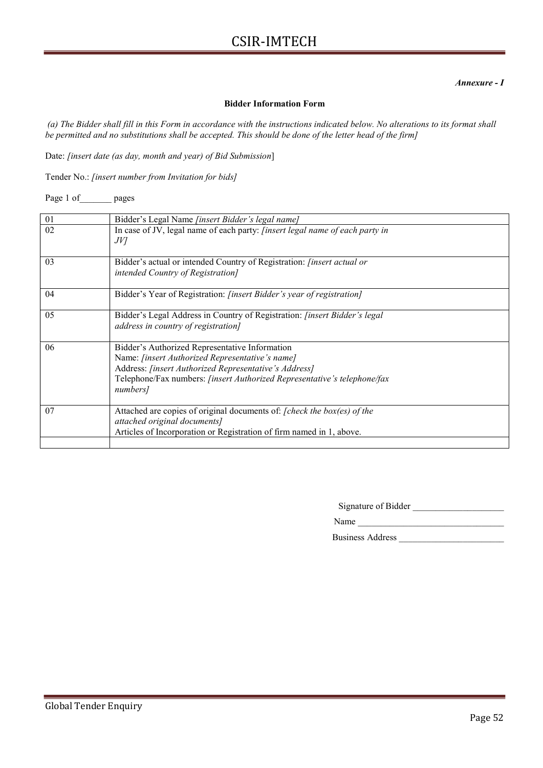*Annexure - I*

**Bidder Information Form**

*(a) The Bidder shall fill in this Form in accordance with the instructions indicated below. No alterations to its format shall be permitted and no substitutions shall be accepted. This should be done of the letter head of the firm]*

Date: *[insert date (as day, month and year) of Bid Submission*]

Tender No.: *[insert number from Invitation for bids]*

Page 1 of_______ pages

| | |
|---|---|
| 01 | Bidder's Legal Name *[insert Bidder's legal name]* |
| 02 | In case of JV, legal name of each party: *[insert legal name of each party in JV]* |
| 03 | Bidder's actual or intended Country of Registration: *[insert actual or intended Country of Registration]* |
| 04 | Bidder's Year of Registration: *[insert Bidder's year of registration]* |
| 05 | Bidder's Legal Address in Country of Registration: *[insert Bidder's legal address in country of registration]* |
| 06 | Bidder's Authorized Representative Information<br>Name: *[insert Authorized Representative's name]*<br>Address: *[insert Authorized Representative's Address]*<br>Telephone/Fax numbers: *[insert Authorized Representative's telephone/fax numbers]* |
| 07 | Attached are copies of original documents of: *[check the box(es) of the attached original documents]*<br>Articles of Incorporation or Registration of firm named in 1, above. |
| | |

Signature of Bidder ____________________

Name ________________________________

Business Address _______________________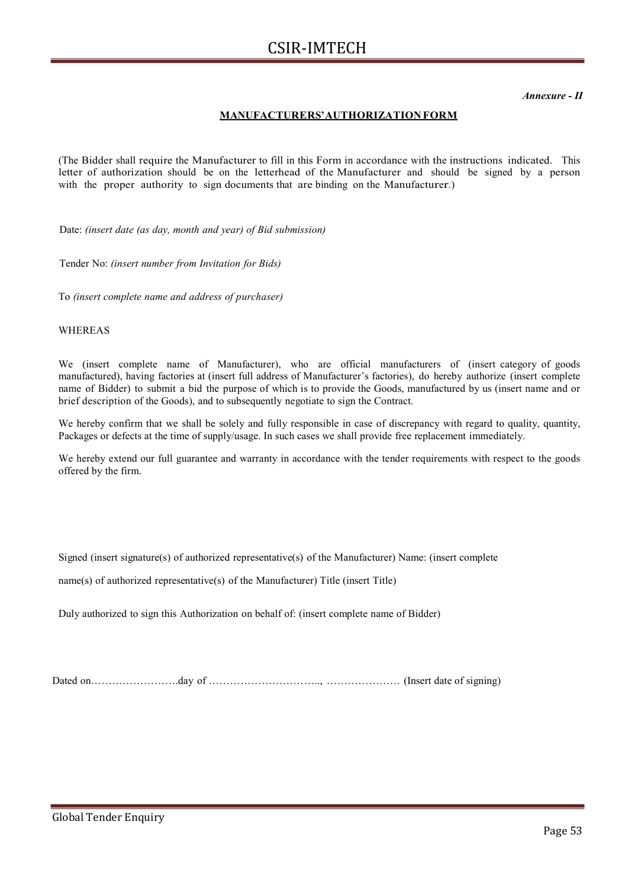*Annexure - II*

**MANUFACTURERS' AUTHORIZATION FORM**

(The Bidder shall require the Manufacturer to fill in this Form in accordance with the instructions indicated. This letter of authorization should be on the letterhead of the Manufacturer and should be signed by a person with the proper authority to sign documents that are binding on the Manufacturer.)

Date: *(insert date (as day, month and year) of Bid submission)*

Tender No: *(insert number from Invitation for Bids)*

To *(insert complete name and address of purchaser)*

WHEREAS

We (insert complete name of Manufacturer), who are official manufacturers of (insert category of goods manufactured), having factories at (insert full address of Manufacturer's factories), do hereby authorize (insert complete name of Bidder) to submit a bid the purpose of which is to provide the Goods, manufactured by us (insert name and or brief description of the Goods), and to subsequently negotiate to sign the Contract.

We hereby confirm that we shall be solely and fully responsible in case of discrepancy with regard to quality, quantity, Packages or defects at the time of supply/usage. In such cases we shall provide free replacement immediately.

We hereby extend our full guarantee and warranty in accordance with the tender requirements with respect to the goods offered by the firm.

Signed (insert signature(s) of authorized representative(s) of the Manufacturer) Name: (insert complete name(s) of authorized representative(s) of the Manufacturer) Title (insert Title)

Duly authorized to sign this Authorization on behalf of: (insert complete name of Bidder)

Dated on…………………….day of ………………………….., ………………… (Insert date of signing)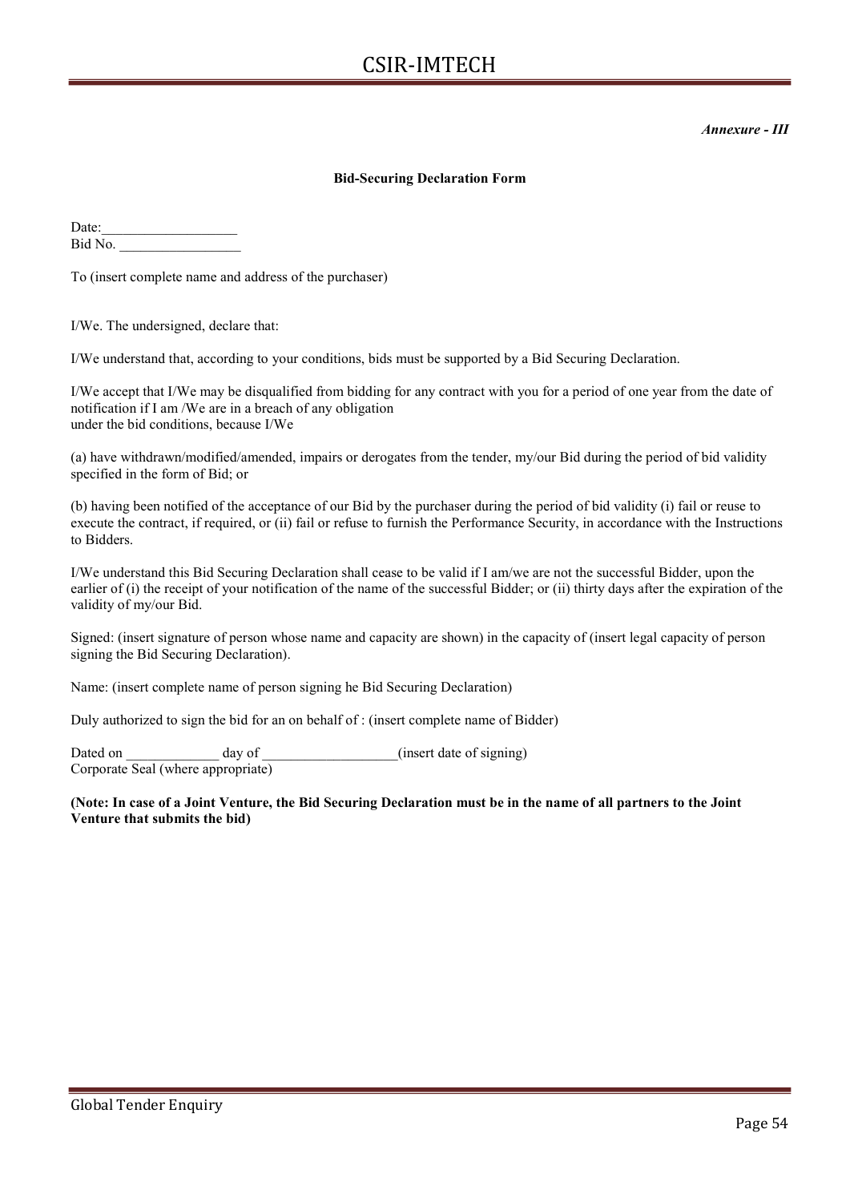*Annexure - III*

**Bid-Securing Declaration Form**

Date:___________________
Bid No. _________________

To (insert complete name and address of the purchaser)

I/We. The undersigned, declare that:

I/We understand that, according to your conditions, bids must be supported by a Bid Securing Declaration.

I/We accept that I/We may be disqualified from bidding for any contract with you for a period of one year from the date of notification if I am /We are in a breach of any obligation
under the bid conditions, because I/We

(a) have withdrawn/modified/amended, impairs or derogates from the tender, my/our Bid during the period of bid validity specified in the form of Bid; or

(b) having been notified of the acceptance of our Bid by the purchaser during the period of bid validity (i) fail or reuse to execute the contract, if required, or (ii) fail or refuse to furnish the Performance Security, in accordance with the Instructions to Bidders.

I/We understand this Bid Securing Declaration shall cease to be valid if I am/we are not the successful Bidder, upon the earlier of (i) the receipt of your notification of the name of the successful Bidder; or (ii) thirty days after the expiration of the validity of my/our Bid.

Signed: (insert signature of person whose name and capacity are shown) in the capacity of (insert legal capacity of person signing the Bid Securing Declaration).

Name: (insert complete name of person signing he Bid Securing Declaration)

Duly authorized to sign the bid for an on behalf of : (insert complete name of Bidder)

Dated on _____________ day of ___________________(insert date of signing)
Corporate Seal (where appropriate)

**(Note: In case of a Joint Venture, the Bid Securing Declaration must be in the name of all partners to the Joint Venture that submits the bid)**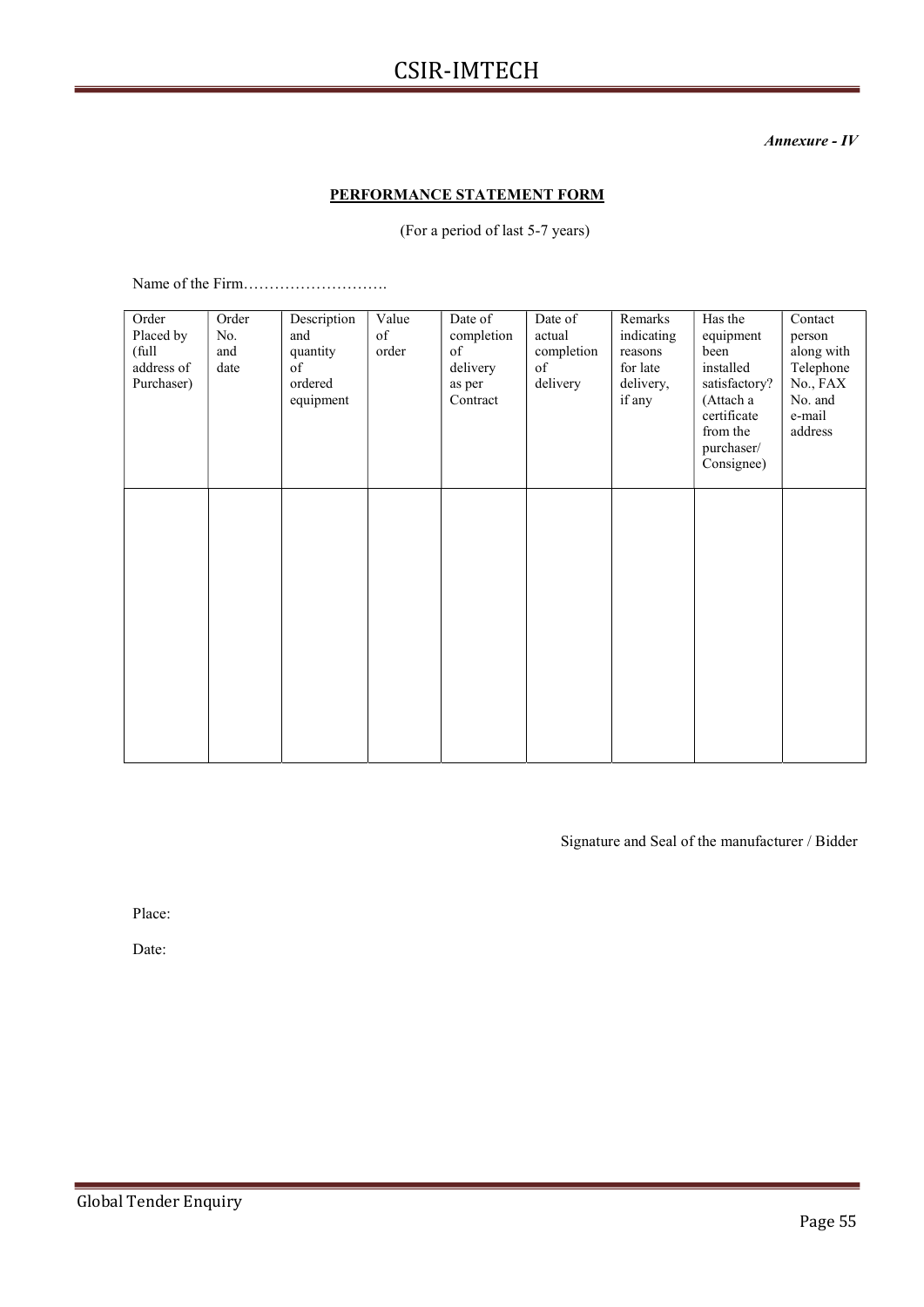*Annexure - IV*

**PERFORMANCE STATEMENT FORM**

(For a period of last 5-7 years)

Name of the Firm……………………….

| Order Placed by (full address of Purchaser) | Order No. and date | Description and quantity of ordered equipment | Value of order | Date of completion of delivery as per Contract | Date of actual completion of delivery | Remarks indicating reasons for late delivery, if any | Has the equipment been installed satisfactory? (Attach a certificate from the purchaser/ Consignee) | Contact person along with Telephone No., FAX No. and e-mail address |
|---|---|---|---|---|---|---|---|---|
| | | | | | | | | |

Signature and Seal of the manufacturer / Bidder

Place:

Date: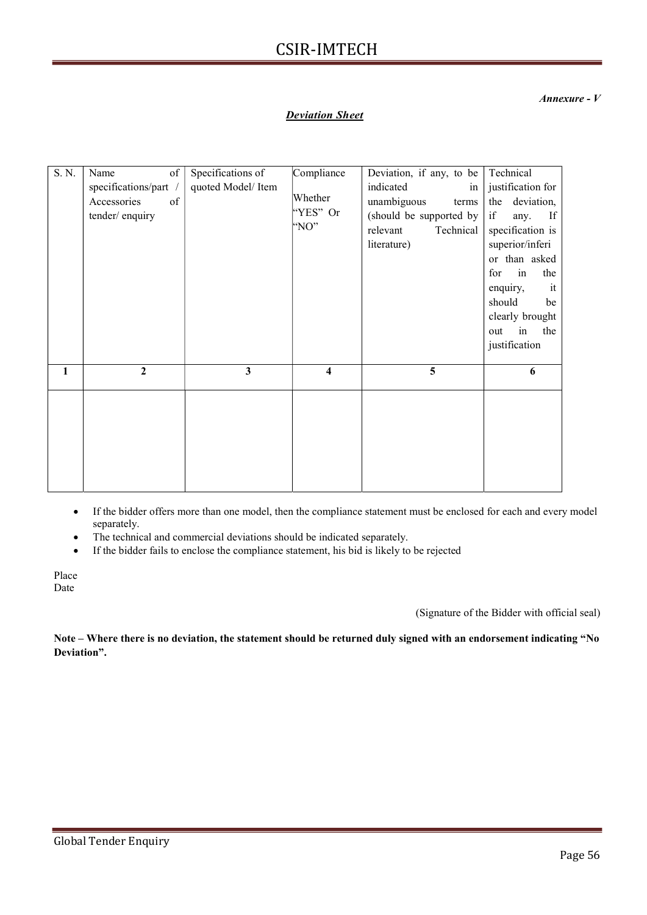*Annexure - V*

***Deviation Sheet***

| S. N. | Name of specifications/part / Accessories of tender/ enquiry | Specifications of quoted Model/ Item | Compliance Whether "YES" Or "NO" | Deviation, if any, to be indicated in unambiguous terms (should be supported by relevant Technical literature) | Technical justification for the deviation, if any. If specification is superior/inferior than asked for in the enquiry, it should be clearly brought out in the justification |
|---|---|---|---|---|---|
| **1** | **2** | **3** | **4** | **5** | **6** |
| | | | | | |

- If the bidder offers more than one model, then the compliance statement must be enclosed for each and every model separately.
- The technical and commercial deviations should be indicated separately.
- If the bidder fails to enclose the compliance statement, his bid is likely to be rejected

Place
Date

(Signature of the Bidder with official seal)

**Note – Where there is no deviation, the statement should be returned duly signed with an endorsement indicating "No Deviation".**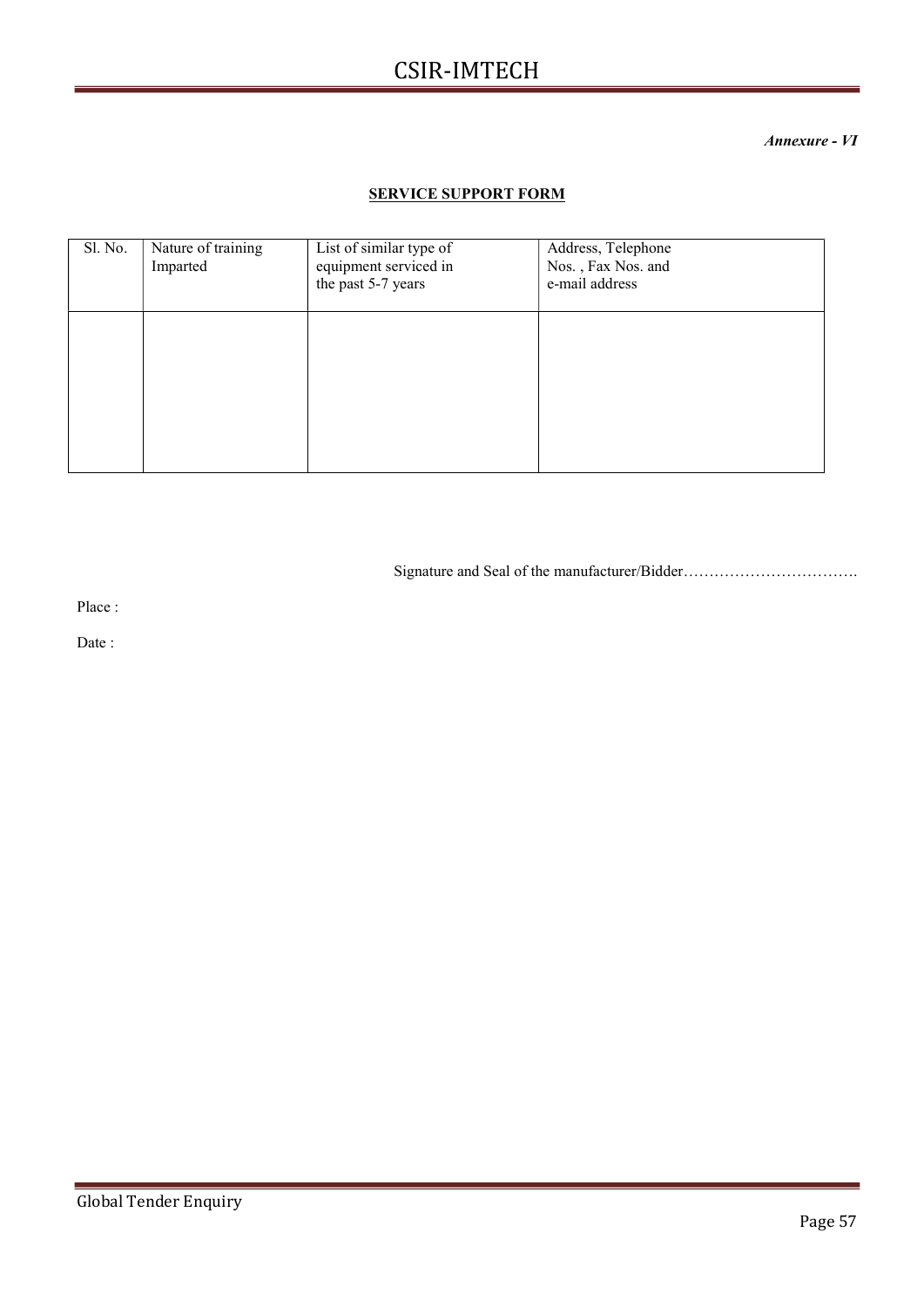*Annexure - VI*

**SERVICE SUPPORT FORM**

| Sl. No. | Nature of training Imparted | List of similar type of equipment serviced in the past 5-7 years | Address, Telephone Nos. , Fax Nos. and e-mail address |
|---|---|---|---|
| | | | |

Signature and Seal of the manufacturer/Bidder…………………………….

Place :

Date :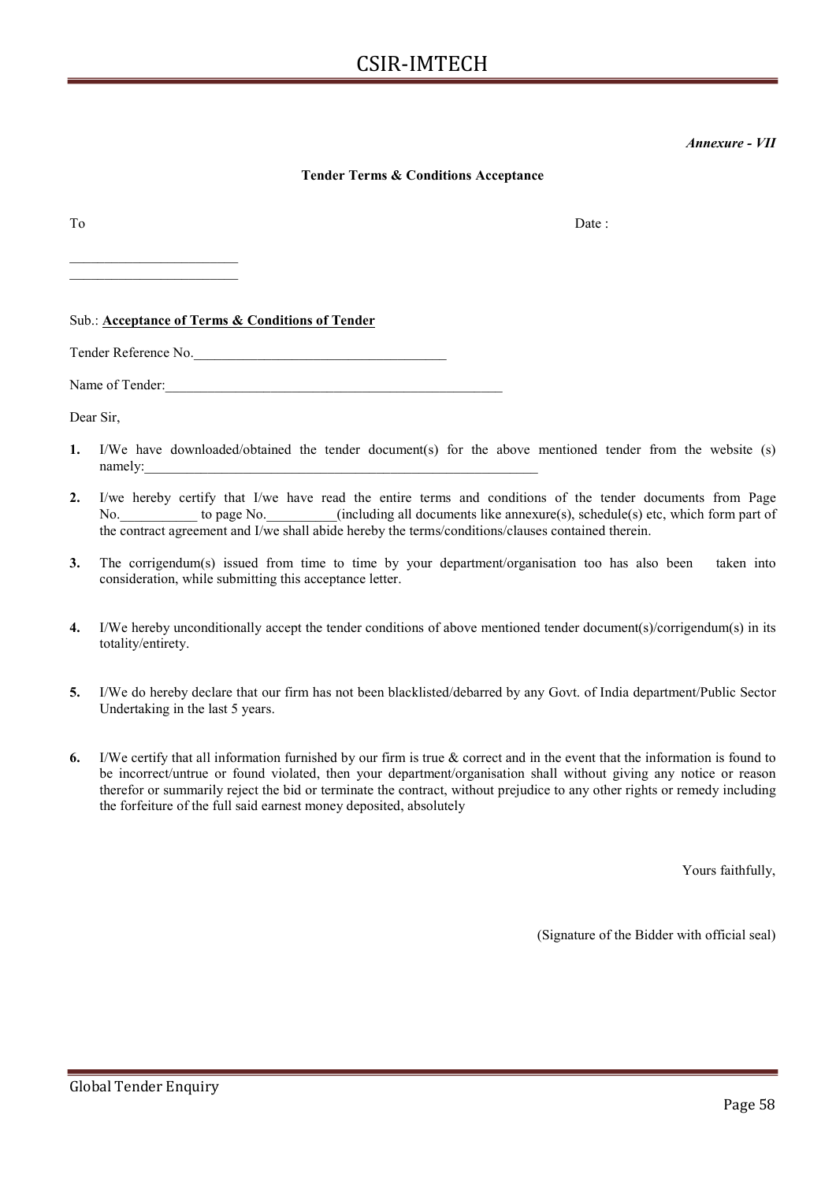*Annexure - VII*

**Tender Terms & Conditions Acceptance**

To                                                                                                                    Date :

________________________
________________________

Sub.: **<u>Acceptance of Terms & Conditions of Tender</u>**

Tender Reference No.____________________________________

Name of Tender:_________________________________________________

Dear Sir,

1. I/We have downloaded/obtained the tender document(s) for the above mentioned tender from the website (s) namely:__________________________________________________________

2. I/we hereby certify that I/we have read the entire terms and conditions of the tender documents from Page No.___________ to page No.__________(including all documents like annexure(s), schedule(s) etc, which form part of the contract agreement and I/we shall abide hereby the terms/conditions/clauses contained therein.

3. The corrigendum(s) issued from time to time by your department/organisation too has also been taken into consideration, while submitting this acceptance letter.

4. I/We hereby unconditionally accept the tender conditions of above mentioned tender document(s)/corrigendum(s) in its totality/entirety.

5. I/We do hereby declare that our firm has not been blacklisted/debarred by any Govt. of India department/Public Sector Undertaking in the last 5 years.

6. I/We certify that all information furnished by our firm is true & correct and in the event that the information is found to be incorrect/untrue or found violated, then your department/organisation shall without giving any notice or reason therefor or summarily reject the bid or terminate the contract, without prejudice to any other rights or remedy including the forfeiture of the full said earnest money deposited, absolutely

Yours faithfully,

(Signature of the Bidder with official seal)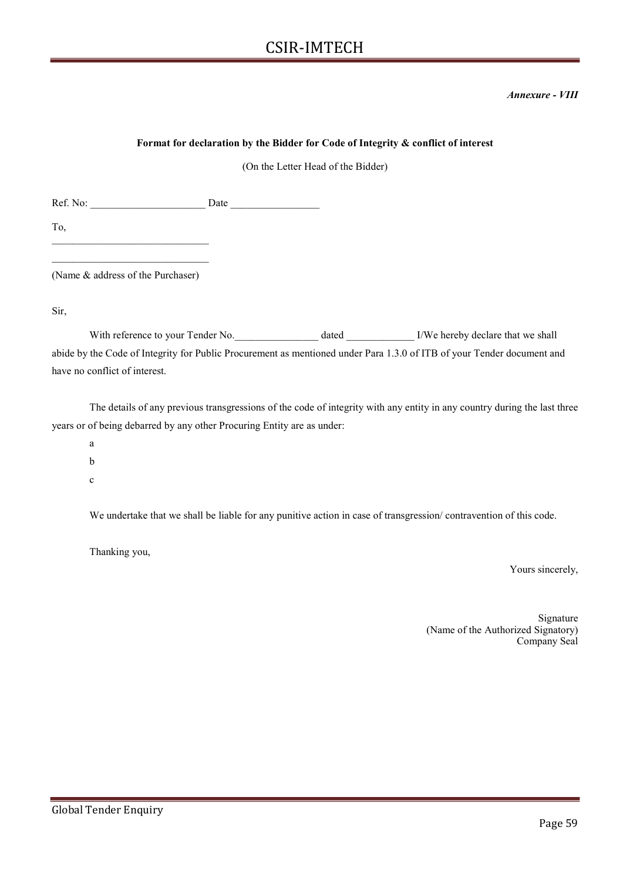*Annexure - VIII*

**Format for declaration by the Bidder for Code of Integrity & conflict of interest**

(On the Letter Head of the Bidder)

Ref. No: ______________________ Date _________________

To,

______________________________

______________________________

(Name & address of the Purchaser)

Sir,

With reference to your Tender No.________________ dated _____________ I/We hereby declare that we shall abide by the Code of Integrity for Public Procurement as mentioned under Para 1.3.0 of ITB of your Tender document and have no conflict of interest.

The details of any previous transgressions of the code of integrity with any entity in any country during the last three years or of being debarred by any other Procuring Entity are as under:

a

b

c

We undertake that we shall be liable for any punitive action in case of transgression/ contravention of this code.

Thanking you,

Yours sincerely,

Signature
(Name of the Authorized Signatory)
Company Seal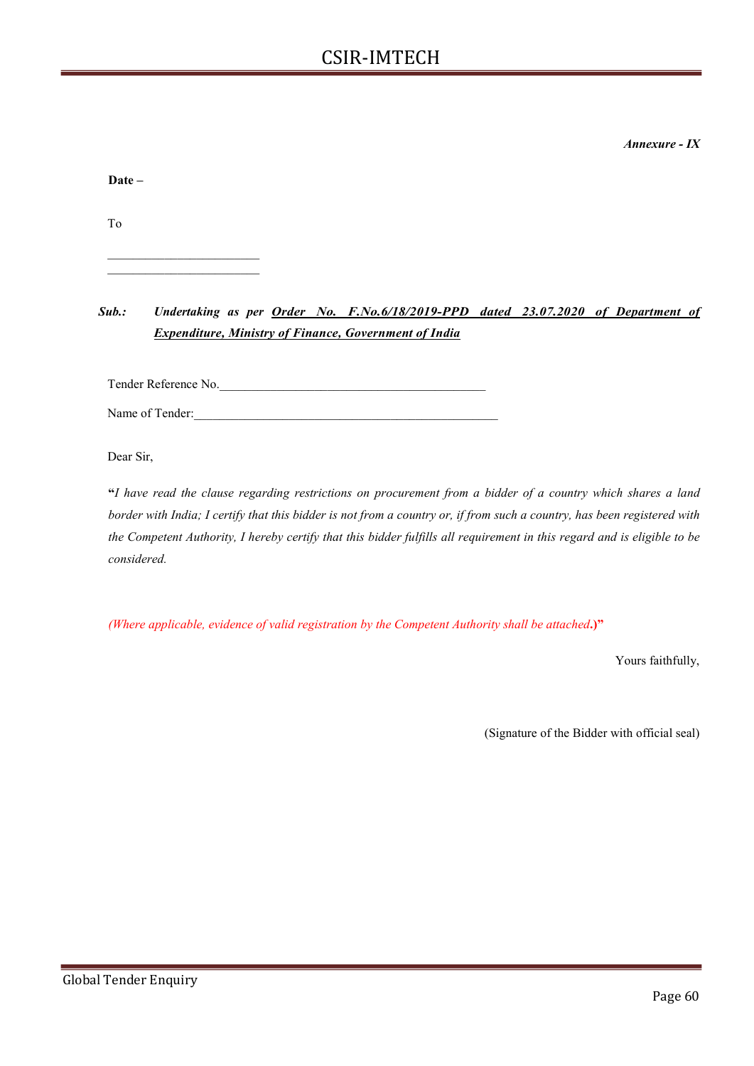*Annexure - IX*

**Date –**

To

\_\_\_\_\_\_\_\_\_\_\_\_\_\_\_\_\_\_\_\_\_\_\_\_\_\_

\_\_\_\_\_\_\_\_\_\_\_\_\_\_\_\_\_\_\_\_\_\_\_\_\_\_

***Sub.:*** ***Undertaking as per <u>Order No. F.No.6/18/2019-PPD dated 23.07.2020 of Department of Expenditure, Ministry of Finance, Government of India</u>***

Tender Reference No.\_\_\_\_\_\_\_\_\_\_\_\_\_\_\_\_\_\_\_\_\_\_\_\_\_\_\_\_\_\_\_\_\_\_\_\_\_\_\_\_\_\_\_\_

Name of Tender:\_\_\_\_\_\_\_\_\_\_\_\_\_\_\_\_\_\_\_\_\_\_\_\_\_\_\_\_\_\_\_\_\_\_\_\_\_\_\_\_\_\_\_\_\_\_\_\_\_\_

Dear Sir,

**"***I have read the clause regarding restrictions on procurement from a bidder of a country which shares a land border with India; I certify that this bidder is not from a country or, if from such a country, has been registered with the Competent Authority, I hereby certify that this bidder fulfills all requirement in this regard and is eligible to be considered.*

*(Where applicable, evidence of valid registration by the Competent Authority shall be attached*.)"

Yours faithfully,

(Signature of the Bidder with official seal)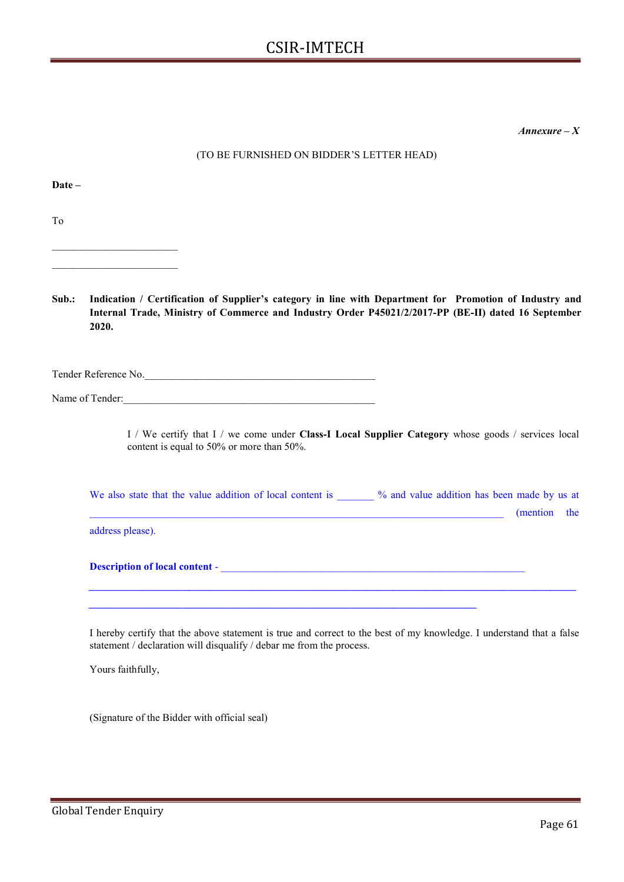*Annexure – X*

(TO BE FURNISHED ON BIDDER'S LETTER HEAD)

**Date –**

To

________________________

________________________

**Sub.: Indication / Certification of Supplier's category in line with Department for Promotion of Industry and Internal Trade, Ministry of Commerce and Industry Order P45021/2/2017-PP (BE-II) dated 16 September 2020.**

Tender Reference No.____________________________________________

Name of Tender:________________________________________________

I / We certify that I / we come under **Class-I Local Supplier Category** whose goods / services local content is equal to 50% or more than 50%.

We also state that the value addition of local content is _______ % and value addition has been made by us at ________________________________________________________________________________ (mention the address please).

**Description of local content -** ____________________________________________________________

________________________________________________________________________________________

__________________________________________________________________________

I hereby certify that the above statement is true and correct to the best of my knowledge. I understand that a false statement / declaration will disqualify / debar me from the process.

Yours faithfully,

(Signature of the Bidder with official seal)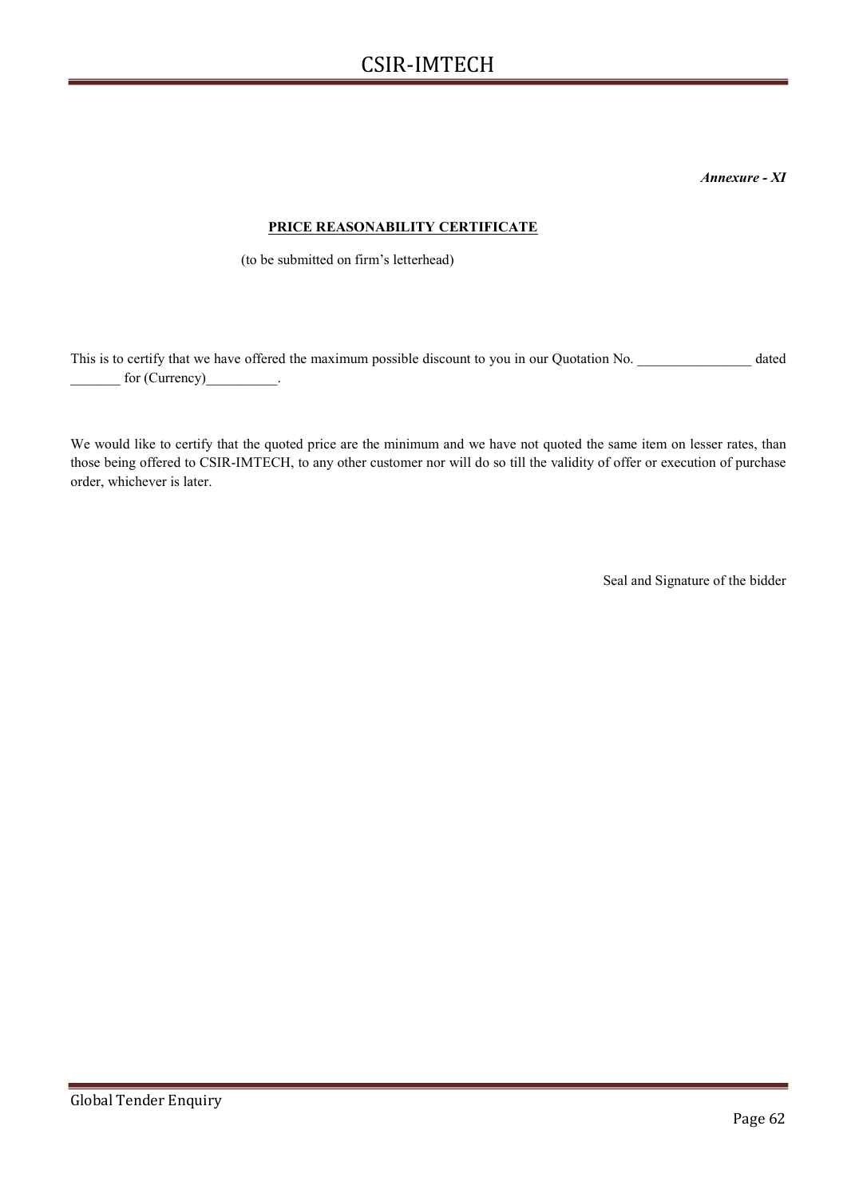*Annexure - XI*

**PRICE REASONABILITY CERTIFICATE**

(to be submitted on firm's letterhead)

This is to certify that we have offered the maximum possible discount to you in our Quotation No. ________________ dated _______ for (Currency)__________.

We would like to certify that the quoted price are the minimum and we have not quoted the same item on lesser rates, than those being offered to CSIR-IMTECH, to any other customer nor will do so till the validity of offer or execution of purchase order, whichever is later.

Seal and Signature of the bidder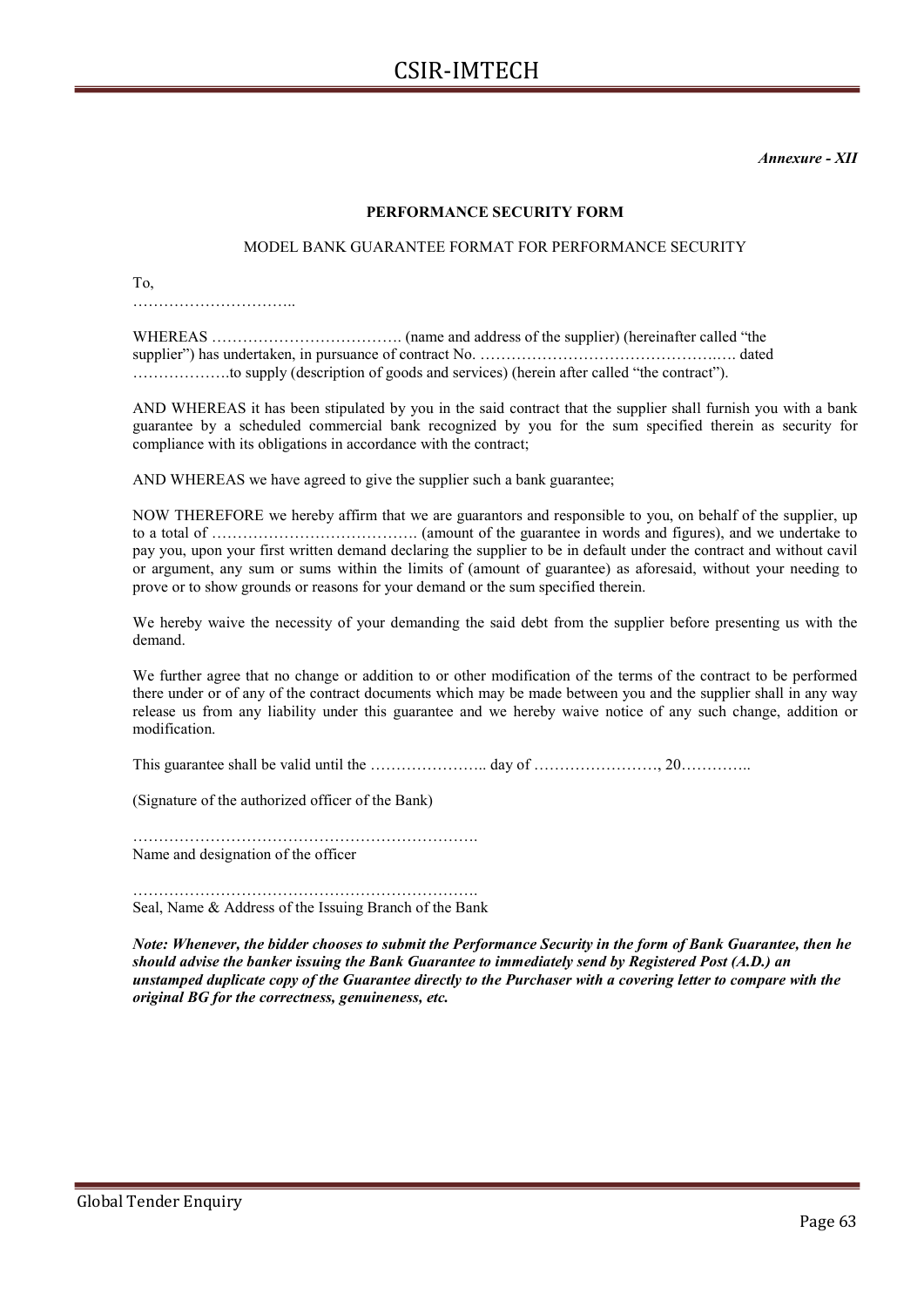*Annexure - XII*

**PERFORMANCE SECURITY FORM**

MODEL BANK GUARANTEE FORMAT FOR PERFORMANCE SECURITY

To,
…………………………..

WHEREAS ………………………………. (name and address of the supplier) (hereinafter called "the supplier") has undertaken, in pursuance of contract No. ……………………………………….…. dated ……………….to supply (description of goods and services) (herein after called "the contract").

AND WHEREAS it has been stipulated by you in the said contract that the supplier shall furnish you with a bank guarantee by a scheduled commercial bank recognized by you for the sum specified therein as security for compliance with its obligations in accordance with the contract;

AND WHEREAS we have agreed to give the supplier such a bank guarantee;

NOW THEREFORE we hereby affirm that we are guarantors and responsible to you, on behalf of the supplier, up to a total of …………………………………. (amount of the guarantee in words and figures), and we undertake to pay you, upon your first written demand declaring the supplier to be in default under the contract and without cavil or argument, any sum or sums within the limits of (amount of guarantee) as aforesaid, without your needing to prove or to show grounds or reasons for your demand or the sum specified therein.

We hereby waive the necessity of your demanding the said debt from the supplier before presenting us with the demand.

We further agree that no change or addition to or other modification of the terms of the contract to be performed there under or of any of the contract documents which may be made between you and the supplier shall in any way release us from any liability under this guarantee and we hereby waive notice of any such change, addition or modification.

This guarantee shall be valid until the ………………….. day of ……………………, 20…………..

(Signature of the authorized officer of the Bank)

………………………………………………………….
Name and designation of the officer

………………………………………………………….
Seal, Name & Address of the Issuing Branch of the Bank

***Note: Whenever, the bidder chooses to submit the Performance Security in the form of Bank Guarantee, then he should advise the banker issuing the Bank Guarantee to immediately send by Registered Post (A.D.) an unstamped duplicate copy of the Guarantee directly to the Purchaser with a covering letter to compare with the original BG for the correctness, genuineness, etc.***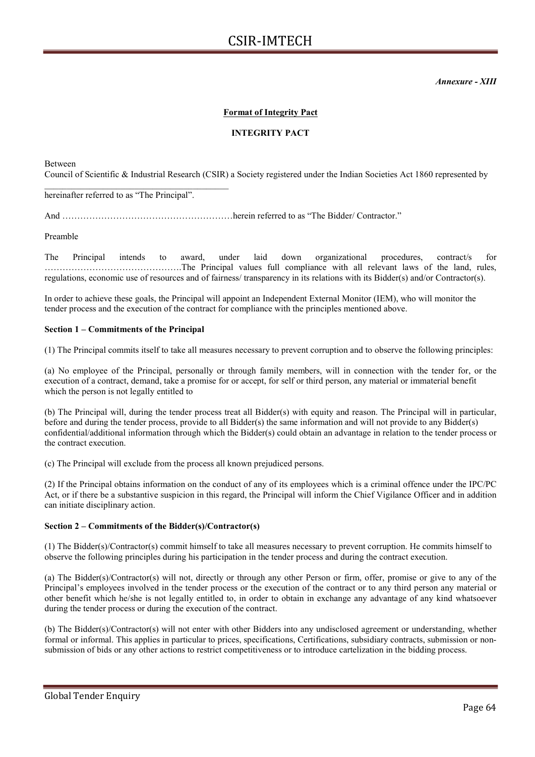*Annexure - XIII*

**Format of Integrity Pact**

**INTEGRITY PACT**

Between
Council of Scientific & Industrial Research (CSIR) a Society registered under the Indian Societies Act 1860 represented by

_______________________________________

hereinafter referred to as "The Principal".

And …………………………………………………herein referred to as "The Bidder/ Contractor."

Preamble

The Principal intends to award, under laid down organizational procedures, contract/s for ……………………………………….The Principal values full compliance with all relevant laws of the land, rules, regulations, economic use of resources and of fairness/ transparency in its relations with its Bidder(s) and/or Contractor(s).

In order to achieve these goals, the Principal will appoint an Independent External Monitor (IEM), who will monitor the tender process and the execution of the contract for compliance with the principles mentioned above.

**Section 1 – Commitments of the Principal**

(1) The Principal commits itself to take all measures necessary to prevent corruption and to observe the following principles:

(a) No employee of the Principal, personally or through family members, will in connection with the tender for, or the execution of a contract, demand, take a promise for or accept, for self or third person, any material or immaterial benefit which the person is not legally entitled to

(b) The Principal will, during the tender process treat all Bidder(s) with equity and reason. The Principal will in particular, before and during the tender process, provide to all Bidder(s) the same information and will not provide to any Bidder(s) confidential/additional information through which the Bidder(s) could obtain an advantage in relation to the tender process or the contract execution.

(c) The Principal will exclude from the process all known prejudiced persons.

(2) If the Principal obtains information on the conduct of any of its employees which is a criminal offence under the IPC/PC Act, or if there be a substantive suspicion in this regard, the Principal will inform the Chief Vigilance Officer and in addition can initiate disciplinary action.

**Section 2 – Commitments of the Bidder(s)/Contractor(s)**

(1) The Bidder(s)/Contractor(s) commit himself to take all measures necessary to prevent corruption. He commits himself to observe the following principles during his participation in the tender process and during the contract execution.

(a) The Bidder(s)/Contractor(s) will not, directly or through any other Person or firm, offer, promise or give to any of the Principal's employees involved in the tender process or the execution of the contract or to any third person any material or other benefit which he/she is not legally entitled to, in order to obtain in exchange any advantage of any kind whatsoever during the tender process or during the execution of the contract.

(b) The Bidder(s)/Contractor(s) will not enter with other Bidders into any undisclosed agreement or understanding, whether formal or informal. This applies in particular to prices, specifications, Certifications, subsidiary contracts, submission or non-submission of bids or any other actions to restrict competitiveness or to introduce cartelization in the bidding process.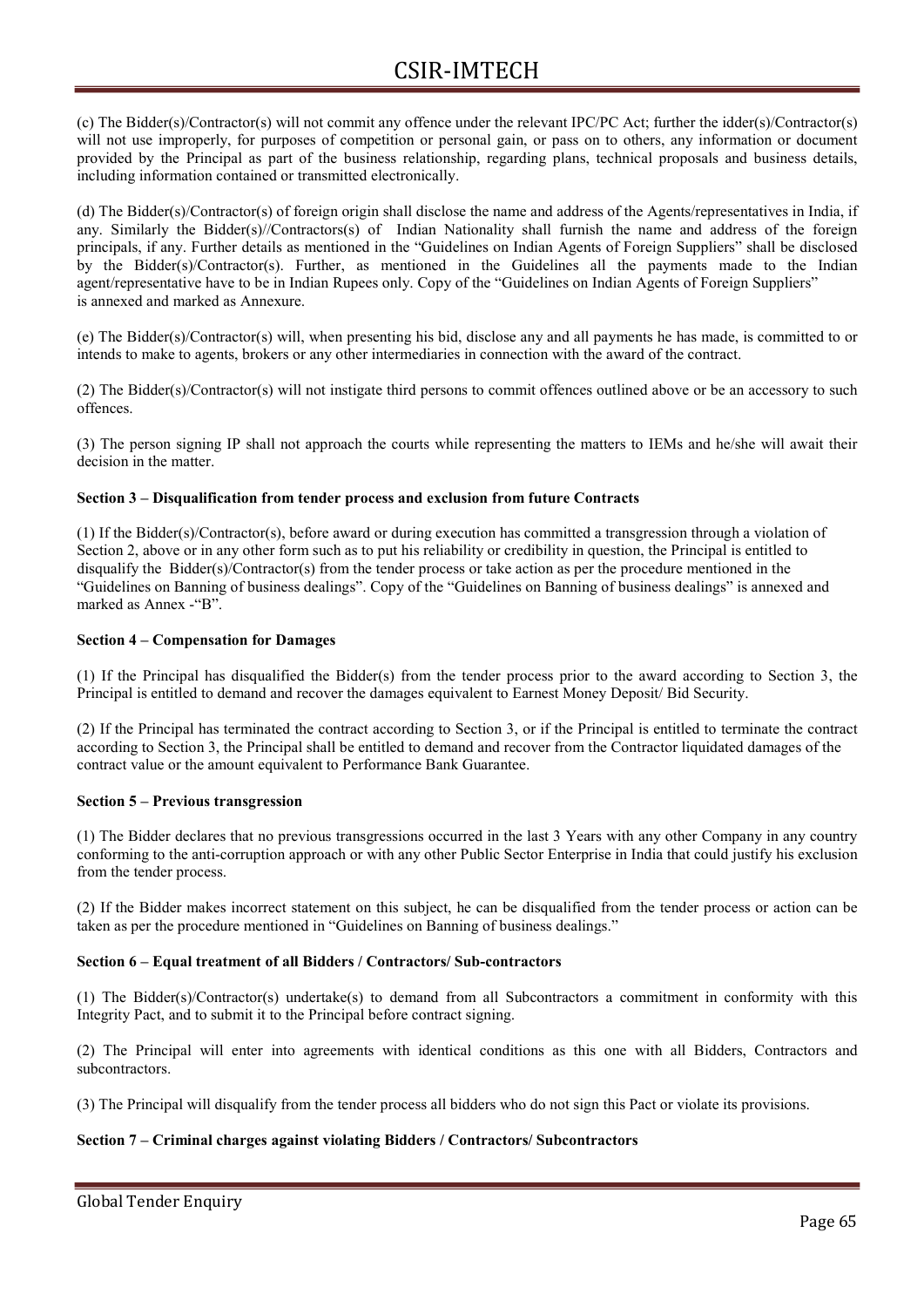(c) The Bidder(s)/Contractor(s) will not commit any offence under the relevant IPC/PC Act; further the idder(s)/Contractor(s) will not use improperly, for purposes of competition or personal gain, or pass on to others, any information or document provided by the Principal as part of the business relationship, regarding plans, technical proposals and business details, including information contained or transmitted electronically.

(d) The Bidder(s)/Contractor(s) of foreign origin shall disclose the name and address of the Agents/representatives in India, if any. Similarly the Bidder(s)//Contractors(s) of Indian Nationality shall furnish the name and address of the foreign principals, if any. Further details as mentioned in the "Guidelines on Indian Agents of Foreign Suppliers" shall be disclosed by the Bidder(s)/Contractor(s). Further, as mentioned in the Guidelines all the payments made to the Indian agent/representative have to be in Indian Rupees only. Copy of the "Guidelines on Indian Agents of Foreign Suppliers" is annexed and marked as Annexure.

(e) The Bidder(s)/Contractor(s) will, when presenting his bid, disclose any and all payments he has made, is committed to or intends to make to agents, brokers or any other intermediaries in connection with the award of the contract.

(2) The Bidder(s)/Contractor(s) will not instigate third persons to commit offences outlined above or be an accessory to such offences.

(3) The person signing IP shall not approach the courts while representing the matters to IEMs and he/she will await their decision in the matter.

**Section 3 – Disqualification from tender process and exclusion from future Contracts**

(1) If the Bidder(s)/Contractor(s), before award or during execution has committed a transgression through a violation of Section 2, above or in any other form such as to put his reliability or credibility in question, the Principal is entitled to disqualify the Bidder(s)/Contractor(s) from the tender process or take action as per the procedure mentioned in the "Guidelines on Banning of business dealings". Copy of the "Guidelines on Banning of business dealings" is annexed and marked as Annex -"B".

**Section 4 – Compensation for Damages**

(1) If the Principal has disqualified the Bidder(s) from the tender process prior to the award according to Section 3, the Principal is entitled to demand and recover the damages equivalent to Earnest Money Deposit/ Bid Security.

(2) If the Principal has terminated the contract according to Section 3, or if the Principal is entitled to terminate the contract according to Section 3, the Principal shall be entitled to demand and recover from the Contractor liquidated damages of the contract value or the amount equivalent to Performance Bank Guarantee.

**Section 5 – Previous transgression**

(1) The Bidder declares that no previous transgressions occurred in the last 3 Years with any other Company in any country conforming to the anti-corruption approach or with any other Public Sector Enterprise in India that could justify his exclusion from the tender process.

(2) If the Bidder makes incorrect statement on this subject, he can be disqualified from the tender process or action can be taken as per the procedure mentioned in "Guidelines on Banning of business dealings."

**Section 6 – Equal treatment of all Bidders / Contractors/ Sub-contractors**

(1) The Bidder(s)/Contractor(s) undertake(s) to demand from all Subcontractors a commitment in conformity with this Integrity Pact, and to submit it to the Principal before contract signing.

(2) The Principal will enter into agreements with identical conditions as this one with all Bidders, Contractors and subcontractors.

(3) The Principal will disqualify from the tender process all bidders who do not sign this Pact or violate its provisions.

**Section 7 – Criminal charges against violating Bidders / Contractors/ Subcontractors**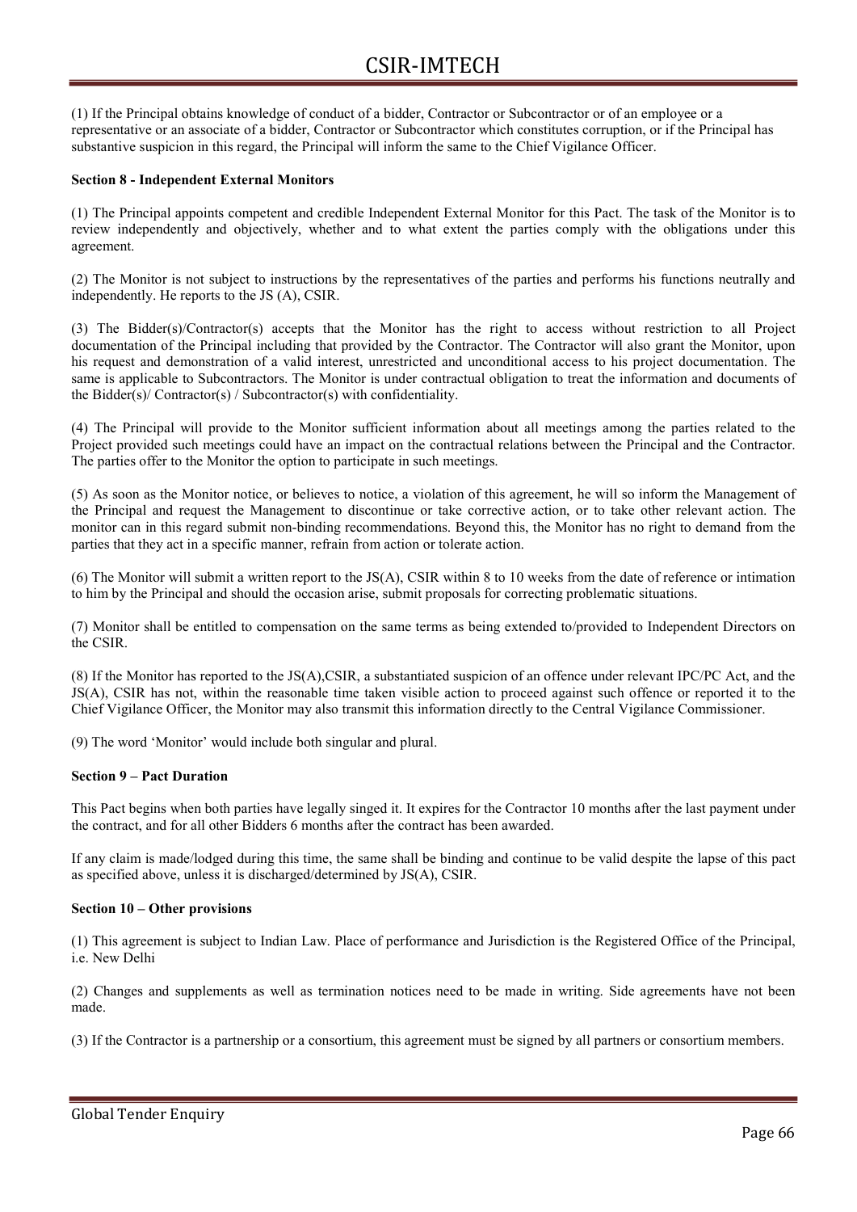(1) If the Principal obtains knowledge of conduct of a bidder, Contractor or Subcontractor or of an employee or a representative or an associate of a bidder, Contractor or Subcontractor which constitutes corruption, or if the Principal has substantive suspicion in this regard, the Principal will inform the same to the Chief Vigilance Officer.

**Section 8 - Independent External Monitors**

(1) The Principal appoints competent and credible Independent External Monitor for this Pact. The task of the Monitor is to review independently and objectively, whether and to what extent the parties comply with the obligations under this agreement.

(2) The Monitor is not subject to instructions by the representatives of the parties and performs his functions neutrally and independently. He reports to the JS (A), CSIR.

(3) The Bidder(s)/Contractor(s) accepts that the Monitor has the right to access without restriction to all Project documentation of the Principal including that provided by the Contractor. The Contractor will also grant the Monitor, upon his request and demonstration of a valid interest, unrestricted and unconditional access to his project documentation. The same is applicable to Subcontractors. The Monitor is under contractual obligation to treat the information and documents of the Bidder(s)/ Contractor(s) / Subcontractor(s) with confidentiality.

(4) The Principal will provide to the Monitor sufficient information about all meetings among the parties related to the Project provided such meetings could have an impact on the contractual relations between the Principal and the Contractor. The parties offer to the Monitor the option to participate in such meetings.

(5) As soon as the Monitor notice, or believes to notice, a violation of this agreement, he will so inform the Management of the Principal and request the Management to discontinue or take corrective action, or to take other relevant action. The monitor can in this regard submit non-binding recommendations. Beyond this, the Monitor has no right to demand from the parties that they act in a specific manner, refrain from action or tolerate action.

(6) The Monitor will submit a written report to the JS(A), CSIR within 8 to 10 weeks from the date of reference or intimation to him by the Principal and should the occasion arise, submit proposals for correcting problematic situations.

(7) Monitor shall be entitled to compensation on the same terms as being extended to/provided to Independent Directors on the CSIR.

(8) If the Monitor has reported to the JS(A),CSIR, a substantiated suspicion of an offence under relevant IPC/PC Act, and the JS(A), CSIR has not, within the reasonable time taken visible action to proceed against such offence or reported it to the Chief Vigilance Officer, the Monitor may also transmit this information directly to the Central Vigilance Commissioner.

(9) The word 'Monitor' would include both singular and plural.

**Section 9 – Pact Duration**

This Pact begins when both parties have legally singed it. It expires for the Contractor 10 months after the last payment under the contract, and for all other Bidders 6 months after the contract has been awarded.

If any claim is made/lodged during this time, the same shall be binding and continue to be valid despite the lapse of this pact as specified above, unless it is discharged/determined by JS(A), CSIR.

**Section 10 – Other provisions**

(1) This agreement is subject to Indian Law. Place of performance and Jurisdiction is the Registered Office of the Principal, i.e. New Delhi

(2) Changes and supplements as well as termination notices need to be made in writing. Side agreements have not been made.

(3) If the Contractor is a partnership or a consortium, this agreement must be signed by all partners or consortium members.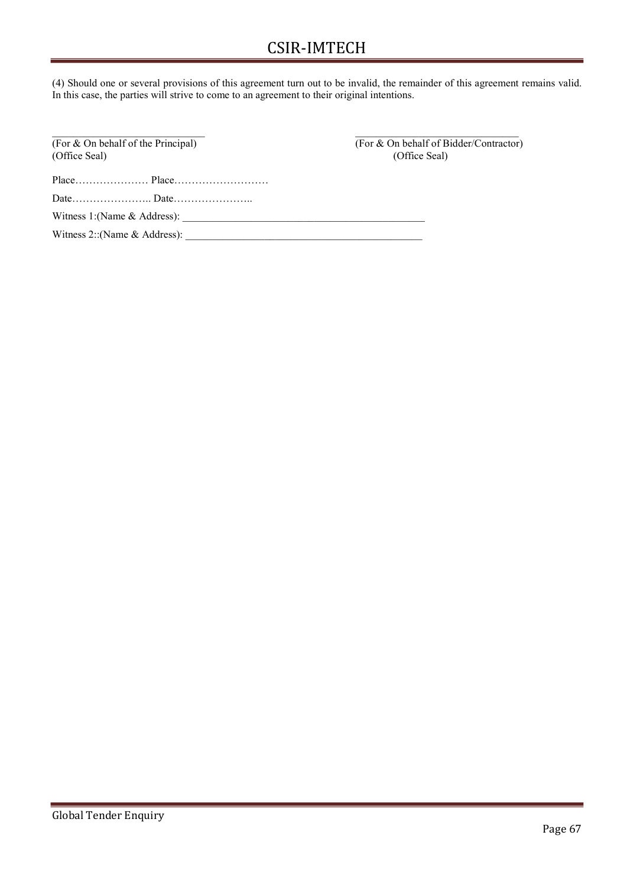(4) Should one or several provisions of this agreement turn out to be invalid, the remainder of this agreement remains valid. In this case, the parties will strive to come to an agreement to their original intentions.

| | |
|---|---|
| ____________________________ | ______________________________ |
| (For & On behalf of the Principal) | (For & On behalf of Bidder/Contractor) |
| (Office Seal) | (Office Seal) |

Place………………… Place………………………

Date………………….. Date…………………..

Witness 1:(Name & Address): _____________________________________________

Witness 2::(Name & Address): _____________________________________________